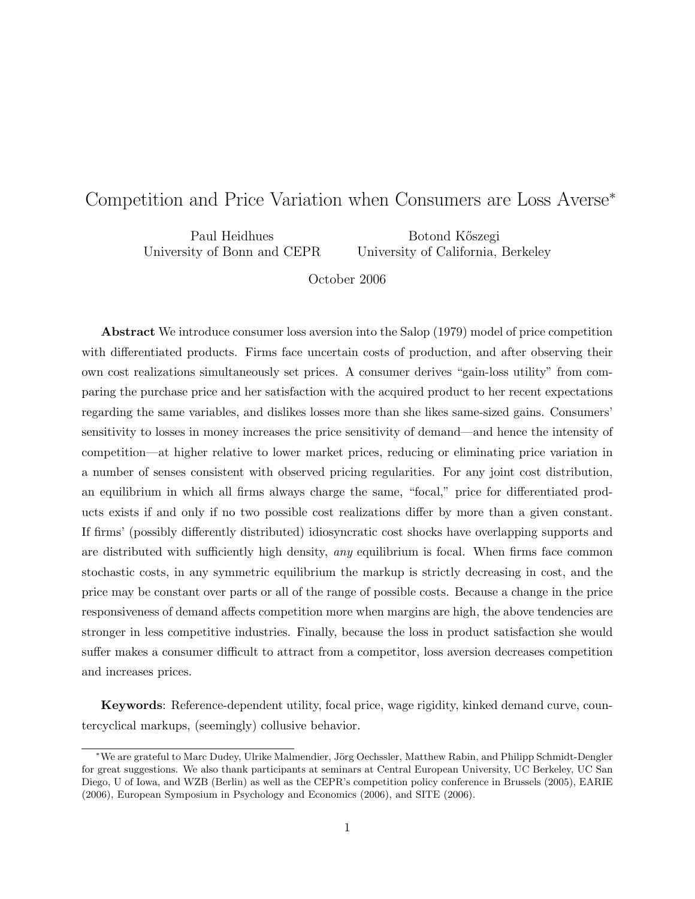# Competition and Price Variation when Consumers are Loss Averse*

Paul Heidhues
University of Bonn and CEPR

Botond Kőszegi
University of California, Berkeley

October 2006

**Abstract** We introduce consumer loss aversion into the Salop (1979) model of price competition with differentiated products. Firms face uncertain costs of production, and after observing their own cost realizations simultaneously set prices. A consumer derives "gain-loss utility" from comparing the purchase price and her satisfaction with the acquired product to her recent expectations regarding the same variables, and dislikes losses more than she likes same-sized gains. Consumers' sensitivity to losses in money increases the price sensitivity of demand—and hence the intensity of competition—at higher relative to lower market prices, reducing or eliminating price variation in a number of senses consistent with observed pricing regularities. For any joint cost distribution, an equilibrium in which all firms always charge the same, "focal," price for differentiated products exists if and only if no two possible cost realizations differ by more than a given constant. If firms' (possibly differently distributed) idiosyncratic cost shocks have overlapping supports and are distributed with sufficiently high density, *any* equilibrium is focal. When firms face common stochastic costs, in any symmetric equilibrium the markup is strictly decreasing in cost, and the price may be constant over parts or all of the range of possible costs. Because a change in the price responsiveness of demand affects competition more when margins are high, the above tendencies are stronger in less competitive industries. Finally, because the loss in product satisfaction she would suffer makes a consumer difficult to attract from a competitor, loss aversion decreases competition and increases prices.

**Keywords**: Reference-dependent utility, focal price, wage rigidity, kinked demand curve, countercyclical markups, (seemingly) collusive behavior.

*We are grateful to Marc Dudey, Ulrike Malmendier, Jörg Oechssler, Matthew Rabin, and Philipp Schmidt-Dengler for great suggestions. We also thank participants at seminars at Central European University, UC Berkeley, UC San Diego, U of Iowa, and WZB (Berlin) as well as the CEPR's competition policy conference in Brussels (2005), EARIE (2006), European Symposium in Psychology and Economics (2006), and SITE (2006).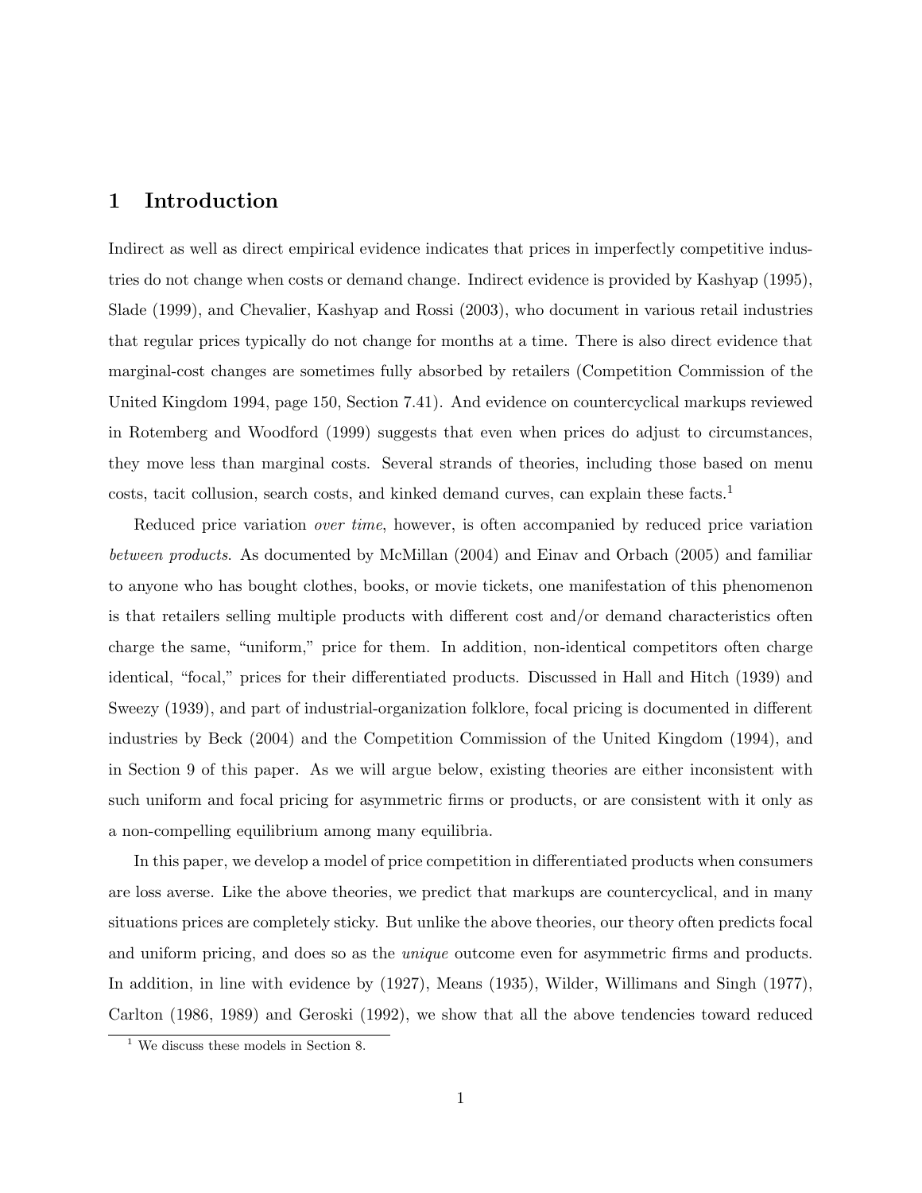# 1 Introduction

Indirect as well as direct empirical evidence indicates that prices in imperfectly competitive industries do not change when costs or demand change. Indirect evidence is provided by Kashyap (1995), Slade (1999), and Chevalier, Kashyap and Rossi (2003), who document in various retail industries that regular prices typically do not change for months at a time. There is also direct evidence that marginal-cost changes are sometimes fully absorbed by retailers (Competition Commission of the United Kingdom 1994, page 150, Section 7.41). And evidence on countercyclical markups reviewed in Rotemberg and Woodford (1999) suggests that even when prices do adjust to circumstances, they move less than marginal costs. Several strands of theories, including those based on menu costs, tacit collusion, search costs, and kinked demand curves, can explain these facts.[1]

Reduced price variation *over time*, however, is often accompanied by reduced price variation *between products*. As documented by McMillan (2004) and Einav and Orbach (2005) and familiar to anyone who has bought clothes, books, or movie tickets, one manifestation of this phenomenon is that retailers selling multiple products with different cost and/or demand characteristics often charge the same, "uniform," price for them. In addition, non-identical competitors often charge identical, "focal," prices for their differentiated products. Discussed in Hall and Hitch (1939) and Sweezy (1939), and part of industrial-organization folklore, focal pricing is documented in different industries by Beck (2004) and the Competition Commission of the United Kingdom (1994), and in Section 9 of this paper. As we will argue below, existing theories are either inconsistent with such uniform and focal pricing for asymmetric firms or products, or are consistent with it only as a non-compelling equilibrium among many equilibria.

In this paper, we develop a model of price competition in differentiated products when consumers are loss averse. Like the above theories, we predict that markups are countercyclical, and in many situations prices are completely sticky. But unlike the above theories, our theory often predicts focal and uniform pricing, and does so as the *unique* outcome even for asymmetric firms and products. In addition, in line with evidence by (1927), Means (1935), Wilder, Willimans and Singh (1977), Carlton (1986, 1989) and Geroski (1992), we show that all the above tendencies toward reduced

[1] We discuss these models in Section 8.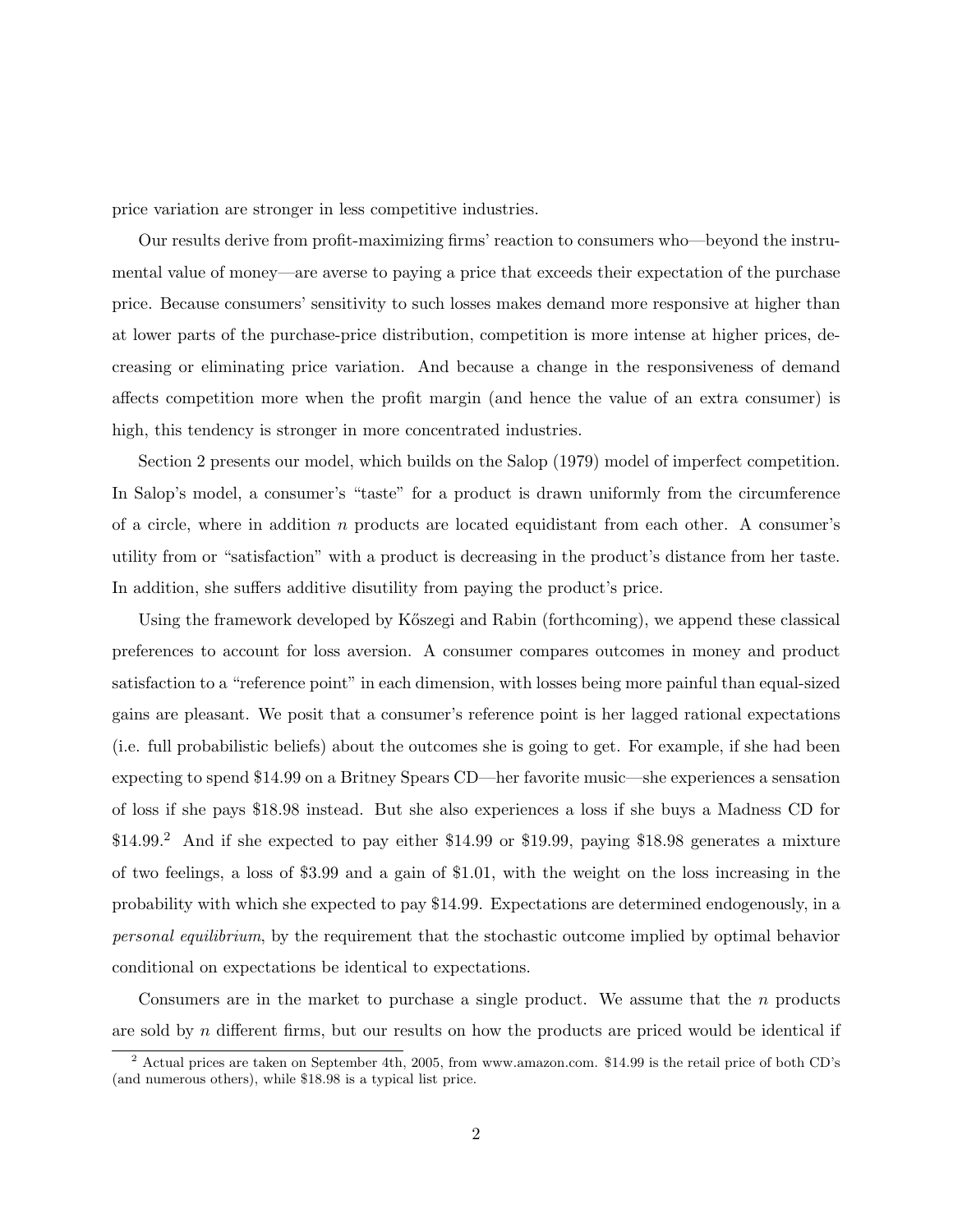price variation are stronger in less competitive industries.

Our results derive from profit-maximizing firms' reaction to consumers who—beyond the instrumental value of money—are averse to paying a price that exceeds their expectation of the purchase price. Because consumers' sensitivity to such losses makes demand more responsive at higher than at lower parts of the purchase-price distribution, competition is more intense at higher prices, decreasing or eliminating price variation. And because a change in the responsiveness of demand affects competition more when the profit margin (and hence the value of an extra consumer) is high, this tendency is stronger in more concentrated industries.

Section 2 presents our model, which builds on the Salop (1979) model of imperfect competition. In Salop's model, a consumer's "taste" for a product is drawn uniformly from the circumference of a circle, where in addition $n$ products are located equidistant from each other. A consumer's utility from or "satisfaction" with a product is decreasing in the product's distance from her taste. In addition, she suffers additive disutility from paying the product's price.

Using the framework developed by Kőszegi and Rabin (forthcoming), we append these classical preferences to account for loss aversion. A consumer compares outcomes in money and product satisfaction to a "reference point" in each dimension, with losses being more painful than equal-sized gains are pleasant. We posit that a consumer's reference point is her lagged rational expectations (i.e. full probabilistic beliefs) about the outcomes she is going to get. For example, if she had been expecting to spend \$14.99 on a Britney Spears CD—her favorite music—she experiences a sensation of loss if she pays \$18.98 instead. But she also experiences a loss if she buys a Madness CD for \$14.99.[2] And if she expected to pay either \$14.99 or \$19.99, paying \$18.98 generates a mixture of two feelings, a loss of \$3.99 and a gain of \$1.01, with the weight on the loss increasing in the probability with which she expected to pay \$14.99. Expectations are determined endogenously, in a *personal equilibrium*, by the requirement that the stochastic outcome implied by optimal behavior conditional on expectations be identical to expectations.

Consumers are in the market to purchase a single product. We assume that the $n$ products are sold by $n$ different firms, but our results on how the products are priced would be identical if

[2] Actual prices are taken on September 4th, 2005, from www.amazon.com. \$14.99 is the retail price of both CD's (and numerous others), while \$18.98 is a typical list price.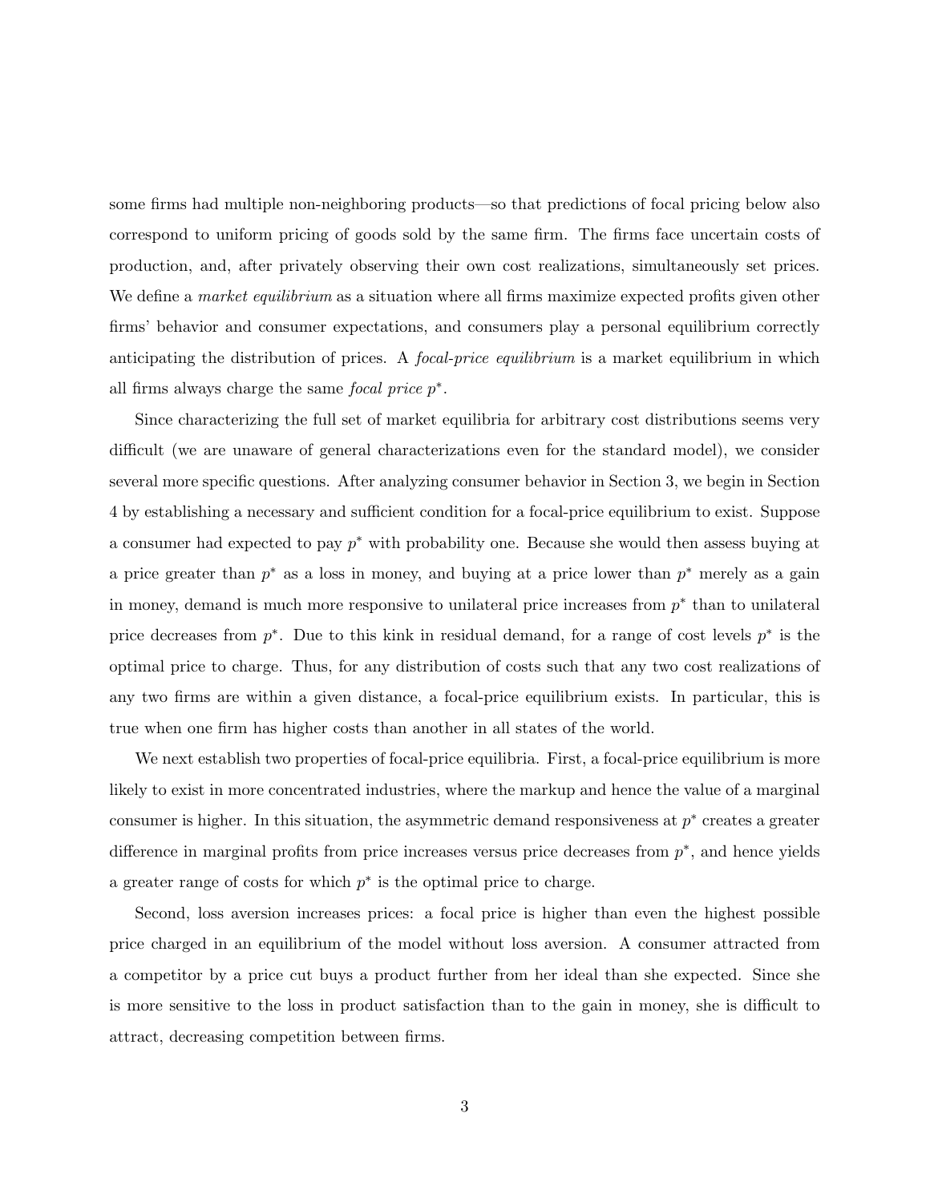some firms had multiple non-neighboring products—so that predictions of focal pricing below also correspond to uniform pricing of goods sold by the same firm. The firms face uncertain costs of production, and, after privately observing their own cost realizations, simultaneously set prices. We define a *market equilibrium* as a situation where all firms maximize expected profits given other firms' behavior and consumer expectations, and consumers play a personal equilibrium correctly anticipating the distribution of prices. A *focal-price equilibrium* is a market equilibrium in which all firms always charge the same *focal price* $p^*$.

Since characterizing the full set of market equilibria for arbitrary cost distributions seems very difficult (we are unaware of general characterizations even for the standard model), we consider several more specific questions. After analyzing consumer behavior in Section 3, we begin in Section 4 by establishing a necessary and sufficient condition for a focal-price equilibrium to exist. Suppose a consumer had expected to pay $p^*$ with probability one. Because she would then assess buying at a price greater than $p^*$ as a loss in money, and buying at a price lower than $p^*$ merely as a gain in money, demand is much more responsive to unilateral price increases from $p^*$ than to unilateral price decreases from $p^*$. Due to this kink in residual demand, for a range of cost levels $p^*$ is the optimal price to charge. Thus, for any distribution of costs such that any two cost realizations of any two firms are within a given distance, a focal-price equilibrium exists. In particular, this is true when one firm has higher costs than another in all states of the world.

We next establish two properties of focal-price equilibria. First, a focal-price equilibrium is more likely to exist in more concentrated industries, where the markup and hence the value of a marginal consumer is higher. In this situation, the asymmetric demand responsiveness at $p^*$ creates a greater difference in marginal profits from price increases versus price decreases from $p^*$, and hence yields a greater range of costs for which $p^*$ is the optimal price to charge.

Second, loss aversion increases prices: a focal price is higher than even the highest possible price charged in an equilibrium of the model without loss aversion. A consumer attracted from a competitor by a price cut buys a product further from her ideal than she expected. Since she is more sensitive to the loss in product satisfaction than to the gain in money, she is difficult to attract, decreasing competition between firms.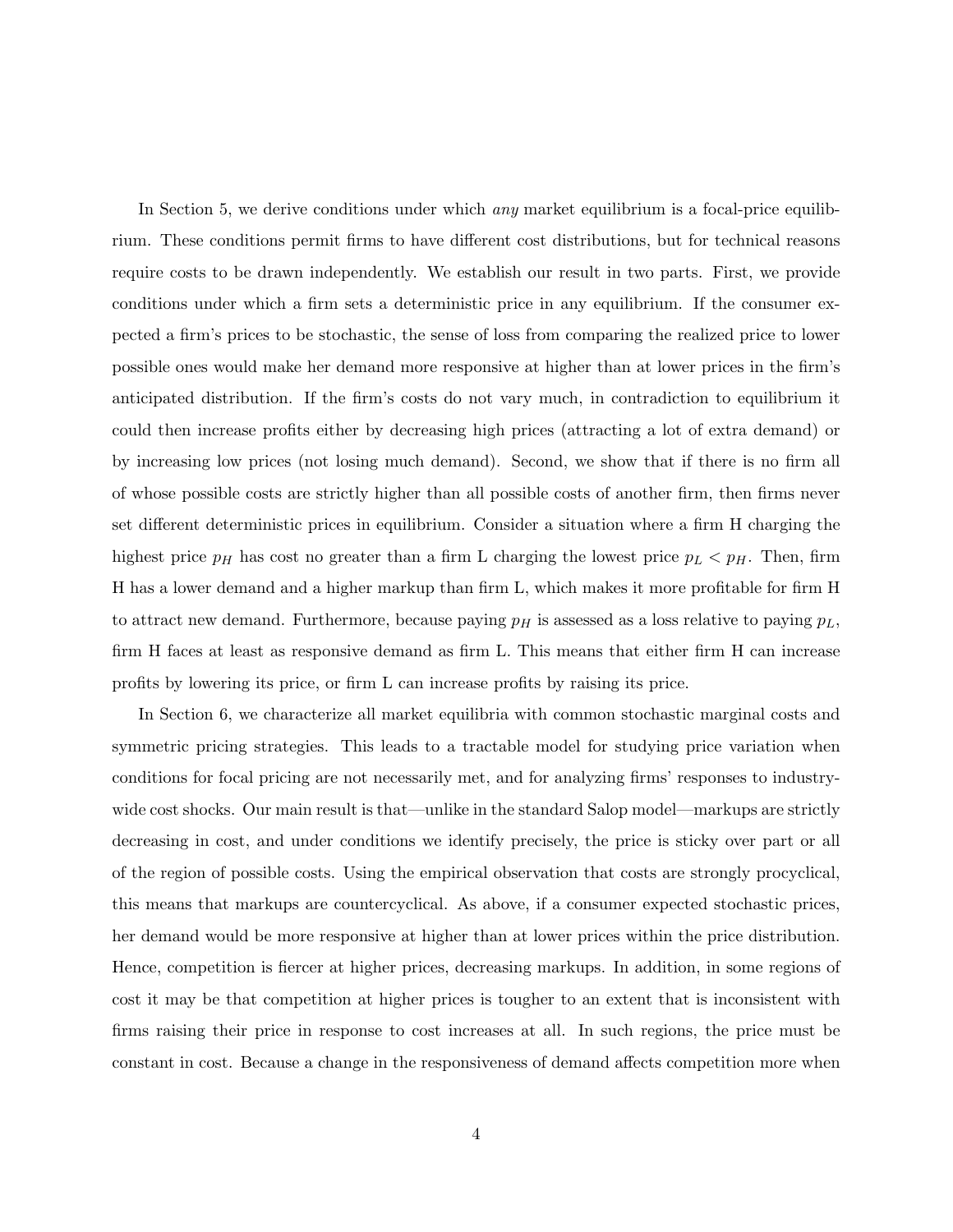In Section 5, we derive conditions under which *any* market equilibrium is a focal-price equilibrium. These conditions permit firms to have different cost distributions, but for technical reasons require costs to be drawn independently. We establish our result in two parts. First, we provide conditions under which a firm sets a deterministic price in any equilibrium. If the consumer expected a firm's prices to be stochastic, the sense of loss from comparing the realized price to lower possible ones would make her demand more responsive at higher than at lower prices in the firm's anticipated distribution. If the firm's costs do not vary much, in contradiction to equilibrium it could then increase profits either by decreasing high prices (attracting a lot of extra demand) or by increasing low prices (not losing much demand). Second, we show that if there is no firm all of whose possible costs are strictly higher than all possible costs of another firm, then firms never set different deterministic prices in equilibrium. Consider a situation where a firm H charging the highest price $p_H$ has cost no greater than a firm L charging the lowest price $p_L < p_H$. Then, firm H has a lower demand and a higher markup than firm L, which makes it more profitable for firm H to attract new demand. Furthermore, because paying $p_H$ is assessed as a loss relative to paying $p_L$, firm H faces at least as responsive demand as firm L. This means that either firm H can increase profits by lowering its price, or firm L can increase profits by raising its price.

In Section 6, we characterize all market equilibria with common stochastic marginal costs and symmetric pricing strategies. This leads to a tractable model for studying price variation when conditions for focal pricing are not necessarily met, and for analyzing firms' responses to industry-wide cost shocks. Our main result is that—unlike in the standard Salop model—markups are strictly decreasing in cost, and under conditions we identify precisely, the price is sticky over part or all of the region of possible costs. Using the empirical observation that costs are strongly procyclical, this means that markups are countercyclical. As above, if a consumer expected stochastic prices, her demand would be more responsive at higher than at lower prices within the price distribution. Hence, competition is fiercer at higher prices, decreasing markups. In addition, in some regions of cost it may be that competition at higher prices is tougher to an extent that is inconsistent with firms raising their price in response to cost increases at all. In such regions, the price must be constant in cost. Because a change in the responsiveness of demand affects competition more when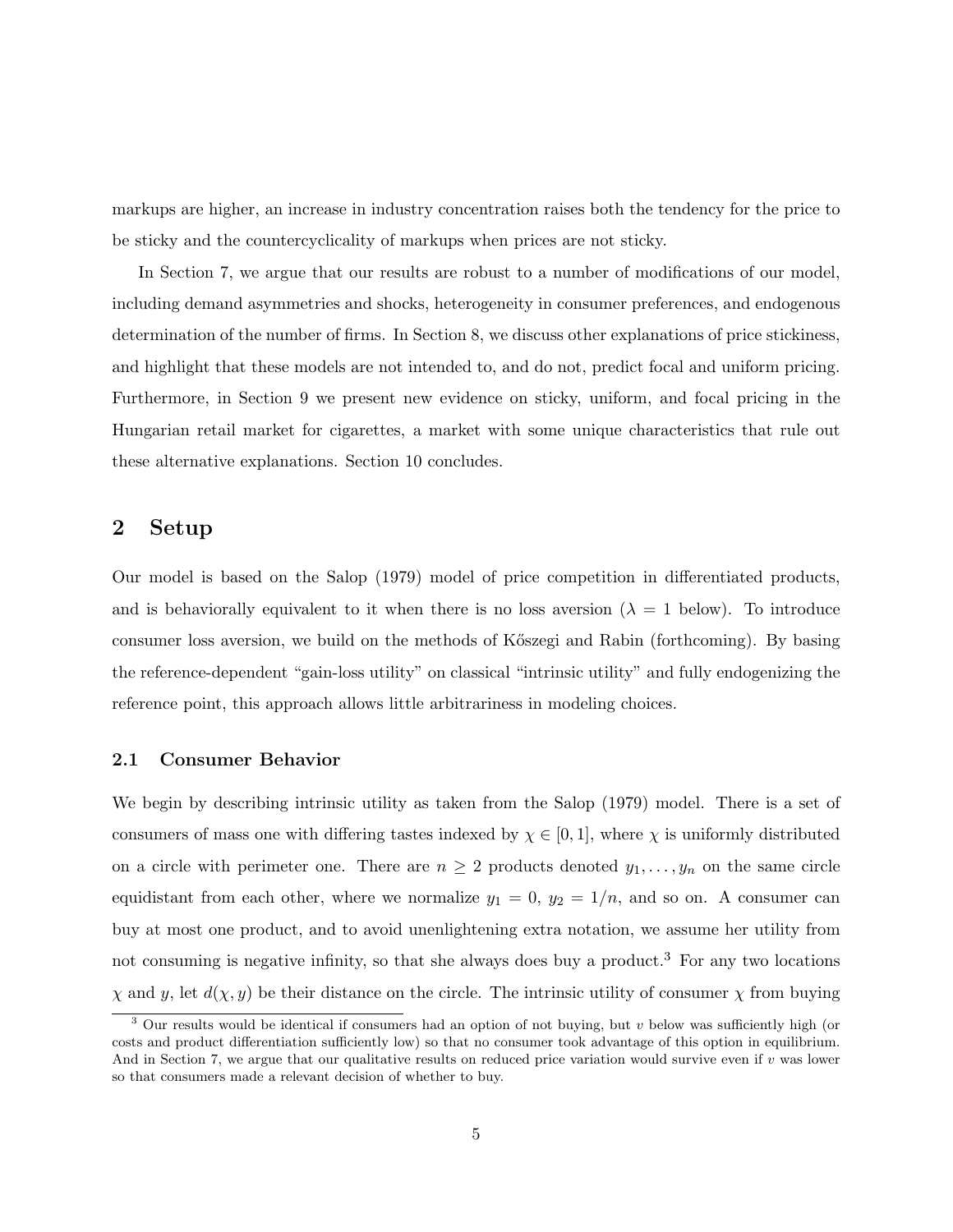markups are higher, an increase in industry concentration raises both the tendency for the price to be sticky and the countercyclicality of markups when prices are not sticky.

In Section 7, we argue that our results are robust to a number of modifications of our model, including demand asymmetries and shocks, heterogeneity in consumer preferences, and endogenous determination of the number of firms. In Section 8, we discuss other explanations of price stickiness, and highlight that these models are not intended to, and do not, predict focal and uniform pricing. Furthermore, in Section 9 we present new evidence on sticky, uniform, and focal pricing in the Hungarian retail market for cigarettes, a market with some unique characteristics that rule out these alternative explanations. Section 10 concludes.

## 2 Setup

Our model is based on the Salop (1979) model of price competition in differentiated products, and is behaviorally equivalent to it when there is no loss aversion ($\lambda = 1$ below). To introduce consumer loss aversion, we build on the methods of Kőszegi and Rabin (forthcoming). By basing the reference-dependent "gain-loss utility" on classical "intrinsic utility" and fully endogenizing the reference point, this approach allows little arbitrariness in modeling choices.

### 2.1 Consumer Behavior

We begin by describing intrinsic utility as taken from the Salop (1979) model. There is a set of consumers of mass one with differing tastes indexed by $\chi \in [0, 1]$, where $\chi$ is uniformly distributed on a circle with perimeter one. There are $n \geq 2$ products denoted $y_1, \ldots, y_n$ on the same circle equidistant from each other, where we normalize $y_1 = 0$, $y_2 = 1/n$, and so on. A consumer can buy at most one product, and to avoid unenlightening extra notation, we assume her utility from not consuming is negative infinity, so that she always does buy a product.[3] For any two locations $\chi$ and $y$, let $d(\chi, y)$ be their distance on the circle. The intrinsic utility of consumer $\chi$ from buying

[3] Our results would be identical if consumers had an option of not buying, but $v$ below was sufficiently high (or costs and product differentiation sufficiently low) so that no consumer took advantage of this option in equilibrium. And in Section 7, we argue that our qualitative results on reduced price variation would survive even if $v$ was lower so that consumers made a relevant decision of whether to buy.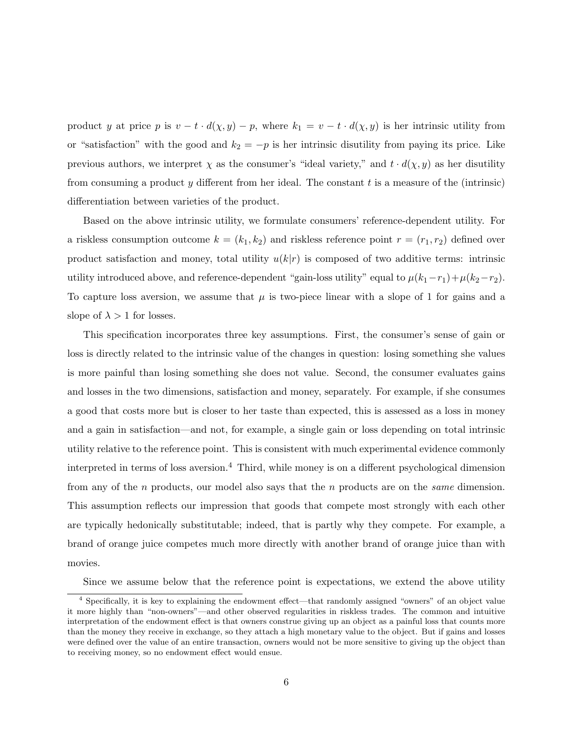product $y$ at price $p$ is $v - t \cdot d(\chi, y) - p$, where $k_1 = v - t \cdot d(\chi, y)$ is her intrinsic utility from or "satisfaction" with the good and $k_2 = -p$ is her intrinsic disutility from paying its price. Like previous authors, we interpret $\chi$ as the consumer's "ideal variety," and $t \cdot d(\chi, y)$ as her disutility from consuming a product $y$ different from her ideal. The constant $t$ is a measure of the (intrinsic) differentiation between varieties of the product.

Based on the above intrinsic utility, we formulate consumers' reference-dependent utility. For a riskless consumption outcome $k = (k_1, k_2)$ and riskless reference point $r = (r_1, r_2)$ defined over product satisfaction and money, total utility $u(k|r)$ is composed of two additive terms: intrinsic utility introduced above, and reference-dependent "gain-loss utility" equal to $\mu(k_1 - r_1) + \mu(k_2 - r_2)$. To capture loss aversion, we assume that $\mu$ is two-piece linear with a slope of 1 for gains and a slope of $\lambda > 1$ for losses.

This specification incorporates three key assumptions. First, the consumer's sense of gain or loss is directly related to the intrinsic value of the changes in question: losing something she values is more painful than losing something she does not value. Second, the consumer evaluates gains and losses in the two dimensions, satisfaction and money, separately. For example, if she consumes a good that costs more but is closer to her taste than expected, this is assessed as a loss in money and a gain in satisfaction—and not, for example, a single gain or loss depending on total intrinsic utility relative to the reference point. This is consistent with much experimental evidence commonly interpreted in terms of loss aversion.[4] Third, while money is on a different psychological dimension from any of the $n$ products, our model also says that the $n$ products are on the *same* dimension. This assumption reflects our impression that goods that compete most strongly with each other are typically hedonically substitutable; indeed, that is partly why they compete. For example, a brand of orange juice competes much more directly with another brand of orange juice than with movies.

Since we assume below that the reference point is expectations, we extend the above utility

[4] Specifically, it is key to explaining the endowment effect—that randomly assigned "owners" of an object value it more highly than "non-owners"—and other observed regularities in riskless trades. The common and intuitive interpretation of the endowment effect is that owners construe giving up an object as a painful loss that counts more than the money they receive in exchange, so they attach a high monetary value to the object. But if gains and losses were defined over the value of an entire transaction, owners would not be more sensitive to giving up the object than to receiving money, so no endowment effect would ensue.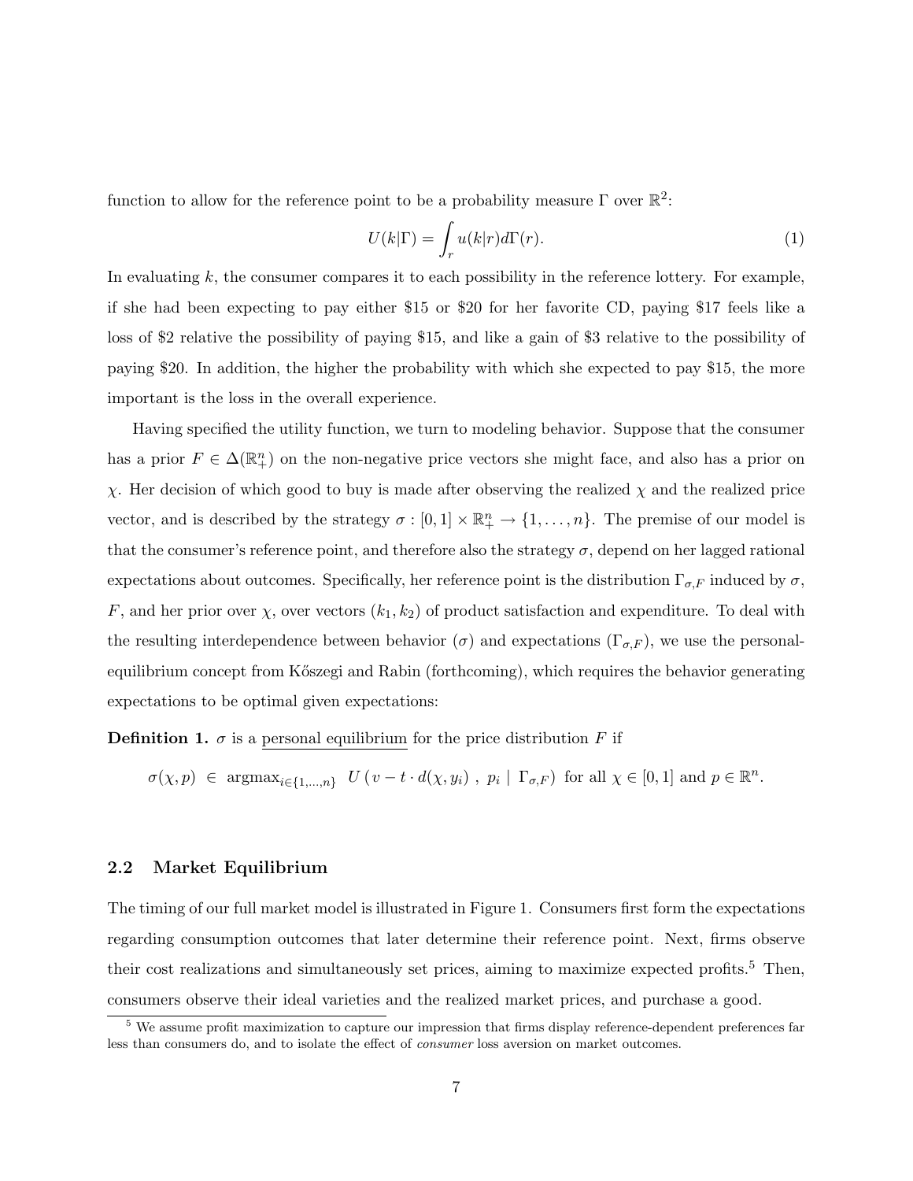function to allow for the reference point to be a probability measure $\Gamma$ over $\mathbb{R}^2$:

$$U(k|\Gamma) = \int_r u(k|r) d\Gamma(r). \tag{1}$$

In evaluating $k$, the consumer compares it to each possibility in the reference lottery. For example, if she had been expecting to pay either \$15 or \$20 for her favorite CD, paying \$17 feels like a loss of \$2 relative the possibility of paying \$15, and like a gain of \$3 relative to the possibility of paying \$20. In addition, the higher the probability with which she expected to pay \$15, the more important is the loss in the overall experience.

Having specified the utility function, we turn to modeling behavior. Suppose that the consumer has a prior $F \in \Delta(\mathbb{R}^n_+)$ on the non-negative price vectors she might face, and also has a prior on $\chi$. Her decision of which good to buy is made after observing the realized $\chi$ and the realized price vector, and is described by the strategy $\sigma : [0,1] \times \mathbb{R}^n_+ \to \{1, \ldots, n\}$. The premise of our model is that the consumer's reference point, and therefore also the strategy $\sigma$, depend on her lagged rational expectations about outcomes. Specifically, her reference point is the distribution $\Gamma_{\sigma,F}$ induced by $\sigma$, $F$, and her prior over $\chi$, over vectors $(k_1, k_2)$ of product satisfaction and expenditure. To deal with the resulting interdependence between behavior ($\sigma$) and expectations ($\Gamma_{\sigma,F}$), we use the personal-equilibrium concept from Kőszegi and Rabin (forthcoming), which requires the behavior generating expectations to be optimal given expectations:

**Definition 1.** $\sigma$ is a personal equilibrium for the price distribution $F$ if

$$\sigma(\chi, p) \in \operatorname{argmax}_{i \in \{1,\ldots,n\}} \; U\left(v - t \cdot d(\chi, y_i)\,,\; p_i \mid \Gamma_{\sigma,F}\right) \text{ for all } \chi \in [0,1] \text{ and } p \in \mathbb{R}^n.$$

## 2.2 Market Equilibrium

The timing of our full market model is illustrated in Figure 1. Consumers first form the expectations regarding consumption outcomes that later determine their reference point. Next, firms observe their cost realizations and simultaneously set prices, aiming to maximize expected profits.[5] Then, consumers observe their ideal varieties and the realized market prices, and purchase a good.

[5] We assume profit maximization to capture our impression that firms display reference-dependent preferences far less than consumers do, and to isolate the effect of *consumer* loss aversion on market outcomes.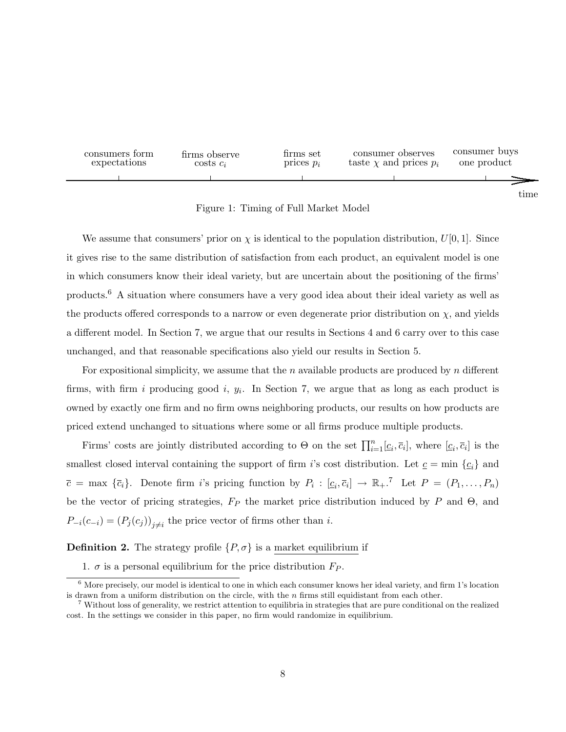consumers form expectations — firms observe costs $c_i$ — firms set prices $p_i$ — consumer observes taste $\chi$ and prices $p_i$ — consumer buys one product — time

Figure 1: Timing of Full Market Model

We assume that consumers' prior on $\chi$ is identical to the population distribution, $U[0,1]$. Since it gives rise to the same distribution of satisfaction from each product, an equivalent model is one in which consumers know their ideal variety, but are uncertain about the positioning of the firms' products.[6] A situation where consumers have a very good idea about their ideal variety as well as the products offered corresponds to a narrow or even degenerate prior distribution on $\chi$, and yields a different model. In Section 7, we argue that our results in Sections 4 and 6 carry over to this case unchanged, and that reasonable specifications also yield our results in Section 5.

For expositional simplicity, we assume that the $n$ available products are produced by $n$ different firms, with firm $i$ producing good $i$, $y_i$. In Section 7, we argue that as long as each product is owned by exactly one firm and no firm owns neighboring products, our results on how products are priced extend unchanged to situations where some or all firms produce multiple products.

Firms' costs are jointly distributed according to $\Theta$ on the set $\prod_{i=1}^{n}[\underline{c}_i, \overline{c}_i]$, where $[\underline{c}_i, \overline{c}_i]$ is the smallest closed interval containing the support of firm $i$'s cost distribution. Let $\underline{c} = \min\ \{\underline{c}_i\}$ and $\overline{c} = \max\ \{\overline{c}_i\}$. Denote firm $i$'s pricing function by $P_i : [\underline{c}_i, \overline{c}_i] \rightarrow \mathbb{R}_+$.[7] Let $P = (P_1, \ldots, P_n)$ be the vector of pricing strategies, $F_P$ the market price distribution induced by $P$ and $\Theta$, and $P_{-i}(c_{-i}) = (P_j(c_j))_{j \neq i}$ the price vector of firms other than $i$.

**Definition 2.** The strategy profile $\{P, \sigma\}$ is a <u>market equilibrium</u> if

1. $\sigma$ is a personal equilibrium for the price distribution $F_P$.

[6] More precisely, our model is identical to one in which each consumer knows her ideal variety, and firm 1's location is drawn from a uniform distribution on the circle, with the $n$ firms still equidistant from each other.

[7] Without loss of generality, we restrict attention to equilibria in strategies that are pure conditional on the realized cost. In the settings we consider in this paper, no firm would randomize in equilibrium.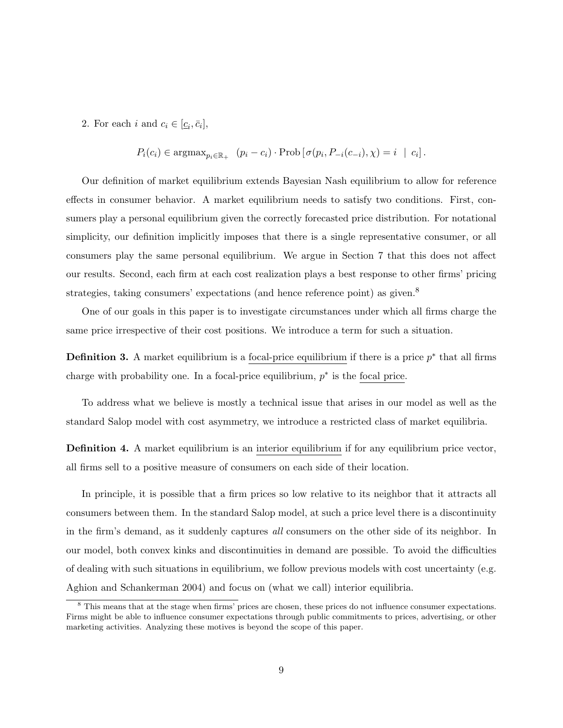2. For each $i$ and $c_i \in [\underline{c}_i, \bar{c}_i]$,

$$P_i(c_i) \in \text{argmax}_{p_i \in \mathbb{R}_+} \ \ (p_i - c_i) \cdot \text{Prob}\left[\sigma(p_i, P_{-i}(c_{-i}), \chi) = i \ \ | \ \ c_i\right].$$

Our definition of market equilibrium extends Bayesian Nash equilibrium to allow for reference effects in consumer behavior. A market equilibrium needs to satisfy two conditions. First, consumers play a personal equilibrium given the correctly forecasted price distribution. For notational simplicity, our definition implicitly imposes that there is a single representative consumer, or all consumers play the same personal equilibrium. We argue in Section 7 that this does not affect our results. Second, each firm at each cost realization plays a best response to other firms' pricing strategies, taking consumers' expectations (and hence reference point) as given.[8]

One of our goals in this paper is to investigate circumstances under which all firms charge the same price irrespective of their cost positions. We introduce a term for such a situation.

**Definition 3.** A market equilibrium is a focal-price equilibrium if there is a price $p^*$ that all firms charge with probability one. In a focal-price equilibrium, $p^*$ is the focal price.

To address what we believe is mostly a technical issue that arises in our model as well as the standard Salop model with cost asymmetry, we introduce a restricted class of market equilibria.

**Definition 4.** A market equilibrium is an interior equilibrium if for any equilibrium price vector, all firms sell to a positive measure of consumers on each side of their location.

In principle, it is possible that a firm prices so low relative to its neighbor that it attracts all consumers between them. In the standard Salop model, at such a price level there is a discontinuity in the firm's demand, as it suddenly captures *all* consumers on the other side of its neighbor. In our model, both convex kinks and discontinuities in demand are possible. To avoid the difficulties of dealing with such situations in equilibrium, we follow previous models with cost uncertainty (e.g. Aghion and Schankerman 2004) and focus on (what we call) interior equilibria.

[8] This means that at the stage when firms' prices are chosen, these prices do not influence consumer expectations. Firms might be able to influence consumer expectations through public commitments to prices, advertising, or other marketing activities. Analyzing these motives is beyond the scope of this paper.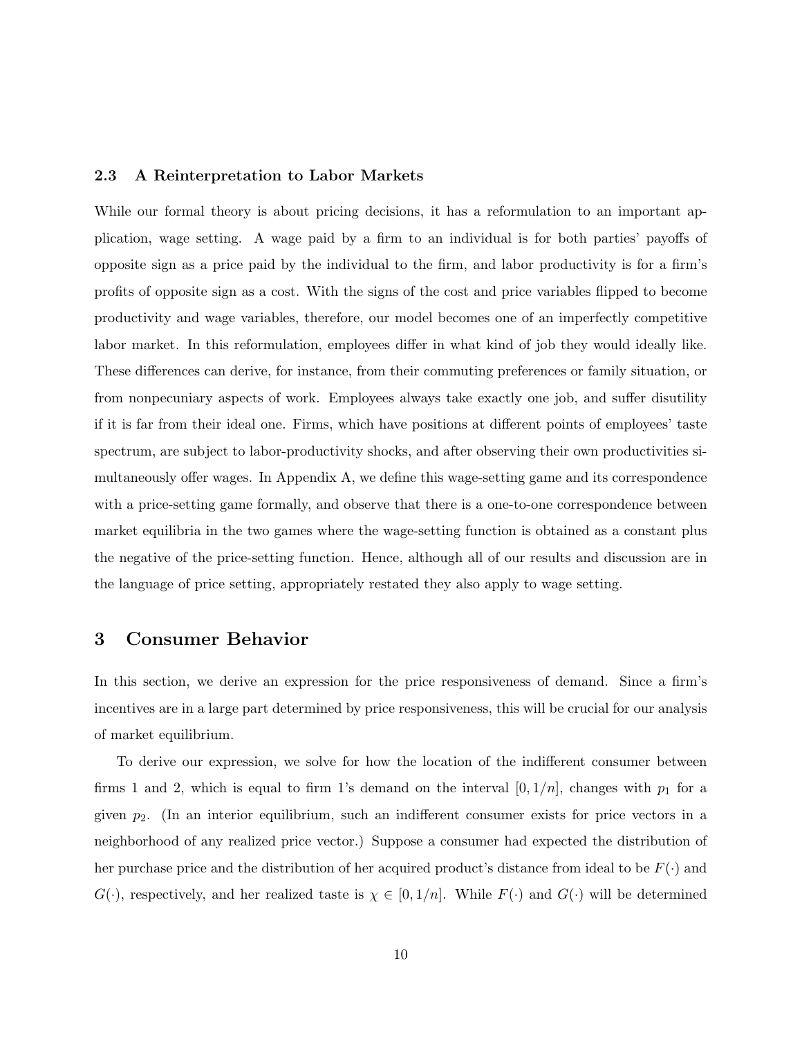### 2.3 A Reinterpretation to Labor Markets

While our formal theory is about pricing decisions, it has a reformulation to an important application, wage setting. A wage paid by a firm to an individual is for both parties' payoffs of opposite sign as a price paid by the individual to the firm, and labor productivity is for a firm's profits of opposite sign as a cost. With the signs of the cost and price variables flipped to become productivity and wage variables, therefore, our model becomes one of an imperfectly competitive labor market. In this reformulation, employees differ in what kind of job they would ideally like. These differences can derive, for instance, from their commuting preferences or family situation, or from nonpecuniary aspects of work. Employees always take exactly one job, and suffer disutility if it is far from their ideal one. Firms, which have positions at different points of employees' taste spectrum, are subject to labor-productivity shocks, and after observing their own productivities simultaneously offer wages. In Appendix A, we define this wage-setting game and its correspondence with a price-setting game formally, and observe that there is a one-to-one correspondence between market equilibria in the two games where the wage-setting function is obtained as a constant plus the negative of the price-setting function. Hence, although all of our results and discussion are in the language of price setting, appropriately restated they also apply to wage setting.

# 3 Consumer Behavior

In this section, we derive an expression for the price responsiveness of demand. Since a firm's incentives are in a large part determined by price responsiveness, this will be crucial for our analysis of market equilibrium.

To derive our expression, we solve for how the location of the indifferent consumer between firms 1 and 2, which is equal to firm 1's demand on the interval $[0, 1/n]$, changes with $p_1$ for a given $p_2$. (In an interior equilibrium, such an indifferent consumer exists for price vectors in a neighborhood of any realized price vector.) Suppose a consumer had expected the distribution of her purchase price and the distribution of her acquired product's distance from ideal to be $F(\cdot)$ and $G(\cdot)$, respectively, and her realized taste is $\chi \in [0, 1/n]$. While $F(\cdot)$ and $G(\cdot)$ will be determined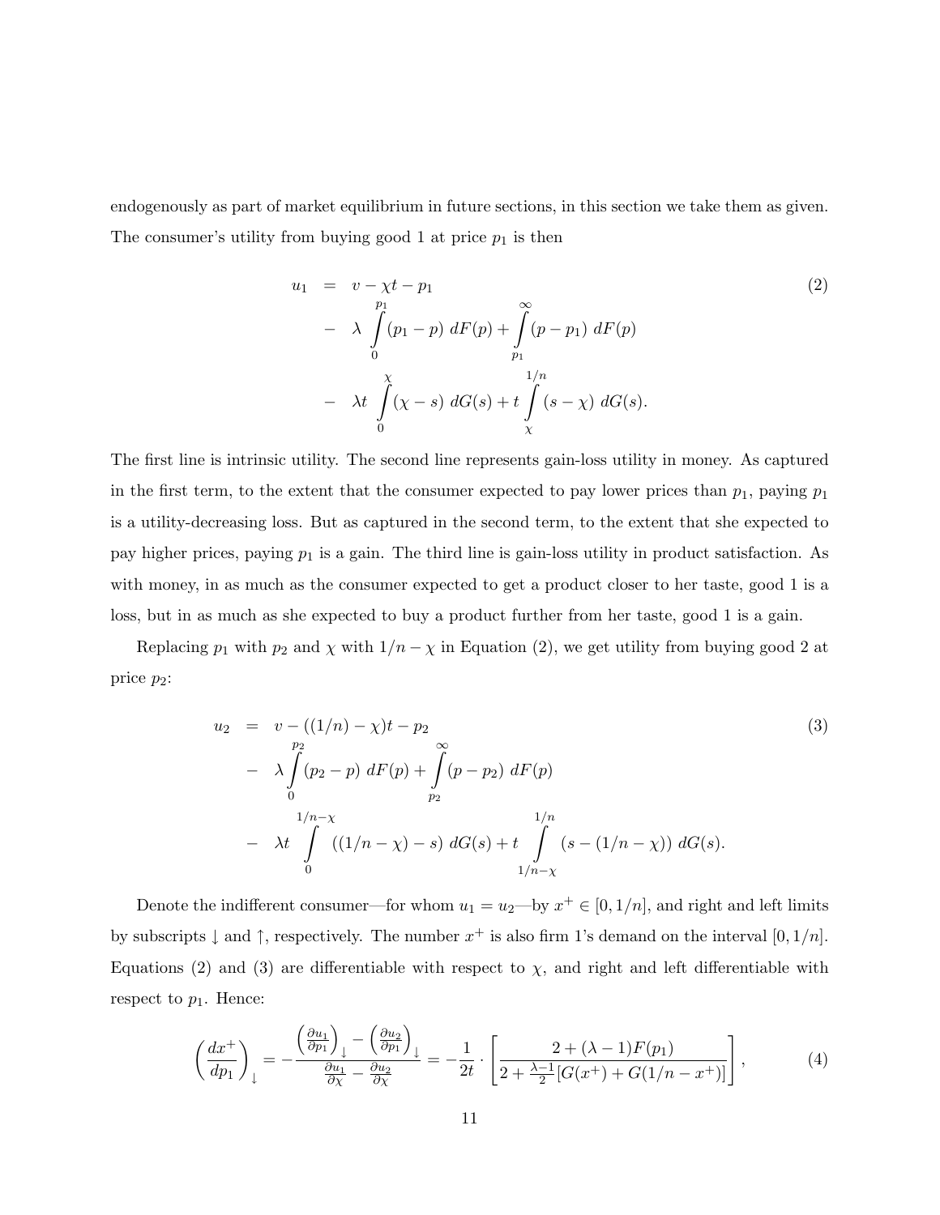endogenously as part of market equilibrium in future sections, in this section we take them as given. The consumer's utility from buying good 1 at price $p_1$ is then

$$
\begin{aligned}
u_1 \;&=\; v - \chi t - p_1 \\
&-\; \lambda \int_0^{p_1} (p_1 - p)\; dF(p) + \int_{p_1}^{\infty} (p - p_1)\; dF(p) \\
&-\; \lambda t \int_0^{\chi} (\chi - s)\; dG(s) + t \int_{\chi}^{1/n} (s - \chi)\; dG(s).
\end{aligned} \tag{2}
$$

The first line is intrinsic utility. The second line represents gain-loss utility in money. As captured in the first term, to the extent that the consumer expected to pay lower prices than $p_1$, paying $p_1$ is a utility-decreasing loss. But as captured in the second term, to the extent that she expected to pay higher prices, paying $p_1$ is a gain. The third line is gain-loss utility in product satisfaction. As with money, in as much as the consumer expected to get a product closer to her taste, good 1 is a loss, but in as much as she expected to buy a product further from her taste, good 1 is a gain.

Replacing $p_1$ with $p_2$ and $\chi$ with $1/n - \chi$ in Equation (2), we get utility from buying good 2 at price $p_2$:

$$
\begin{aligned}
u_2 \;&=\; v - ((1/n) - \chi)t - p_2 \\
&-\; \lambda \int_0^{p_2} (p_2 - p)\; dF(p) + \int_{p_2}^{\infty} (p - p_2)\; dF(p) \\
&-\; \lambda t \int_0^{1/n-\chi} ((1/n - \chi) - s)\; dG(s) + t \int_{1/n-\chi}^{1/n} (s - (1/n - \chi))\; dG(s).
\end{aligned} \tag{3}
$$

Denote the indifferent consumer—for whom $u_1 = u_2$—by $x^+ \in [0, 1/n]$, and right and left limits by subscripts $\downarrow$ and $\uparrow$, respectively. The number $x^+$ is also firm 1's demand on the interval $[0, 1/n]$. Equations (2) and (3) are differentiable with respect to $\chi$, and right and left differentiable with respect to $p_1$. Hence:

$$
\left(\frac{dx^+}{dp_1}\right)_{\downarrow} = -\frac{\left(\frac{\partial u_1}{\partial p_1}\right)_{\downarrow} - \left(\frac{\partial u_2}{\partial p_1}\right)_{\downarrow}}{\frac{\partial u_1}{\partial \chi} - \frac{\partial u_2}{\partial \chi}} = -\frac{1}{2t} \cdot \left[\frac{2 + (\lambda - 1)F(p_1)}{2 + \frac{\lambda - 1}{2}[G(x^+) + G(1/n - x^+)]}\right], \tag{4}
$$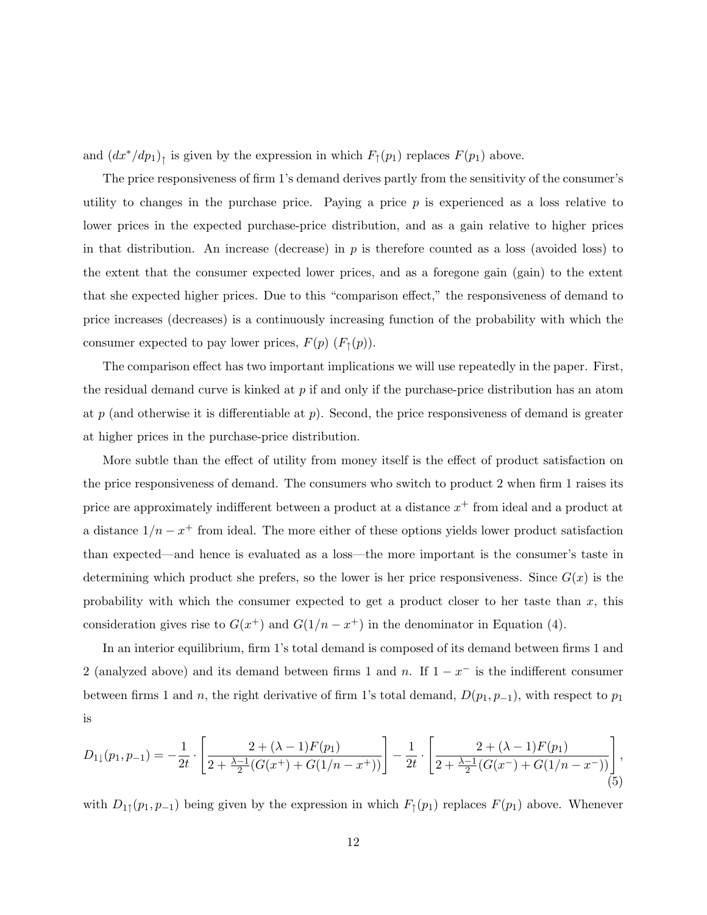and $(dx^*/dp_1)_\uparrow$ is given by the expression in which $F_\uparrow(p_1)$ replaces $F(p_1)$ above.

The price responsiveness of firm 1's demand derives partly from the sensitivity of the consumer's utility to changes in the purchase price. Paying a price $p$ is experienced as a loss relative to lower prices in the expected purchase-price distribution, and as a gain relative to higher prices in that distribution. An increase (decrease) in $p$ is therefore counted as a loss (avoided loss) to the extent that the consumer expected lower prices, and as a foregone gain (gain) to the extent that she expected higher prices. Due to this "comparison effect," the responsiveness of demand to price increases (decreases) is a continuously increasing function of the probability with which the consumer expected to pay lower prices, $F(p)$ ($F_\uparrow(p)$).

The comparison effect has two important implications we will use repeatedly in the paper. First, the residual demand curve is kinked at $p$ if and only if the purchase-price distribution has an atom at $p$ (and otherwise it is differentiable at $p$). Second, the price responsiveness of demand is greater at higher prices in the purchase-price distribution.

More subtle than the effect of utility from money itself is the effect of product satisfaction on the price responsiveness of demand. The consumers who switch to product 2 when firm 1 raises its price are approximately indifferent between a product at a distance $x^+$ from ideal and a product at a distance $1/n - x^+$ from ideal. The more either of these options yields lower product satisfaction than expected—and hence is evaluated as a loss—the more important is the consumer's taste in determining which product she prefers, so the lower is her price responsiveness. Since $G(x)$ is the probability with which the consumer expected to get a product closer to her taste than $x$, this consideration gives rise to $G(x^+)$ and $G(1/n - x^+)$ in the denominator in Equation (4).

In an interior equilibrium, firm 1's total demand is composed of its demand between firms 1 and 2 (analyzed above) and its demand between firms 1 and $n$. If $1 - x^-$ is the indifferent consumer between firms 1 and $n$, the right derivative of firm 1's total demand, $D(p_1, p_{-1})$, with respect to $p_1$ is

$$D_{1\downarrow}(p_1, p_{-1}) = -\frac{1}{2t} \cdot \left[ \frac{2 + (\lambda - 1)F(p_1)}{2 + \frac{\lambda - 1}{2}(G(x^+) + G(1/n - x^+))} \right] - \frac{1}{2t} \cdot \left[ \frac{2 + (\lambda - 1)F(p_1)}{2 + \frac{\lambda - 1}{2}(G(x^-) + G(1/n - x^-))} \right], \tag{5}$$

with $D_{1\uparrow}(p_1, p_{-1})$ being given by the expression in which $F_\uparrow(p_1)$ replaces $F(p_1)$ above. Whenever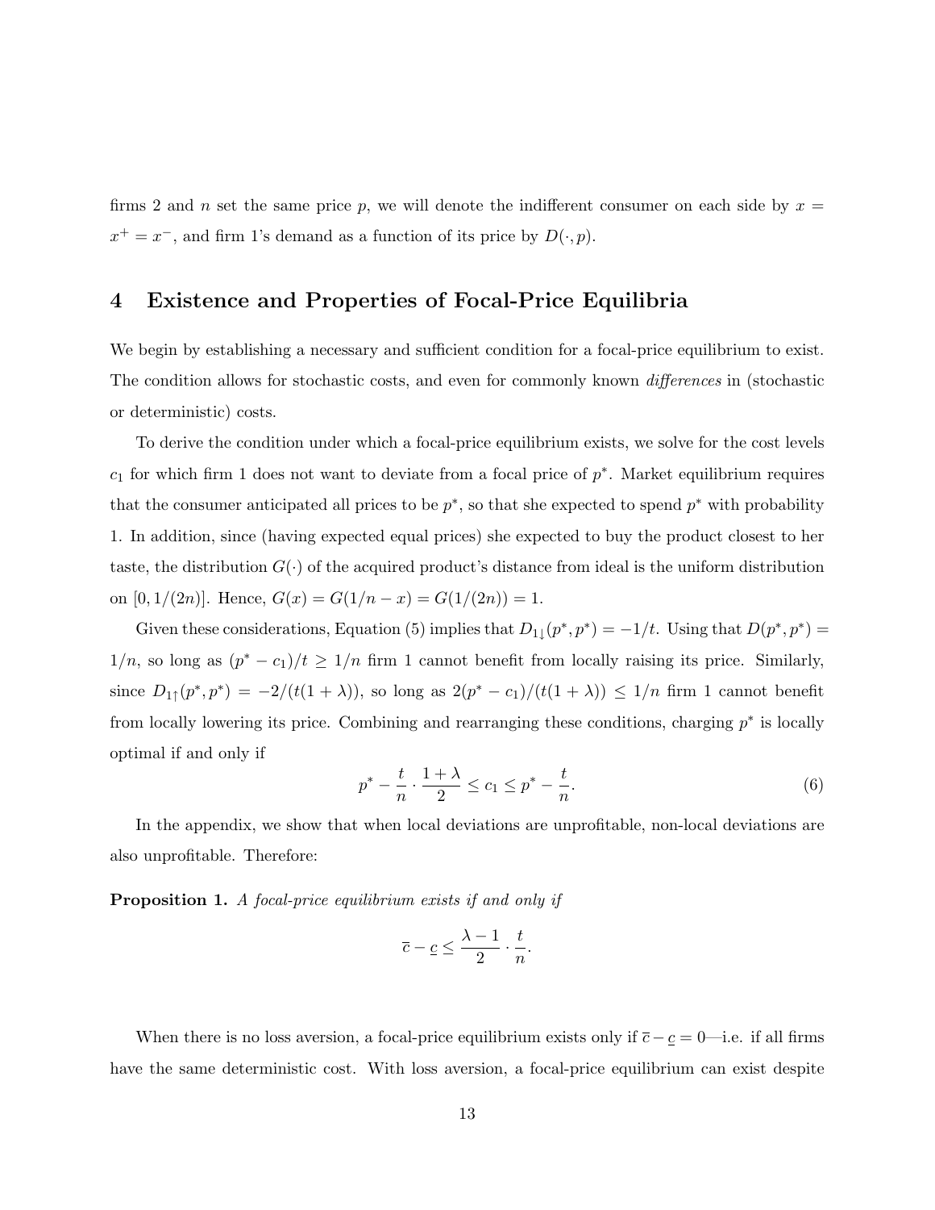firms 2 and $n$ set the same price $p$, we will denote the indifferent consumer on each side by $x = x^+ = x^-$, and firm 1's demand as a function of its price by $D(\cdot, p)$.

## 4 Existence and Properties of Focal-Price Equilibria

We begin by establishing a necessary and sufficient condition for a focal-price equilibrium to exist. The condition allows for stochastic costs, and even for commonly known *differences* in (stochastic or deterministic) costs.

To derive the condition under which a focal-price equilibrium exists, we solve for the cost levels $c_1$ for which firm 1 does not want to deviate from a focal price of $p^*$. Market equilibrium requires that the consumer anticipated all prices to be $p^*$, so that she expected to spend $p^*$ with probability 1. In addition, since (having expected equal prices) she expected to buy the product closest to her taste, the distribution $G(\cdot)$ of the acquired product's distance from ideal is the uniform distribution on $[0, 1/(2n)]$. Hence, $G(x) = G(1/n - x) = G(1/(2n)) = 1$.

Given these considerations, Equation (5) implies that $D_{1\downarrow}(p^*, p^*) = -1/t$. Using that $D(p^*, p^*) = 1/n$, so long as $(p^* - c_1)/t \geq 1/n$ firm 1 cannot benefit from locally raising its price. Similarly, since $D_{1\uparrow}(p^*, p^*) = -2/(t(1 + \lambda))$, so long as $2(p^* - c_1)/(t(1 + \lambda)) \leq 1/n$ firm 1 cannot benefit from locally lowering its price. Combining and rearranging these conditions, charging $p^*$ is locally optimal if and only if

$$p^* - \frac{t}{n} \cdot \frac{1 + \lambda}{2} \leq c_1 \leq p^* - \frac{t}{n}. \tag{6}$$

In the appendix, we show that when local deviations are unprofitable, non-local deviations are also unprofitable. Therefore:

**Proposition 1.** *A focal-price equilibrium exists if and only if*

$$\overline{c} - \underline{c} \leq \frac{\lambda - 1}{2} \cdot \frac{t}{n}.$$

When there is no loss aversion, a focal-price equilibrium exists only if $\overline{c} - \underline{c} = 0$—i.e. if all firms have the same deterministic cost. With loss aversion, a focal-price equilibrium can exist despite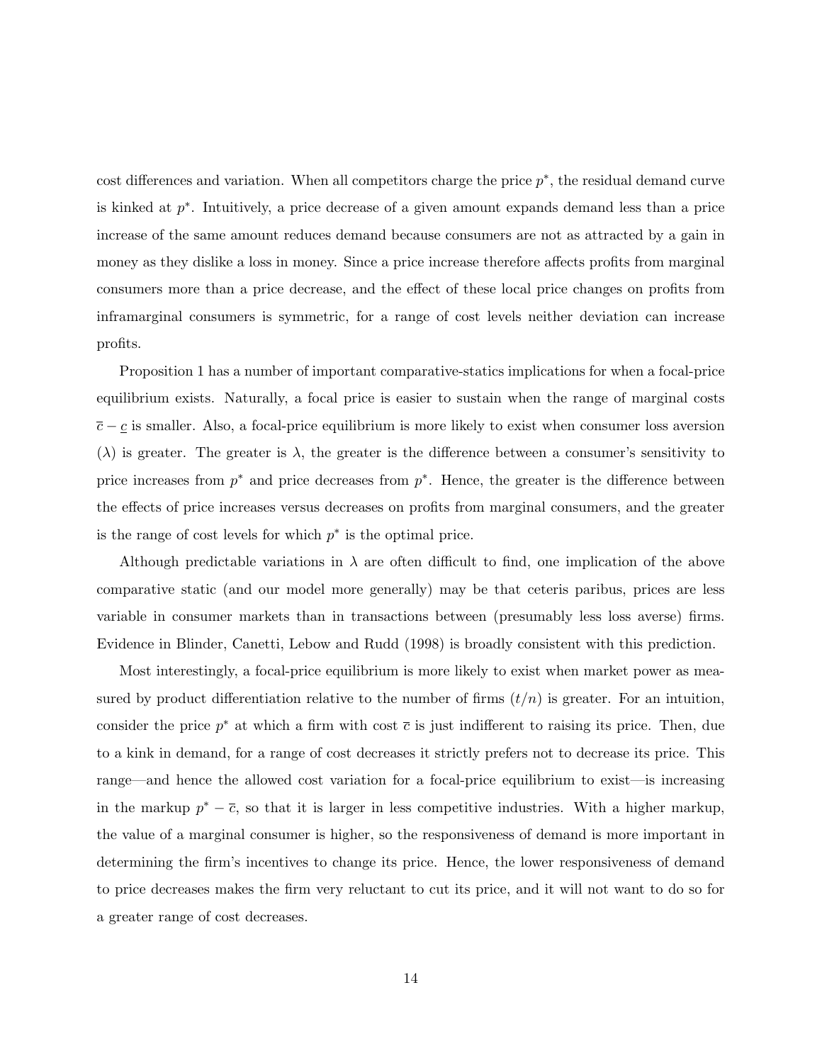cost differences and variation. When all competitors charge the price $p^*$, the residual demand curve is kinked at $p^*$. Intuitively, a price decrease of a given amount expands demand less than a price increase of the same amount reduces demand because consumers are not as attracted by a gain in money as they dislike a loss in money. Since a price increase therefore affects profits from marginal consumers more than a price decrease, and the effect of these local price changes on profits from inframarginal consumers is symmetric, for a range of cost levels neither deviation can increase profits.

Proposition 1 has a number of important comparative-statics implications for when a focal-price equilibrium exists. Naturally, a focal price is easier to sustain when the range of marginal costs $\bar{c} - \underline{c}$ is smaller. Also, a focal-price equilibrium is more likely to exist when consumer loss aversion ($\lambda$) is greater. The greater is $\lambda$, the greater is the difference between a consumer's sensitivity to price increases from $p^*$ and price decreases from $p^*$. Hence, the greater is the difference between the effects of price increases versus decreases on profits from marginal consumers, and the greater is the range of cost levels for which $p^*$ is the optimal price.

Although predictable variations in $\lambda$ are often difficult to find, one implication of the above comparative static (and our model more generally) may be that ceteris paribus, prices are less variable in consumer markets than in transactions between (presumably less loss averse) firms. Evidence in Blinder, Canetti, Lebow and Rudd (1998) is broadly consistent with this prediction.

Most interestingly, a focal-price equilibrium is more likely to exist when market power as measured by product differentiation relative to the number of firms ($t/n$) is greater. For an intuition, consider the price $p^*$ at which a firm with cost $\bar{c}$ is just indifferent to raising its price. Then, due to a kink in demand, for a range of cost decreases it strictly prefers not to decrease its price. This range—and hence the allowed cost variation for a focal-price equilibrium to exist—is increasing in the markup $p^* - \bar{c}$, so that it is larger in less competitive industries. With a higher markup, the value of a marginal consumer is higher, so the responsiveness of demand is more important in determining the firm's incentives to change its price. Hence, the lower responsiveness of demand to price decreases makes the firm very reluctant to cut its price, and it will not want to do so for a greater range of cost decreases.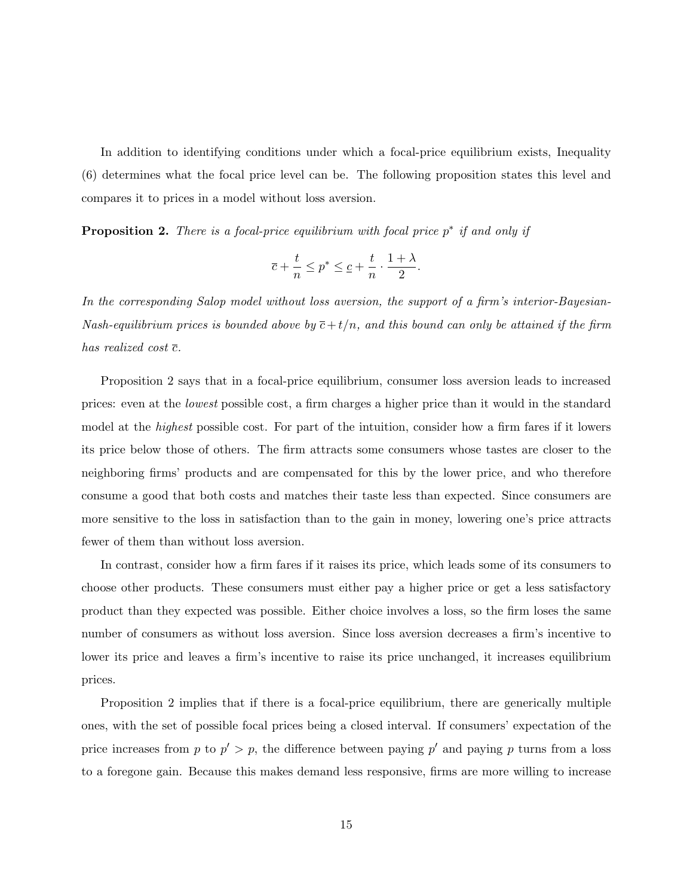In addition to identifying conditions under which a focal-price equilibrium exists, Inequality (6) determines what the focal price level can be. The following proposition states this level and compares it to prices in a model without loss aversion.

**Proposition 2.** *There is a focal-price equilibrium with focal price $p^*$ if and only if*

$$\overline{c} + \frac{t}{n} \leq p^* \leq \underline{c} + \frac{t}{n} \cdot \frac{1+\lambda}{2}.$$

*In the corresponding Salop model without loss aversion, the support of a firm's interior-Bayesian-Nash-equilibrium prices is bounded above by $\overline{c} + t/n$, and this bound can only be attained if the firm has realized cost $\overline{c}$.*

Proposition 2 says that in a focal-price equilibrium, consumer loss aversion leads to increased prices: even at the *lowest* possible cost, a firm charges a higher price than it would in the standard model at the *highest* possible cost. For part of the intuition, consider how a firm fares if it lowers its price below those of others. The firm attracts some consumers whose tastes are closer to the neighboring firms' products and are compensated for this by the lower price, and who therefore consume a good that both costs and matches their taste less than expected. Since consumers are more sensitive to the loss in satisfaction than to the gain in money, lowering one's price attracts fewer of them than without loss aversion.

In contrast, consider how a firm fares if it raises its price, which leads some of its consumers to choose other products. These consumers must either pay a higher price or get a less satisfactory product than they expected was possible. Either choice involves a loss, so the firm loses the same number of consumers as without loss aversion. Since loss aversion decreases a firm's incentive to lower its price and leaves a firm's incentive to raise its price unchanged, it increases equilibrium prices.

Proposition 2 implies that if there is a focal-price equilibrium, there are generically multiple ones, with the set of possible focal prices being a closed interval. If consumers' expectation of the price increases from $p$ to $p' > p$, the difference between paying $p'$ and paying $p$ turns from a loss to a foregone gain. Because this makes demand less responsive, firms are more willing to increase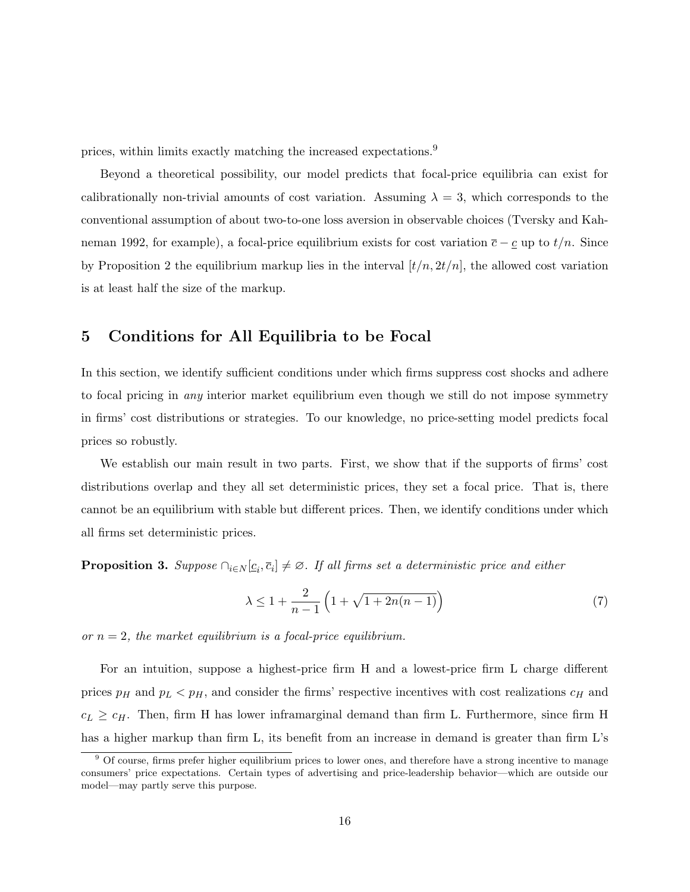prices, within limits exactly matching the increased expectations.[9]

Beyond a theoretical possibility, our model predicts that focal-price equilibria can exist for calibrationally non-trivial amounts of cost variation. Assuming $\lambda = 3$, which corresponds to the conventional assumption of about two-to-one loss aversion in observable choices (Tversky and Kahneman 1992, for example), a focal-price equilibrium exists for cost variation $\overline{c} - \underline{c}$ up to $t/n$. Since by Proposition 2 the equilibrium markup lies in the interval $[t/n, 2t/n]$, the allowed cost variation is at least half the size of the markup.

## 5 Conditions for All Equilibria to be Focal

In this section, we identify sufficient conditions under which firms suppress cost shocks and adhere to focal pricing in *any* interior market equilibrium even though we still do not impose symmetry in firms' cost distributions or strategies. To our knowledge, no price-setting model predicts focal prices so robustly.

We establish our main result in two parts. First, we show that if the supports of firms' cost distributions overlap and they all set deterministic prices, they set a focal price. That is, there cannot be an equilibrium with stable but different prices. Then, we identify conditions under which all firms set deterministic prices.

**Proposition 3.** *Suppose $\cap_{i \in N}[\underline{c}_i, \overline{c}_i] \neq \varnothing$. If all firms set a deterministic price and either*

$$\lambda \leq 1 + \frac{2}{n-1}\left(1 + \sqrt{1 + 2n(n-1)}\right) \tag{7}$$

*or $n = 2$, the market equilibrium is a focal-price equilibrium.*

For an intuition, suppose a highest-price firm H and a lowest-price firm L charge different prices $p_H$ and $p_L < p_H$, and consider the firms' respective incentives with cost realizations $c_H$ and $c_L \geq c_H$. Then, firm H has lower inframarginal demand than firm L. Furthermore, since firm H has a higher markup than firm L, its benefit from an increase in demand is greater than firm L's

[9] Of course, firms prefer higher equilibrium prices to lower ones, and therefore have a strong incentive to manage consumers' price expectations. Certain types of advertising and price-leadership behavior—which are outside our model—may partly serve this purpose.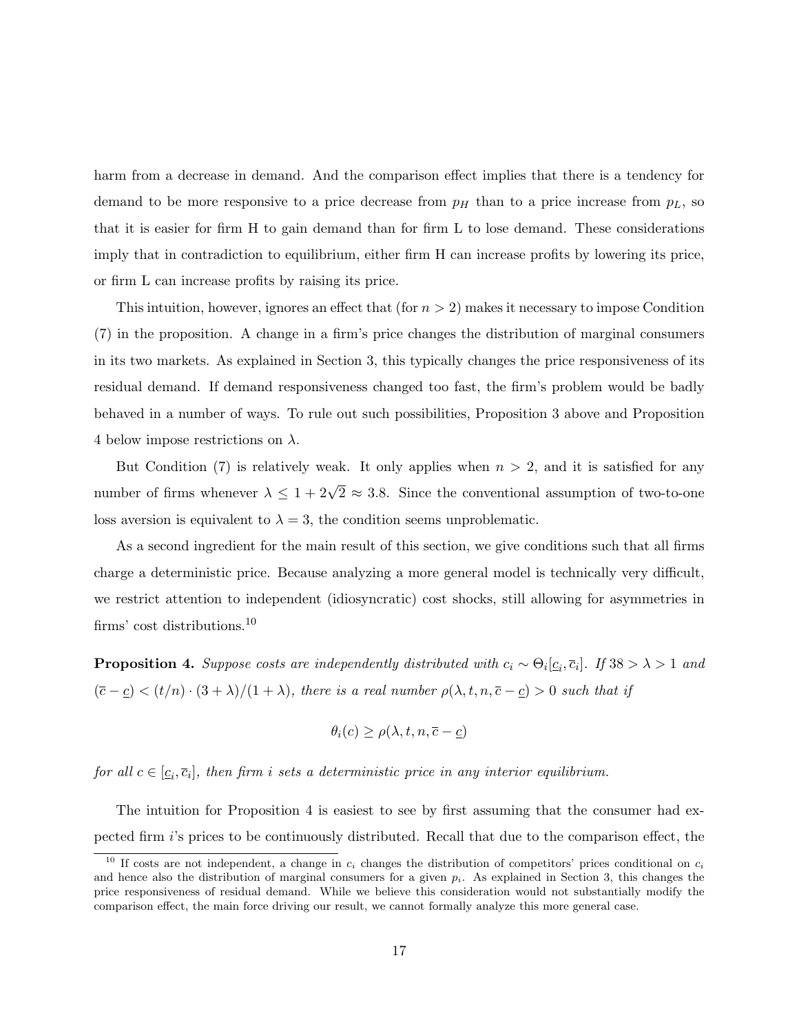harm from a decrease in demand. And the comparison effect implies that there is a tendency for demand to be more responsive to a price decrease from $p_H$ than to a price increase from $p_L$, so that it is easier for firm H to gain demand than for firm L to lose demand. These considerations imply that in contradiction to equilibrium, either firm H can increase profits by lowering its price, or firm L can increase profits by raising its price.

This intuition, however, ignores an effect that (for $n > 2$) makes it necessary to impose Condition (7) in the proposition. A change in a firm's price changes the distribution of marginal consumers in its two markets. As explained in Section 3, this typically changes the price responsiveness of its residual demand. If demand responsiveness changed too fast, the firm's problem would be badly behaved in a number of ways. To rule out such possibilities, Proposition 3 above and Proposition 4 below impose restrictions on $\lambda$.

But Condition (7) is relatively weak. It only applies when $n > 2$, and it is satisfied for any number of firms whenever $\lambda \leq 1 + 2\sqrt{2} \approx 3.8$. Since the conventional assumption of two-to-one loss aversion is equivalent to $\lambda = 3$, the condition seems unproblematic.

As a second ingredient for the main result of this section, we give conditions such that all firms charge a deterministic price. Because analyzing a more general model is technically very difficult, we restrict attention to independent (idiosyncratic) cost shocks, still allowing for asymmetries in firms' cost distributions.[10]

**Proposition 4.** *Suppose costs are independently distributed with $c_i \sim \Theta_i[\underline{c}_i, \overline{c}_i]$. If $38 > \lambda > 1$ and $(\overline{c} - \underline{c}) < (t/n) \cdot (3 + \lambda)/(1 + \lambda)$, there is a real number $\rho(\lambda, t, n, \overline{c} - \underline{c}) > 0$ such that if*

$$\theta_i(c) \geq \rho(\lambda, t, n, \overline{c} - \underline{c})$$

*for all $c \in [\underline{c}_i, \overline{c}_i]$, then firm $i$ sets a deterministic price in any interior equilibrium.*

The intuition for Proposition 4 is easiest to see by first assuming that the consumer had expected firm $i$'s prices to be continuously distributed. Recall that due to the comparison effect, the

[10] If costs are not independent, a change in $c_i$ changes the distribution of competitors' prices conditional on $c_i$ and hence also the distribution of marginal consumers for a given $p_i$. As explained in Section 3, this changes the price responsiveness of residual demand. While we believe this consideration would not substantially modify the comparison effect, the main force driving our result, we cannot formally analyze this more general case.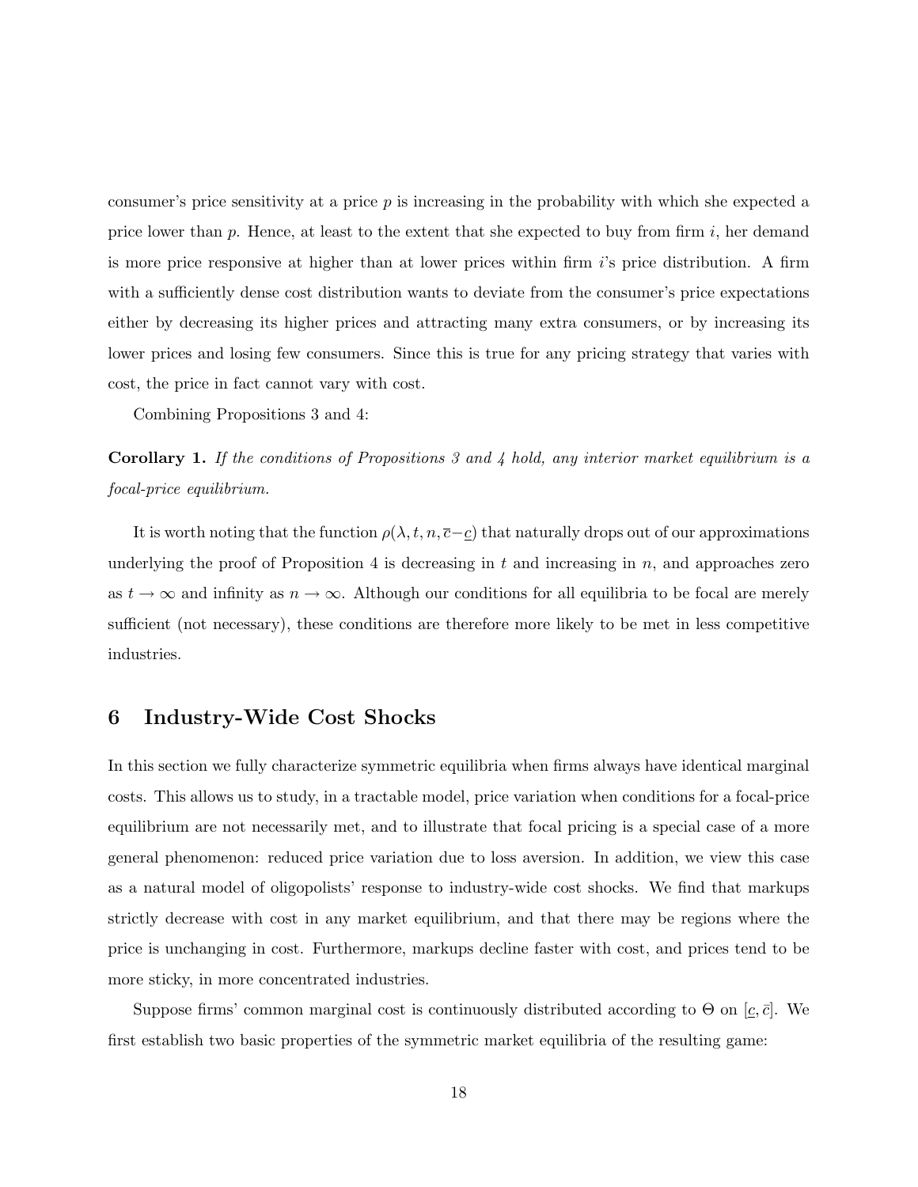consumer's price sensitivity at a price $p$ is increasing in the probability with which she expected a price lower than $p$. Hence, at least to the extent that she expected to buy from firm $i$, her demand is more price responsive at higher than at lower prices within firm $i$'s price distribution. A firm with a sufficiently dense cost distribution wants to deviate from the consumer's price expectations either by decreasing its higher prices and attracting many extra consumers, or by increasing its lower prices and losing few consumers. Since this is true for any pricing strategy that varies with cost, the price in fact cannot vary with cost.

Combining Propositions 3 and 4:

**Corollary 1.** *If the conditions of Propositions 3 and 4 hold, any interior market equilibrium is a focal-price equilibrium.*

It is worth noting that the function $\rho(\lambda, t, n, \overline{c}-\underline{c})$ that naturally drops out of our approximations underlying the proof of Proposition 4 is decreasing in $t$ and increasing in $n$, and approaches zero as $t \to \infty$ and infinity as $n \to \infty$. Although our conditions for all equilibria to be focal are merely sufficient (not necessary), these conditions are therefore more likely to be met in less competitive industries.

## 6 Industry-Wide Cost Shocks

In this section we fully characterize symmetric equilibria when firms always have identical marginal costs. This allows us to study, in a tractable model, price variation when conditions for a focal-price equilibrium are not necessarily met, and to illustrate that focal pricing is a special case of a more general phenomenon: reduced price variation due to loss aversion. In addition, we view this case as a natural model of oligopolists' response to industry-wide cost shocks. We find that markups strictly decrease with cost in any market equilibrium, and that there may be regions where the price is unchanging in cost. Furthermore, markups decline faster with cost, and prices tend to be more sticky, in more concentrated industries.

Suppose firms' common marginal cost is continuously distributed according to $\Theta$ on $[\underline{c}, \bar{c}]$. We first establish two basic properties of the symmetric market equilibria of the resulting game: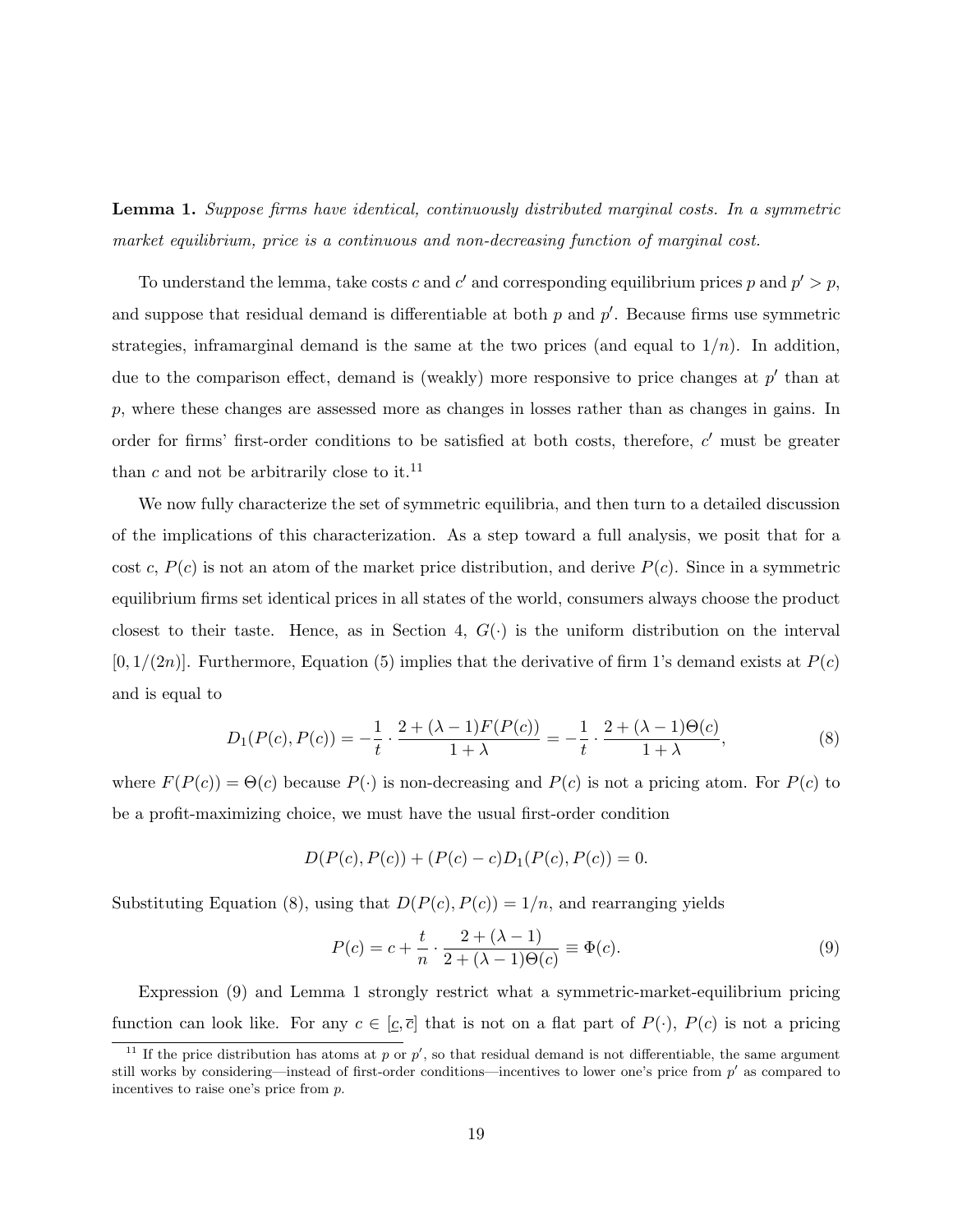**Lemma 1.** *Suppose firms have identical, continuously distributed marginal costs. In a symmetric market equilibrium, price is a continuous and non-decreasing function of marginal cost.*

To understand the lemma, take costs $c$ and $c'$ and corresponding equilibrium prices $p$ and $p' > p$, and suppose that residual demand is differentiable at both $p$ and $p'$. Because firms use symmetric strategies, inframarginal demand is the same at the two prices (and equal to $1/n$). In addition, due to the comparison effect, demand is (weakly) more responsive to price changes at $p'$ than at $p$, where these changes are assessed more as changes in losses rather than as changes in gains. In order for firms' first-order conditions to be satisfied at both costs, therefore, $c'$ must be greater than $c$ and not be arbitrarily close to it.[11]

We now fully characterize the set of symmetric equilibria, and then turn to a detailed discussion of the implications of this characterization. As a step toward a full analysis, we posit that for a cost $c$, $P(c)$ is not an atom of the market price distribution, and derive $P(c)$. Since in a symmetric equilibrium firms set identical prices in all states of the world, consumers always choose the product closest to their taste. Hence, as in Section 4, $G(\cdot)$ is the uniform distribution on the interval $[0, 1/(2n)]$. Furthermore, Equation (5) implies that the derivative of firm 1's demand exists at $P(c)$ and is equal to

$$D_1(P(c), P(c)) = -\frac{1}{t} \cdot \frac{2 + (\lambda - 1)F(P(c))}{1 + \lambda} = -\frac{1}{t} \cdot \frac{2 + (\lambda - 1)\Theta(c)}{1 + \lambda}, \tag{8}$$

where $F(P(c)) = \Theta(c)$ because $P(\cdot)$ is non-decreasing and $P(c)$ is not a pricing atom. For $P(c)$ to be a profit-maximizing choice, we must have the usual first-order condition

$$D(P(c), P(c)) + (P(c) - c)D_1(P(c), P(c)) = 0.$$

Substituting Equation (8), using that $D(P(c), P(c)) = 1/n$, and rearranging yields

$$P(c) = c + \frac{t}{n} \cdot \frac{2 + (\lambda - 1)}{2 + (\lambda - 1)\Theta(c)} \equiv \Phi(c). \tag{9}$$

Expression (9) and Lemma 1 strongly restrict what a symmetric-market-equilibrium pricing function can look like. For any $c \in [\underline{c}, \overline{c}]$ that is not on a flat part of $P(\cdot)$, $P(c)$ is not a pricing

[11] If the price distribution has atoms at $p$ or $p'$, so that residual demand is not differentiable, the same argument still works by considering—instead of first-order conditions—incentives to lower one's price from $p'$ as compared to incentives to raise one's price from $p$.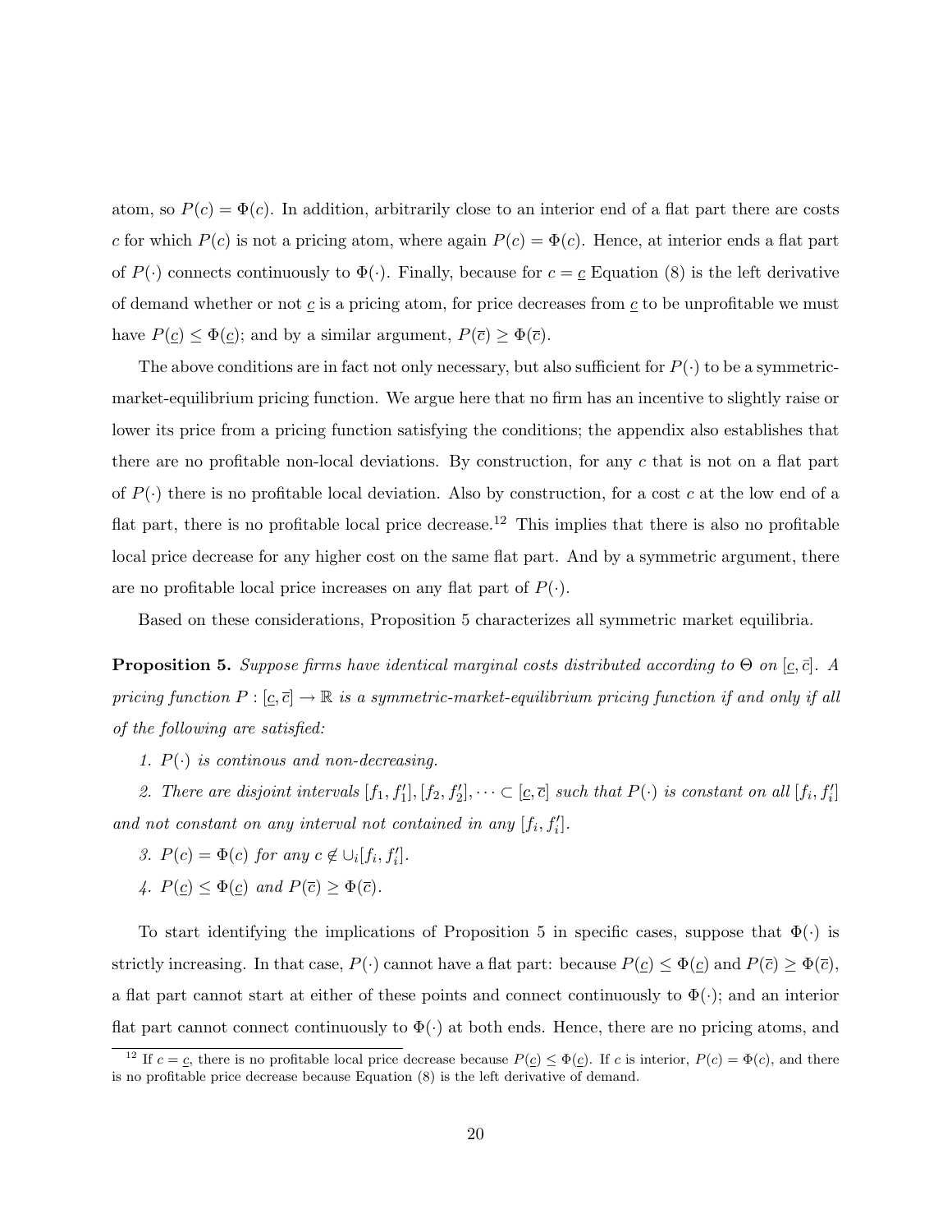atom, so $P(c) = \Phi(c)$. In addition, arbitrarily close to an interior end of a flat part there are costs $c$ for which $P(c)$ is not a pricing atom, where again $P(c) = \Phi(c)$. Hence, at interior ends a flat part of $P(\cdot)$ connects continuously to $\Phi(\cdot)$. Finally, because for $c = \underline{c}$ Equation (8) is the left derivative of demand whether or not $\underline{c}$ is a pricing atom, for price decreases from $\underline{c}$ to be unprofitable we must have $P(\underline{c}) \leq \Phi(\underline{c})$; and by a similar argument, $P(\overline{c}) \geq \Phi(\overline{c})$.

The above conditions are in fact not only necessary, but also sufficient for $P(\cdot)$ to be a symmetric-market-equilibrium pricing function. We argue here that no firm has an incentive to slightly raise or lower its price from a pricing function satisfying the conditions; the appendix also establishes that there are no profitable non-local deviations. By construction, for any $c$ that is not on a flat part of $P(\cdot)$ there is no profitable local deviation. Also by construction, for a cost $c$ at the low end of a flat part, there is no profitable local price decrease.[12] This implies that there is also no profitable local price decrease for any higher cost on the same flat part. And by a symmetric argument, there are no profitable local price increases on any flat part of $P(\cdot)$.

Based on these considerations, Proposition 5 characterizes all symmetric market equilibria.

**Proposition 5.** *Suppose firms have identical marginal costs distributed according to $\Theta$ on $[\underline{c}, \bar{c}]$. A pricing function $P : [\underline{c}, \overline{c}] \to \mathbb{R}$ is a symmetric-market-equilibrium pricing function if and only if all of the following are satisfied:*

1. *$P(\cdot)$ is continous and non-decreasing.*
2. *There are disjoint intervals $[f_1, f_1'], [f_2, f_2'], \dots \subset [\underline{c}, \overline{c}]$ such that $P(\cdot)$ is constant on all $[f_i, f_i']$ and not constant on any interval not contained in any $[f_i, f_i']$.*
3. *$P(c) = \Phi(c)$ for any $c \notin \cup_i [f_i, f_i']$.*
4. *$P(\underline{c}) \leq \Phi(\underline{c})$ and $P(\overline{c}) \geq \Phi(\overline{c})$.*

To start identifying the implications of Proposition 5 in specific cases, suppose that $\Phi(\cdot)$ is strictly increasing. In that case, $P(\cdot)$ cannot have a flat part: because $P(\underline{c}) \leq \Phi(\underline{c})$ and $P(\overline{c}) \geq \Phi(\overline{c})$, a flat part cannot start at either of these points and connect continuously to $\Phi(\cdot)$; and an interior flat part cannot connect continuously to $\Phi(\cdot)$ at both ends. Hence, there are no pricing atoms, and

[12] If $c = \underline{c}$, there is no profitable local price decrease because $P(\underline{c}) \leq \Phi(\underline{c})$. If $c$ is interior, $P(c) = \Phi(c)$, and there is no profitable price decrease because Equation (8) is the left derivative of demand.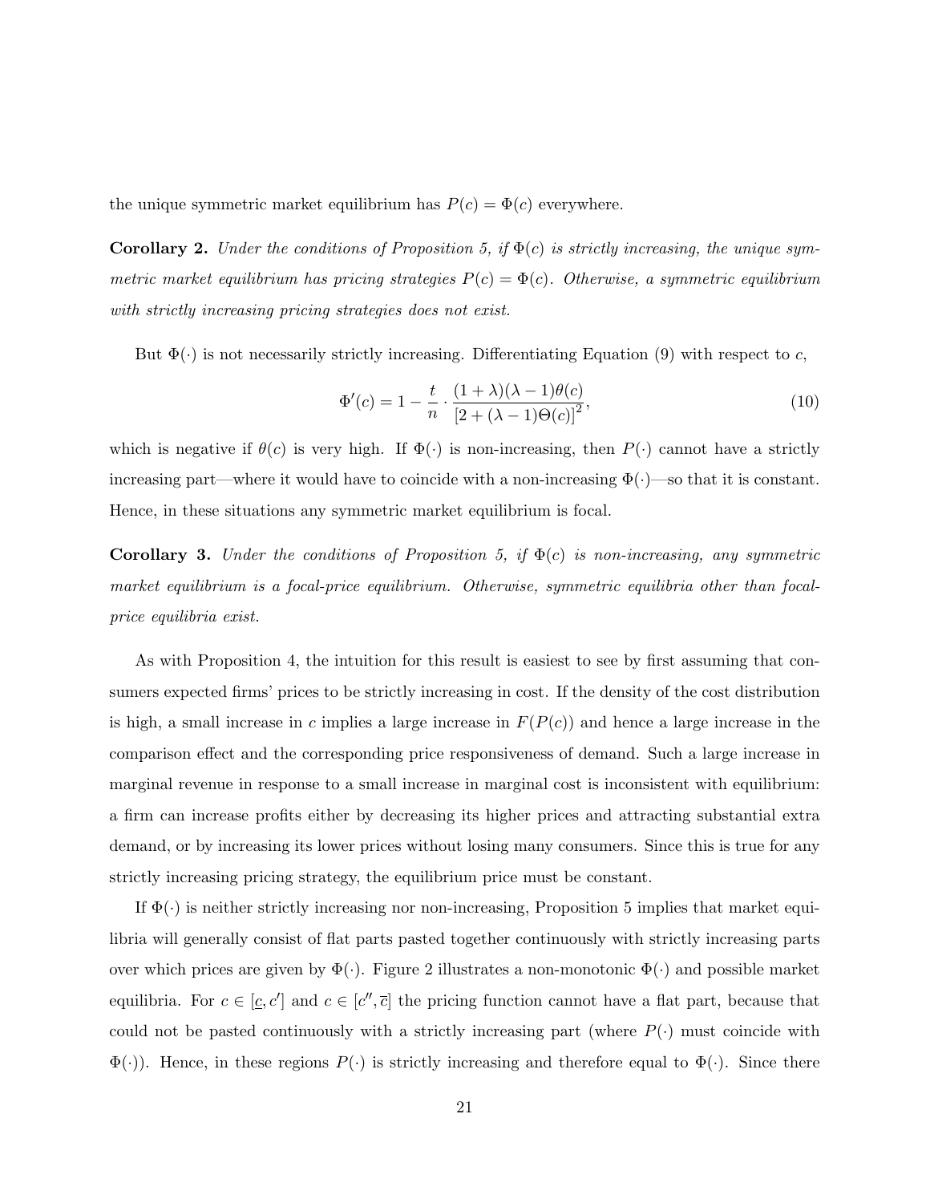the unique symmetric market equilibrium has $P(c) = \Phi(c)$ everywhere.

**Corollary 2.** *Under the conditions of Proposition 5, if $\Phi(c)$ is strictly increasing, the unique symmetric market equilibrium has pricing strategies $P(c) = \Phi(c)$. Otherwise, a symmetric equilibrium with strictly increasing pricing strategies does not exist.*

But $\Phi(\cdot)$ is not necessarily strictly increasing. Differentiating Equation (9) with respect to $c$,

$$\Phi'(c) = 1 - \frac{t}{n} \cdot \frac{(1+\lambda)(\lambda-1)\theta(c)}{[2+(\lambda-1)\Theta(c)]^2}, \tag{10}$$

which is negative if $\theta(c)$ is very high. If $\Phi(\cdot)$ is non-increasing, then $P(\cdot)$ cannot have a strictly increasing part—where it would have to coincide with a non-increasing $\Phi(\cdot)$—so that it is constant. Hence, in these situations any symmetric market equilibrium is focal.

**Corollary 3.** *Under the conditions of Proposition 5, if $\Phi(c)$ is non-increasing, any symmetric market equilibrium is a focal-price equilibrium. Otherwise, symmetric equilibria other than focal-price equilibria exist.*

As with Proposition 4, the intuition for this result is easiest to see by first assuming that consumers expected firms' prices to be strictly increasing in cost. If the density of the cost distribution is high, a small increase in $c$ implies a large increase in $F(P(c))$ and hence a large increase in the comparison effect and the corresponding price responsiveness of demand. Such a large increase in marginal revenue in response to a small increase in marginal cost is inconsistent with equilibrium: a firm can increase profits either by decreasing its higher prices and attracting substantial extra demand, or by increasing its lower prices without losing many consumers. Since this is true for any strictly increasing pricing strategy, the equilibrium price must be constant.

If $\Phi(\cdot)$ is neither strictly increasing nor non-increasing, Proposition 5 implies that market equilibria will generally consist of flat parts pasted together continuously with strictly increasing parts over which prices are given by $\Phi(\cdot)$. Figure 2 illustrates a non-monotonic $\Phi(\cdot)$ and possible market equilibria. For $c \in [\underline{c}, c']$ and $c \in [c'', \overline{c}]$ the pricing function cannot have a flat part, because that could not be pasted continuously with a strictly increasing part (where $P(\cdot)$ must coincide with $\Phi(\cdot)$). Hence, in these regions $P(\cdot)$ is strictly increasing and therefore equal to $\Phi(\cdot)$. Since there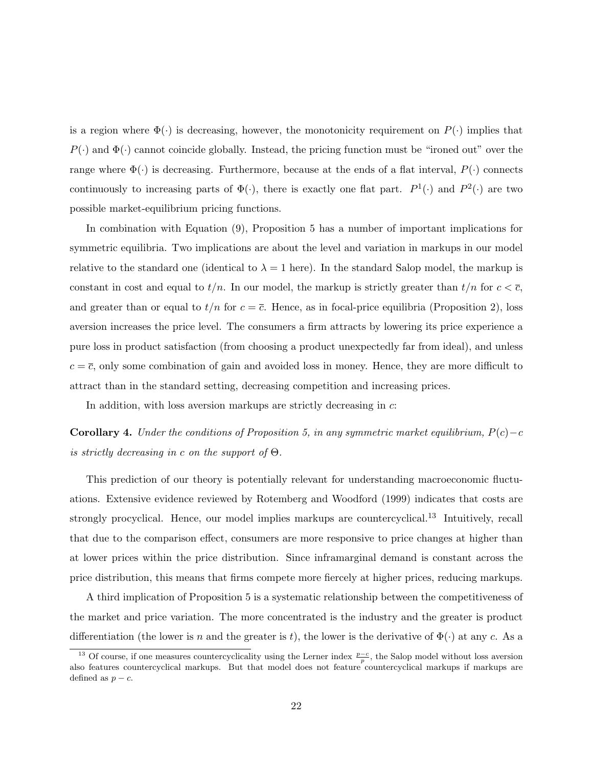is a region where $\Phi(\cdot)$ is decreasing, however, the monotonicity requirement on $P(\cdot)$ implies that $P(\cdot)$ and $\Phi(\cdot)$ cannot coincide globally. Instead, the pricing function must be "ironed out" over the range where $\Phi(\cdot)$ is decreasing. Furthermore, because at the ends of a flat interval, $P(\cdot)$ connects continuously to increasing parts of $\Phi(\cdot)$, there is exactly one flat part. $P^1(\cdot)$ and $P^2(\cdot)$ are two possible market-equilibrium pricing functions.

In combination with Equation (9), Proposition 5 has a number of important implications for symmetric equilibria. Two implications are about the level and variation in markups in our model relative to the standard one (identical to $\lambda = 1$ here). In the standard Salop model, the markup is constant in cost and equal to $t/n$. In our model, the markup is strictly greater than $t/n$ for $c < \overline{c}$, and greater than or equal to $t/n$ for $c = \overline{c}$. Hence, as in focal-price equilibria (Proposition 2), loss aversion increases the price level. The consumers a firm attracts by lowering its price experience a pure loss in product satisfaction (from choosing a product unexpectedly far from ideal), and unless $c = \overline{c}$, only some combination of gain and avoided loss in money. Hence, they are more difficult to attract than in the standard setting, decreasing competition and increasing prices.

In addition, with loss aversion markups are strictly decreasing in $c$:

**Corollary 4.** *Under the conditions of Proposition 5, in any symmetric market equilibrium, $P(c)-c$ is strictly decreasing in $c$ on the support of $\Theta$.*

This prediction of our theory is potentially relevant for understanding macroeconomic fluctuations. Extensive evidence reviewed by Rotemberg and Woodford (1999) indicates that costs are strongly procyclical. Hence, our model implies markups are countercyclical.[13] Intuitively, recall that due to the comparison effect, consumers are more responsive to price changes at higher than at lower prices within the price distribution. Since inframarginal demand is constant across the price distribution, this means that firms compete more fiercely at higher prices, reducing markups.

A third implication of Proposition 5 is a systematic relationship between the competitiveness of the market and price variation. The more concentrated is the industry and the greater is product differentiation (the lower is $n$ and the greater is $t$), the lower is the derivative of $\Phi(\cdot)$ at any $c$. As a

[13] Of course, if one measures countercyclicality using the Lerner index $\frac{p-c}{p}$, the Salop model without loss aversion also features countercyclical markups. But that model does not feature countercyclical markups if markups are defined as $p - c$.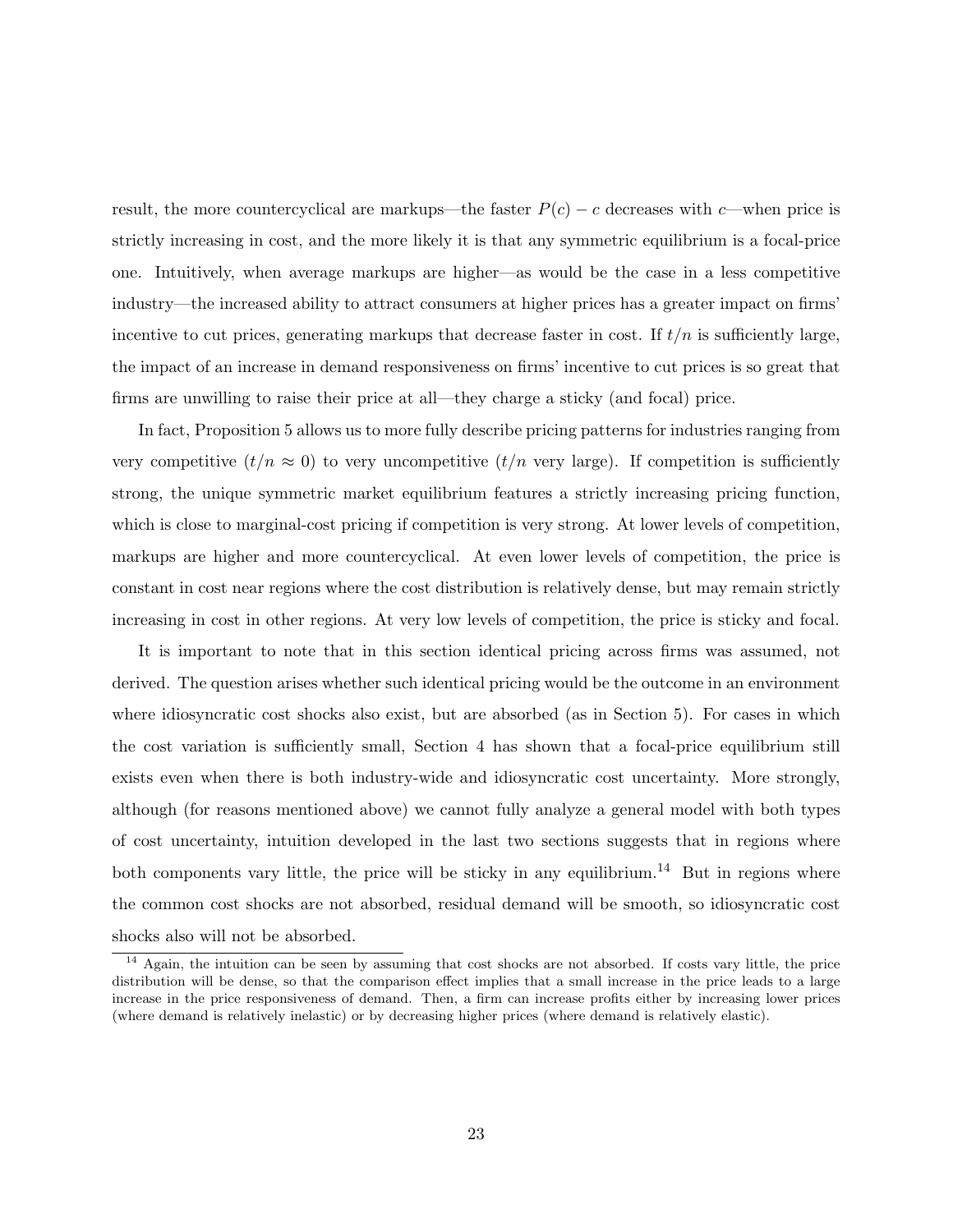result, the more countercyclical are markups—the faster $P(c) - c$ decreases with $c$—when price is strictly increasing in cost, and the more likely it is that any symmetric equilibrium is a focal-price one. Intuitively, when average markups are higher—as would be the case in a less competitive industry—the increased ability to attract consumers at higher prices has a greater impact on firms' incentive to cut prices, generating markups that decrease faster in cost. If $t/n$ is sufficiently large, the impact of an increase in demand responsiveness on firms' incentive to cut prices is so great that firms are unwilling to raise their price at all—they charge a sticky (and focal) price.

In fact, Proposition 5 allows us to more fully describe pricing patterns for industries ranging from very competitive ($t/n \approx 0$) to very uncompetitive ($t/n$ very large). If competition is sufficiently strong, the unique symmetric market equilibrium features a strictly increasing pricing function, which is close to marginal-cost pricing if competition is very strong. At lower levels of competition, markups are higher and more countercyclical. At even lower levels of competition, the price is constant in cost near regions where the cost distribution is relatively dense, but may remain strictly increasing in cost in other regions. At very low levels of competition, the price is sticky and focal.

It is important to note that in this section identical pricing across firms was assumed, not derived. The question arises whether such identical pricing would be the outcome in an environment where idiosyncratic cost shocks also exist, but are absorbed (as in Section 5). For cases in which the cost variation is sufficiently small, Section 4 has shown that a focal-price equilibrium still exists even when there is both industry-wide and idiosyncratic cost uncertainty. More strongly, although (for reasons mentioned above) we cannot fully analyze a general model with both types of cost uncertainty, intuition developed in the last two sections suggests that in regions where both components vary little, the price will be sticky in any equilibrium.[14] But in regions where the common cost shocks are not absorbed, residual demand will be smooth, so idiosyncratic cost shocks also will not be absorbed.

[14] Again, the intuition can be seen by assuming that cost shocks are not absorbed. If costs vary little, the price distribution will be dense, so that the comparison effect implies that a small increase in the price leads to a large increase in the price responsiveness of demand. Then, a firm can increase profits either by increasing lower prices (where demand is relatively inelastic) or by decreasing higher prices (where demand is relatively elastic).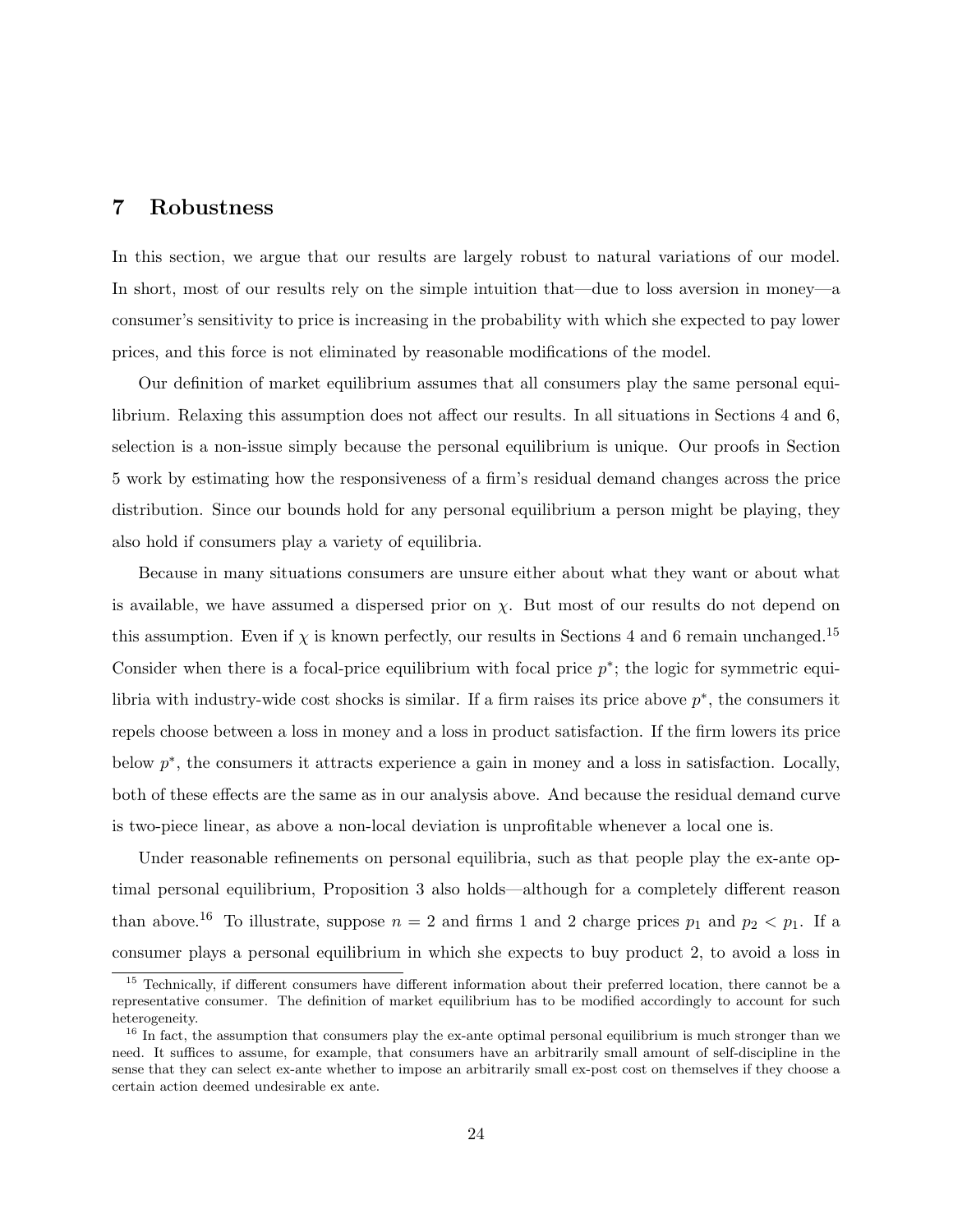## 7 Robustness

In this section, we argue that our results are largely robust to natural variations of our model. In short, most of our results rely on the simple intuition that—due to loss aversion in money—a consumer's sensitivity to price is increasing in the probability with which she expected to pay lower prices, and this force is not eliminated by reasonable modifications of the model.

Our definition of market equilibrium assumes that all consumers play the same personal equilibrium. Relaxing this assumption does not affect our results. In all situations in Sections 4 and 6, selection is a non-issue simply because the personal equilibrium is unique. Our proofs in Section 5 work by estimating how the responsiveness of a firm's residual demand changes across the price distribution. Since our bounds hold for any personal equilibrium a person might be playing, they also hold if consumers play a variety of equilibria.

Because in many situations consumers are unsure either about what they want or about what is available, we have assumed a dispersed prior on $\chi$. But most of our results do not depend on this assumption. Even if $\chi$ is known perfectly, our results in Sections 4 and 6 remain unchanged.[15] Consider when there is a focal-price equilibrium with focal price $p^*$; the logic for symmetric equilibria with industry-wide cost shocks is similar. If a firm raises its price above $p^*$, the consumers it repels choose between a loss in money and a loss in product satisfaction. If the firm lowers its price below $p^*$, the consumers it attracts experience a gain in money and a loss in satisfaction. Locally, both of these effects are the same as in our analysis above. And because the residual demand curve is two-piece linear, as above a non-local deviation is unprofitable whenever a local one is.

Under reasonable refinements on personal equilibria, such as that people play the ex-ante optimal personal equilibrium, Proposition 3 also holds—although for a completely different reason than above.[16] To illustrate, suppose $n = 2$ and firms 1 and 2 charge prices $p_1$ and $p_2 < p_1$. If a consumer plays a personal equilibrium in which she expects to buy product 2, to avoid a loss in

[15] Technically, if different consumers have different information about their preferred location, there cannot be a representative consumer. The definition of market equilibrium has to be modified accordingly to account for such heterogeneity.

[16] In fact, the assumption that consumers play the ex-ante optimal personal equilibrium is much stronger than we need. It suffices to assume, for example, that consumers have an arbitrarily small amount of self-discipline in the sense that they can select ex-ante whether to impose an arbitrarily small ex-post cost on themselves if they choose a certain action deemed undesirable ex ante.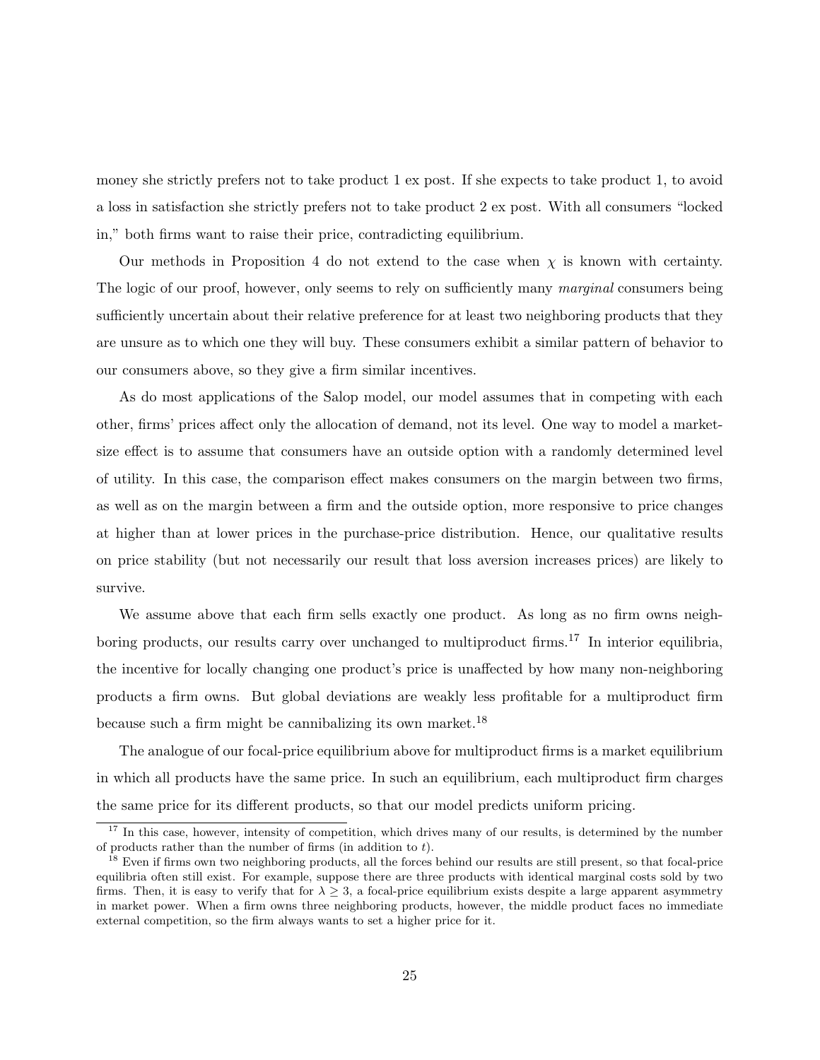money she strictly prefers not to take product 1 ex post. If she expects to take product 1, to avoid a loss in satisfaction she strictly prefers not to take product 2 ex post. With all consumers "locked in," both firms want to raise their price, contradicting equilibrium.

Our methods in Proposition 4 do not extend to the case when $\chi$ is known with certainty. The logic of our proof, however, only seems to rely on sufficiently many *marginal* consumers being sufficiently uncertain about their relative preference for at least two neighboring products that they are unsure as to which one they will buy. These consumers exhibit a similar pattern of behavior to our consumers above, so they give a firm similar incentives.

As do most applications of the Salop model, our model assumes that in competing with each other, firms' prices affect only the allocation of demand, not its level. One way to model a market-size effect is to assume that consumers have an outside option with a randomly determined level of utility. In this case, the comparison effect makes consumers on the margin between two firms, as well as on the margin between a firm and the outside option, more responsive to price changes at higher than at lower prices in the purchase-price distribution. Hence, our qualitative results on price stability (but not necessarily our result that loss aversion increases prices) are likely to survive.

We assume above that each firm sells exactly one product. As long as no firm owns neighboring products, our results carry over unchanged to multiproduct firms.[17] In interior equilibria, the incentive for locally changing one product's price is unaffected by how many non-neighboring products a firm owns. But global deviations are weakly less profitable for a multiproduct firm because such a firm might be cannibalizing its own market.[18]

The analogue of our focal-price equilibrium above for multiproduct firms is a market equilibrium in which all products have the same price. In such an equilibrium, each multiproduct firm charges the same price for its different products, so that our model predicts uniform pricing.

[17] In this case, however, intensity of competition, which drives many of our results, is determined by the number of products rather than the number of firms (in addition to $t$).

[18] Even if firms own two neighboring products, all the forces behind our results are still present, so that focal-price equilibria often still exist. For example, suppose there are three products with identical marginal costs sold by two firms. Then, it is easy to verify that for $\lambda \geq 3$, a focal-price equilibrium exists despite a large apparent asymmetry in market power. When a firm owns three neighboring products, however, the middle product faces no immediate external competition, so the firm always wants to set a higher price for it.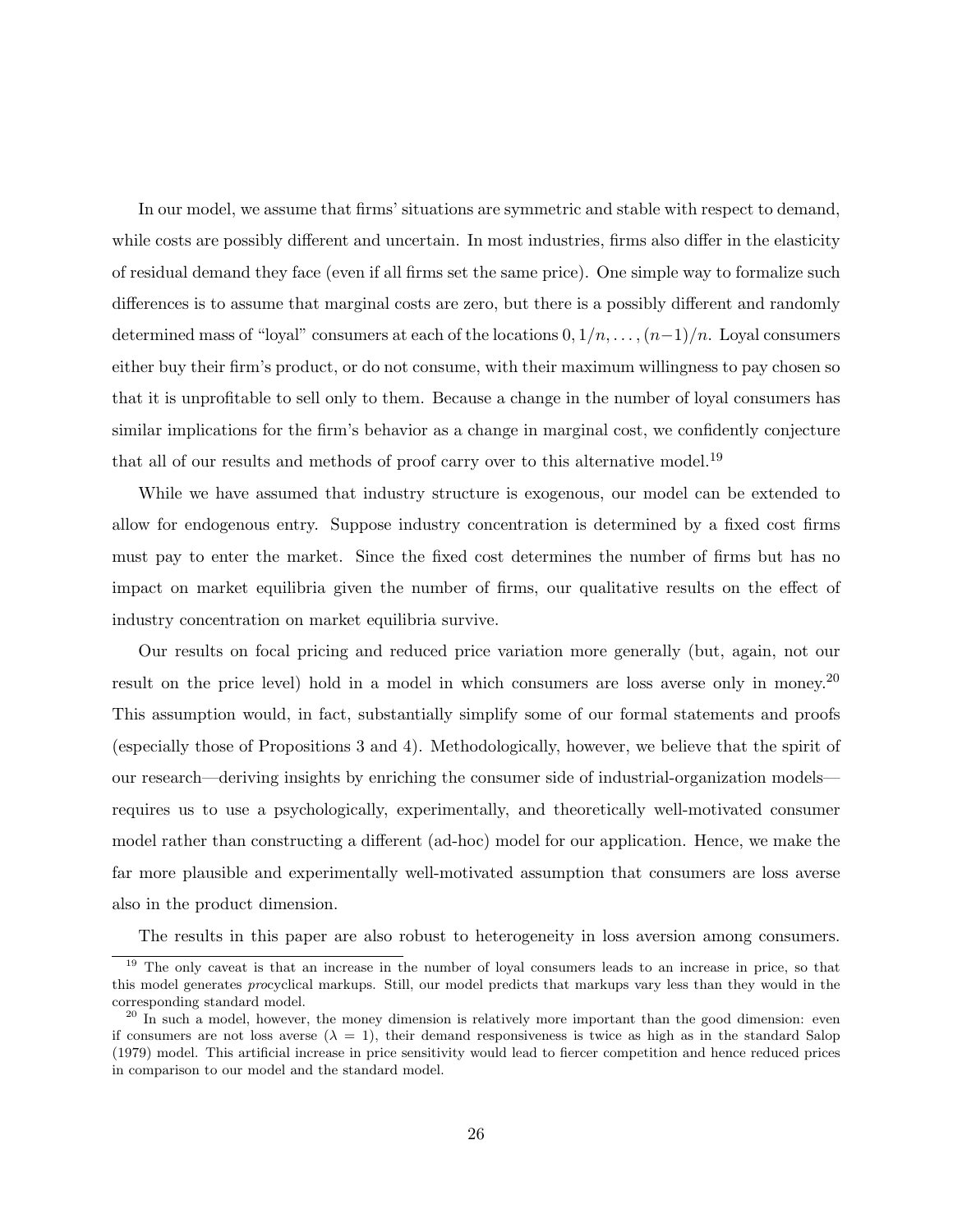In our model, we assume that firms' situations are symmetric and stable with respect to demand, while costs are possibly different and uncertain. In most industries, firms also differ in the elasticity of residual demand they face (even if all firms set the same price). One simple way to formalize such differences is to assume that marginal costs are zero, but there is a possibly different and randomly determined mass of "loyal" consumers at each of the locations $0, 1/n, \ldots, (n-1)/n$. Loyal consumers either buy their firm's product, or do not consume, with their maximum willingness to pay chosen so that it is unprofitable to sell only to them. Because a change in the number of loyal consumers has similar implications for the firm's behavior as a change in marginal cost, we confidently conjecture that all of our results and methods of proof carry over to this alternative model.[19]

While we have assumed that industry structure is exogenous, our model can be extended to allow for endogenous entry. Suppose industry concentration is determined by a fixed cost firms must pay to enter the market. Since the fixed cost determines the number of firms but has no impact on market equilibria given the number of firms, our qualitative results on the effect of industry concentration on market equilibria survive.

Our results on focal pricing and reduced price variation more generally (but, again, not our result on the price level) hold in a model in which consumers are loss averse only in money.[20] This assumption would, in fact, substantially simplify some of our formal statements and proofs (especially those of Propositions 3 and 4). Methodologically, however, we believe that the spirit of our research—deriving insights by enriching the consumer side of industrial-organization models—requires us to use a psychologically, experimentally, and theoretically well-motivated consumer model rather than constructing a different (ad-hoc) model for our application. Hence, we make the far more plausible and experimentally well-motivated assumption that consumers are loss averse also in the product dimension.

The results in this paper are also robust to heterogeneity in loss aversion among consumers.

[19] The only caveat is that an increase in the number of loyal consumers leads to an increase in price, so that this model generates *pro*cyclical markups. Still, our model predicts that markups vary less than they would in the corresponding standard model.

[20] In such a model, however, the money dimension is relatively more important than the good dimension: even if consumers are not loss averse ($\lambda = 1$), their demand responsiveness is twice as high as in the standard Salop (1979) model. This artificial increase in price sensitivity would lead to fiercer competition and hence reduced prices in comparison to our model and the standard model.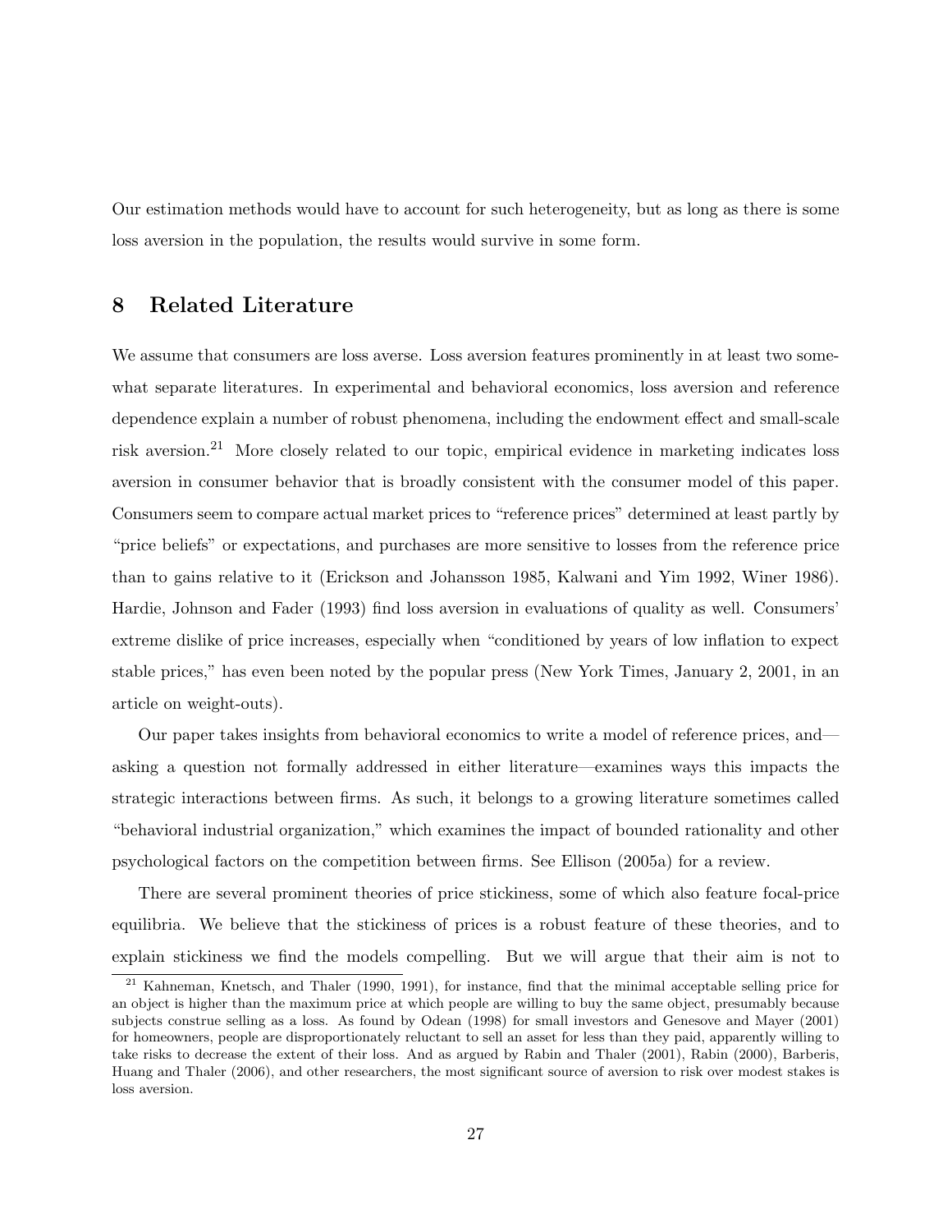Our estimation methods would have to account for such heterogeneity, but as long as there is some loss aversion in the population, the results would survive in some form.

## 8 Related Literature

We assume that consumers are loss averse. Loss aversion features prominently in at least two somewhat separate literatures. In experimental and behavioral economics, loss aversion and reference dependence explain a number of robust phenomena, including the endowment effect and small-scale risk aversion.[21] More closely related to our topic, empirical evidence in marketing indicates loss aversion in consumer behavior that is broadly consistent with the consumer model of this paper. Consumers seem to compare actual market prices to "reference prices" determined at least partly by "price beliefs" or expectations, and purchases are more sensitive to losses from the reference price than to gains relative to it (Erickson and Johansson 1985, Kalwani and Yim 1992, Winer 1986). Hardie, Johnson and Fader (1993) find loss aversion in evaluations of quality as well. Consumers' extreme dislike of price increases, especially when "conditioned by years of low inflation to expect stable prices," has even been noted by the popular press (New York Times, January 2, 2001, in an article on weight-outs).

Our paper takes insights from behavioral economics to write a model of reference prices, and—asking a question not formally addressed in either literature—examines ways this impacts the strategic interactions between firms. As such, it belongs to a growing literature sometimes called "behavioral industrial organization," which examines the impact of bounded rationality and other psychological factors on the competition between firms. See Ellison (2005a) for a review.

There are several prominent theories of price stickiness, some of which also feature focal-price equilibria. We believe that the stickiness of prices is a robust feature of these theories, and to explain stickiness we find the models compelling. But we will argue that their aim is not to

[21] Kahneman, Knetsch, and Thaler (1990, 1991), for instance, find that the minimal acceptable selling price for an object is higher than the maximum price at which people are willing to buy the same object, presumably because subjects construe selling as a loss. As found by Odean (1998) for small investors and Genesove and Mayer (2001) for homeowners, people are disproportionately reluctant to sell an asset for less than they paid, apparently willing to take risks to decrease the extent of their loss. And as argued by Rabin and Thaler (2001), Rabin (2000), Barberis, Huang and Thaler (2006), and other researchers, the most significant source of aversion to risk over modest stakes is loss aversion.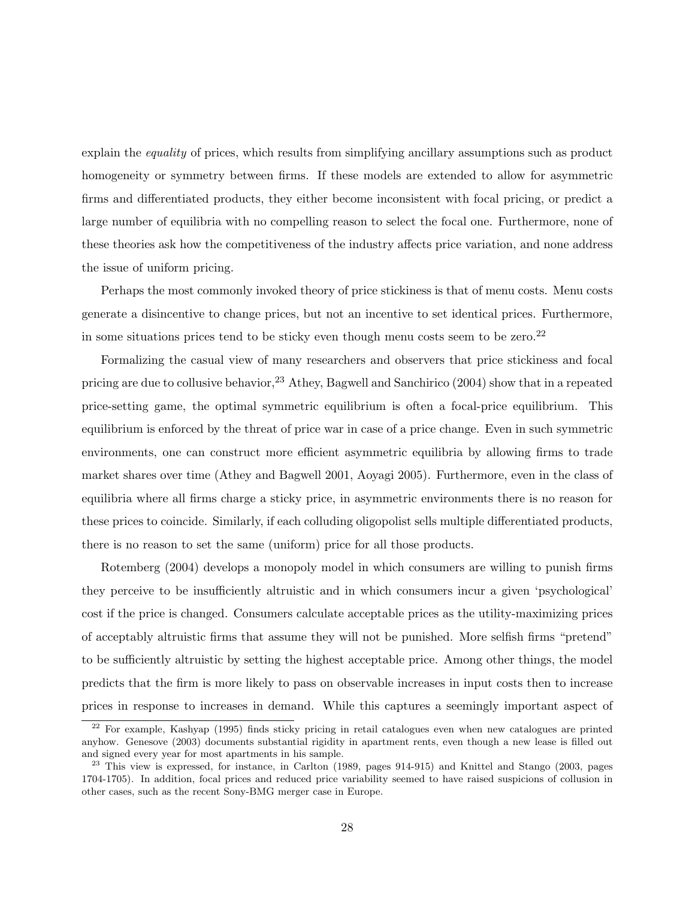explain the *equality* of prices, which results from simplifying ancillary assumptions such as product homogeneity or symmetry between firms. If these models are extended to allow for asymmetric firms and differentiated products, they either become inconsistent with focal pricing, or predict a large number of equilibria with no compelling reason to select the focal one. Furthermore, none of these theories ask how the competitiveness of the industry affects price variation, and none address the issue of uniform pricing.

Perhaps the most commonly invoked theory of price stickiness is that of menu costs. Menu costs generate a disincentive to change prices, but not an incentive to set identical prices. Furthermore, in some situations prices tend to be sticky even though menu costs seem to be zero.[22]

Formalizing the casual view of many researchers and observers that price stickiness and focal pricing are due to collusive behavior,[23] Athey, Bagwell and Sanchirico (2004) show that in a repeated price-setting game, the optimal symmetric equilibrium is often a focal-price equilibrium. This equilibrium is enforced by the threat of price war in case of a price change. Even in such symmetric environments, one can construct more efficient asymmetric equilibria by allowing firms to trade market shares over time (Athey and Bagwell 2001, Aoyagi 2005). Furthermore, even in the class of equilibria where all firms charge a sticky price, in asymmetric environments there is no reason for these prices to coincide. Similarly, if each colluding oligopolist sells multiple differentiated products, there is no reason to set the same (uniform) price for all those products.

Rotemberg (2004) develops a monopoly model in which consumers are willing to punish firms they perceive to be insufficiently altruistic and in which consumers incur a given 'psychological' cost if the price is changed. Consumers calculate acceptable prices as the utility-maximizing prices of acceptably altruistic firms that assume they will not be punished. More selfish firms "pretend" to be sufficiently altruistic by setting the highest acceptable price. Among other things, the model predicts that the firm is more likely to pass on observable increases in input costs then to increase prices in response to increases in demand. While this captures a seemingly important aspect of

[22] For example, Kashyap (1995) finds sticky pricing in retail catalogues even when new catalogues are printed anyhow. Genesove (2003) documents substantial rigidity in apartment rents, even though a new lease is filled out and signed every year for most apartments in his sample.

[23] This view is expressed, for instance, in Carlton (1989, pages 914-915) and Knittel and Stango (2003, pages 1704-1705). In addition, focal prices and reduced price variability seemed to have raised suspicions of collusion in other cases, such as the recent Sony-BMG merger case in Europe.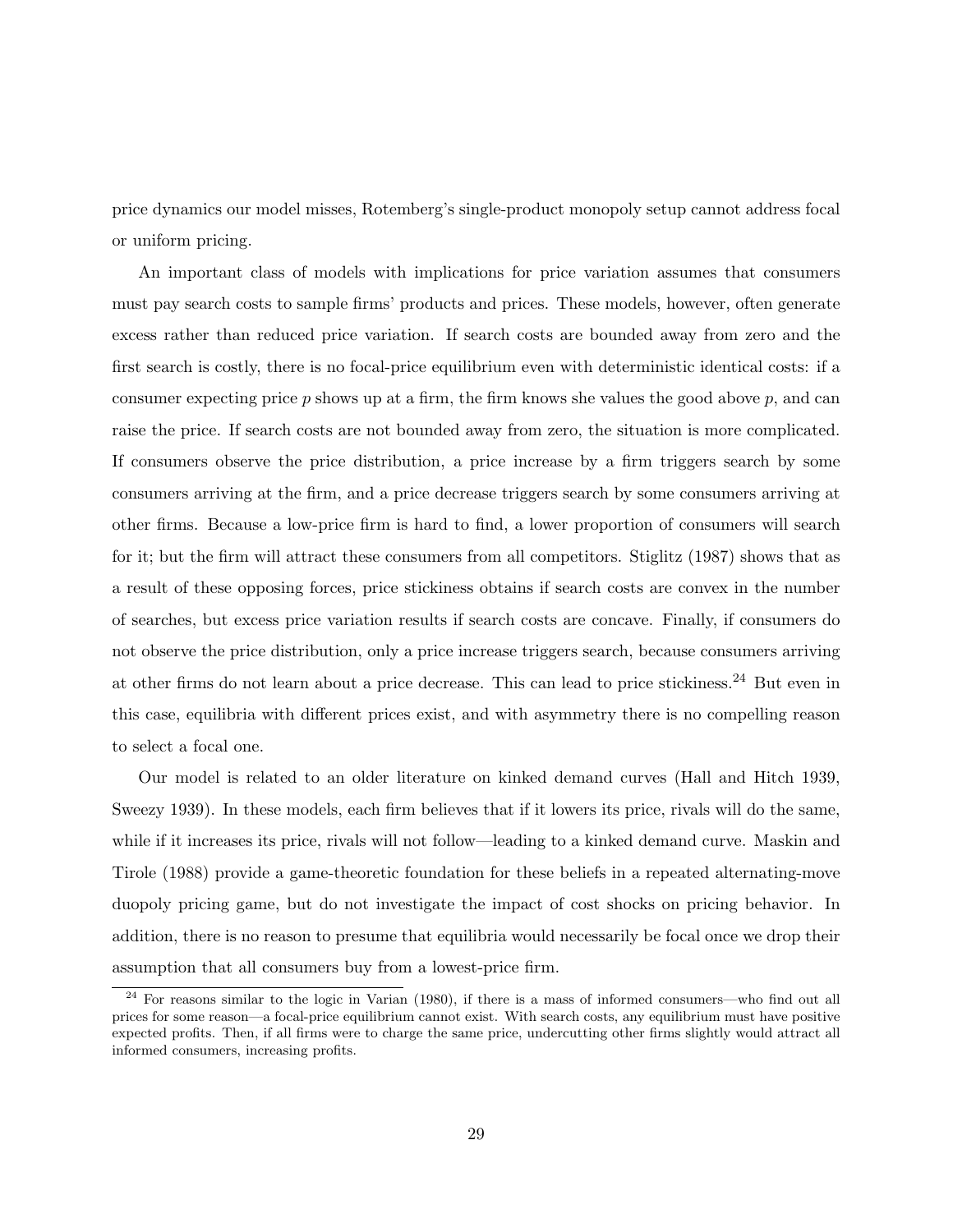price dynamics our model misses, Rotemberg's single-product monopoly setup cannot address focal or uniform pricing.

An important class of models with implications for price variation assumes that consumers must pay search costs to sample firms' products and prices. These models, however, often generate excess rather than reduced price variation. If search costs are bounded away from zero and the first search is costly, there is no focal-price equilibrium even with deterministic identical costs: if a consumer expecting price $p$ shows up at a firm, the firm knows she values the good above $p$, and can raise the price. If search costs are not bounded away from zero, the situation is more complicated. If consumers observe the price distribution, a price increase by a firm triggers search by some consumers arriving at the firm, and a price decrease triggers search by some consumers arriving at other firms. Because a low-price firm is hard to find, a lower proportion of consumers will search for it; but the firm will attract these consumers from all competitors. Stiglitz (1987) shows that as a result of these opposing forces, price stickiness obtains if search costs are convex in the number of searches, but excess price variation results if search costs are concave. Finally, if consumers do not observe the price distribution, only a price increase triggers search, because consumers arriving at other firms do not learn about a price decrease. This can lead to price stickiness.[24] But even in this case, equilibria with different prices exist, and with asymmetry there is no compelling reason to select a focal one.

Our model is related to an older literature on kinked demand curves (Hall and Hitch 1939, Sweezy 1939). In these models, each firm believes that if it lowers its price, rivals will do the same, while if it increases its price, rivals will not follow—leading to a kinked demand curve. Maskin and Tirole (1988) provide a game-theoretic foundation for these beliefs in a repeated alternating-move duopoly pricing game, but do not investigate the impact of cost shocks on pricing behavior. In addition, there is no reason to presume that equilibria would necessarily be focal once we drop their assumption that all consumers buy from a lowest-price firm.

[24] For reasons similar to the logic in Varian (1980), if there is a mass of informed consumers—who find out all prices for some reason—a focal-price equilibrium cannot exist. With search costs, any equilibrium must have positive expected profits. Then, if all firms were to charge the same price, undercutting other firms slightly would attract all informed consumers, increasing profits.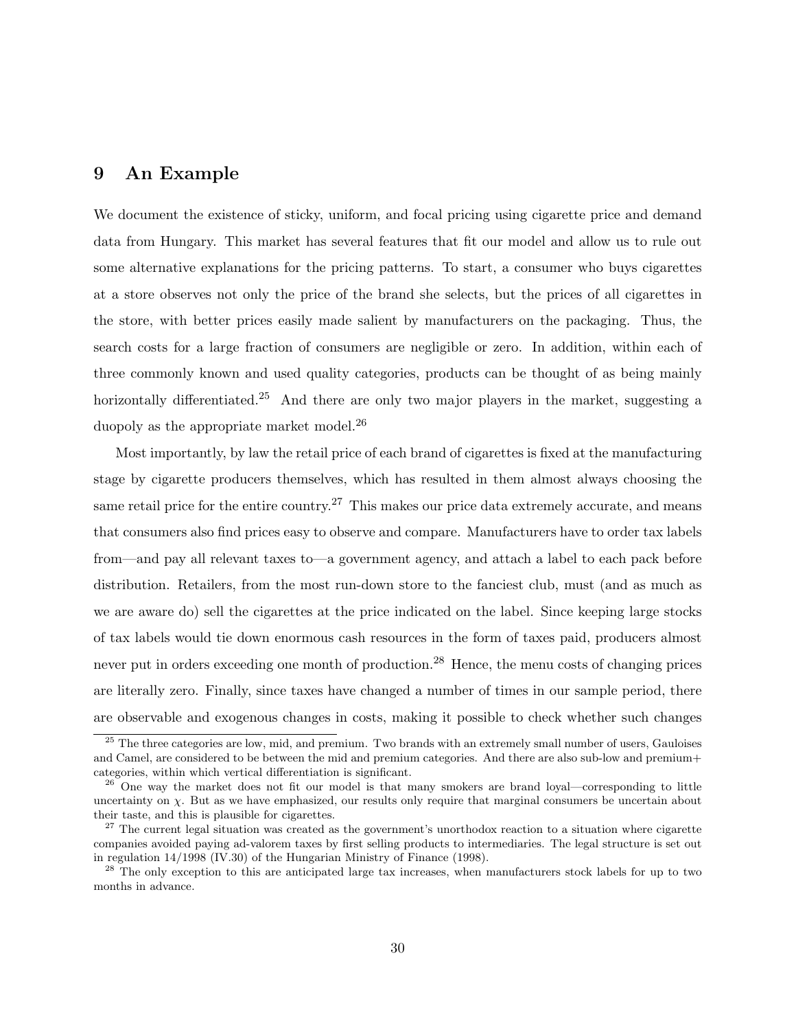## 9 An Example

We document the existence of sticky, uniform, and focal pricing using cigarette price and demand data from Hungary. This market has several features that fit our model and allow us to rule out some alternative explanations for the pricing patterns. To start, a consumer who buys cigarettes at a store observes not only the price of the brand she selects, but the prices of all cigarettes in the store, with better prices easily made salient by manufacturers on the packaging. Thus, the search costs for a large fraction of consumers are negligible or zero. In addition, within each of three commonly known and used quality categories, products can be thought of as being mainly horizontally differentiated.[25] And there are only two major players in the market, suggesting a duopoly as the appropriate market model.[26]

Most importantly, by law the retail price of each brand of cigarettes is fixed at the manufacturing stage by cigarette producers themselves, which has resulted in them almost always choosing the same retail price for the entire country.[27] This makes our price data extremely accurate, and means that consumers also find prices easy to observe and compare. Manufacturers have to order tax labels from—and pay all relevant taxes to—a government agency, and attach a label to each pack before distribution. Retailers, from the most run-down store to the fanciest club, must (and as much as we are aware do) sell the cigarettes at the price indicated on the label. Since keeping large stocks of tax labels would tie down enormous cash resources in the form of taxes paid, producers almost never put in orders exceeding one month of production.[28] Hence, the menu costs of changing prices are literally zero. Finally, since taxes have changed a number of times in our sample period, there are observable and exogenous changes in costs, making it possible to check whether such changes

---

[25] The three categories are low, mid, and premium. Two brands with an extremely small number of users, Gauloises and Camel, are considered to be between the mid and premium categories. And there are also sub-low and premium+ categories, within which vertical differentiation is significant.

[26] One way the market does not fit our model is that many smokers are brand loyal—corresponding to little uncertainty on $\chi$. But as we have emphasized, our results only require that marginal consumers be uncertain about their taste, and this is plausible for cigarettes.

[27] The current legal situation was created as the government's unorthodox reaction to a situation where cigarette companies avoided paying ad-valorem taxes by first selling products to intermediaries. The legal structure is set out in regulation 14/1998 (IV.30) of the Hungarian Ministry of Finance (1998).

[28] The only exception to this are anticipated large tax increases, when manufacturers stock labels for up to two months in advance.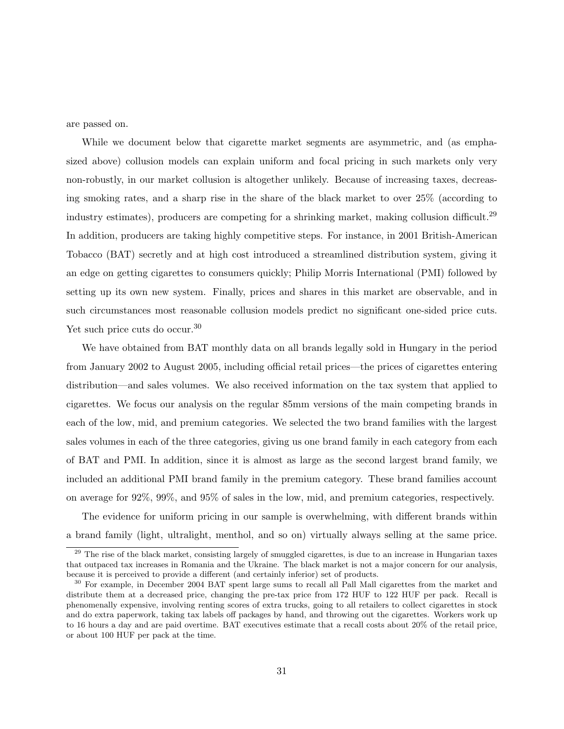are passed on.

While we document below that cigarette market segments are asymmetric, and (as emphasized above) collusion models can explain uniform and focal pricing in such markets only very non-robustly, in our market collusion is altogether unlikely. Because of increasing taxes, decreasing smoking rates, and a sharp rise in the share of the black market to over 25% (according to industry estimates), producers are competing for a shrinking market, making collusion difficult.[29] In addition, producers are taking highly competitive steps. For instance, in 2001 British-American Tobacco (BAT) secretly and at high cost introduced a streamlined distribution system, giving it an edge on getting cigarettes to consumers quickly; Philip Morris International (PMI) followed by setting up its own new system. Finally, prices and shares in this market are observable, and in such circumstances most reasonable collusion models predict no significant one-sided price cuts. Yet such price cuts do occur.[30]

We have obtained from BAT monthly data on all brands legally sold in Hungary in the period from January 2002 to August 2005, including official retail prices—the prices of cigarettes entering distribution—and sales volumes. We also received information on the tax system that applied to cigarettes. We focus our analysis on the regular 85mm versions of the main competing brands in each of the low, mid, and premium categories. We selected the two brand families with the largest sales volumes in each of the three categories, giving us one brand family in each category from each of BAT and PMI. In addition, since it is almost as large as the second largest brand family, we included an additional PMI brand family in the premium category. These brand families account on average for 92%, 99%, and 95% of sales in the low, mid, and premium categories, respectively.

The evidence for uniform pricing in our sample is overwhelming, with different brands within a brand family (light, ultralight, menthol, and so on) virtually always selling at the same price.

[29] The rise of the black market, consisting largely of smuggled cigarettes, is due to an increase in Hungarian taxes that outpaced tax increases in Romania and the Ukraine. The black market is not a major concern for our analysis, because it is perceived to provide a different (and certainly inferior) set of products.

[30] For example, in December 2004 BAT spent large sums to recall all Pall Mall cigarettes from the market and distribute them at a decreased price, changing the pre-tax price from 172 HUF to 122 HUF per pack. Recall is phenomenally expensive, involving renting scores of extra trucks, going to all retailers to collect cigarettes in stock and do extra paperwork, taking tax labels off packages by hand, and throwing out the cigarettes. Workers work up to 16 hours a day and are paid overtime. BAT executives estimate that a recall costs about 20% of the retail price, or about 100 HUF per pack at the time.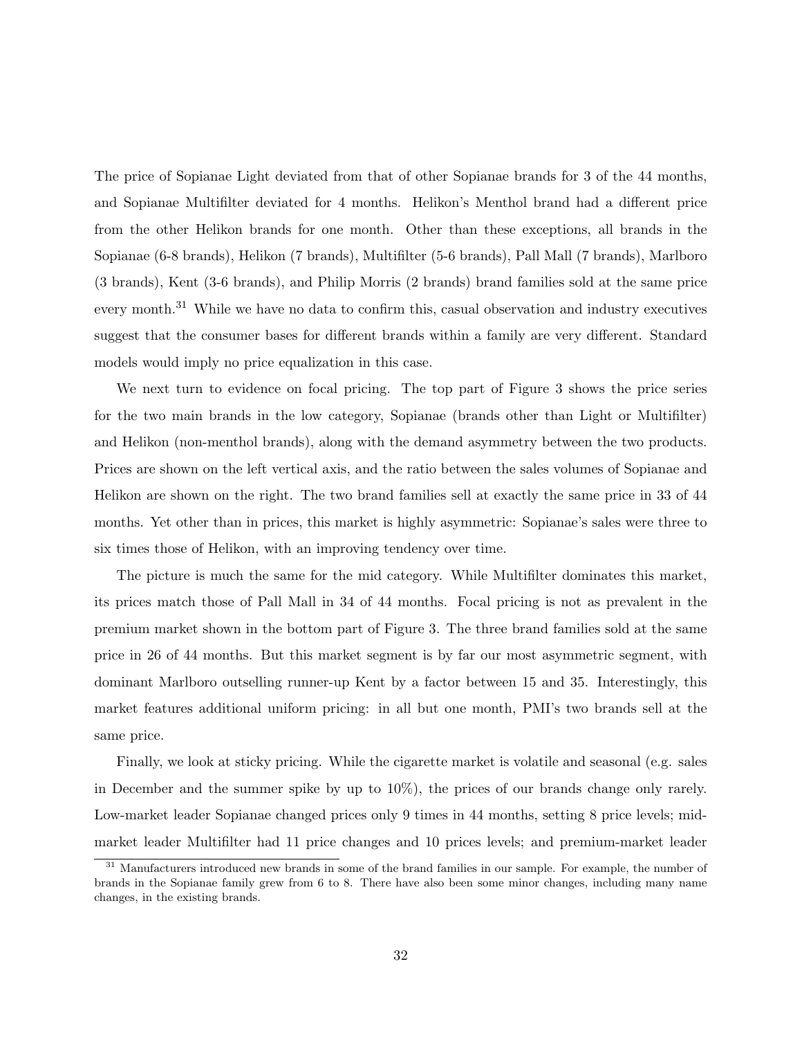The price of Sopianae Light deviated from that of other Sopianae brands for 3 of the 44 months, and Sopianae Multifilter deviated for 4 months. Helikon's Menthol brand had a different price from the other Helikon brands for one month. Other than these exceptions, all brands in the Sopianae (6-8 brands), Helikon (7 brands), Multifilter (5-6 brands), Pall Mall (7 brands), Marlboro (3 brands), Kent (3-6 brands), and Philip Morris (2 brands) brand families sold at the same price every month.[31] While we have no data to confirm this, casual observation and industry executives suggest that the consumer bases for different brands within a family are very different. Standard models would imply no price equalization in this case.

We next turn to evidence on focal pricing. The top part of Figure 3 shows the price series for the two main brands in the low category, Sopianae (brands other than Light or Multifilter) and Helikon (non-menthol brands), along with the demand asymmetry between the two products. Prices are shown on the left vertical axis, and the ratio between the sales volumes of Sopianae and Helikon are shown on the right. The two brand families sell at exactly the same price in 33 of 44 months. Yet other than in prices, this market is highly asymmetric: Sopianae's sales were three to six times those of Helikon, with an improving tendency over time.

The picture is much the same for the mid category. While Multifilter dominates this market, its prices match those of Pall Mall in 34 of 44 months. Focal pricing is not as prevalent in the premium market shown in the bottom part of Figure 3. The three brand families sold at the same price in 26 of 44 months. But this market segment is by far our most asymmetric segment, with dominant Marlboro outselling runner-up Kent by a factor between 15 and 35. Interestingly, this market features additional uniform pricing: in all but one month, PMI's two brands sell at the same price.

Finally, we look at sticky pricing. While the cigarette market is volatile and seasonal (e.g. sales in December and the summer spike by up to 10%), the prices of our brands change only rarely. Low-market leader Sopianae changed prices only 9 times in 44 months, setting 8 price levels; mid-market leader Multifilter had 11 price changes and 10 prices levels; and premium-market leader

[31] Manufacturers introduced new brands in some of the brand families in our sample. For example, the number of brands in the Sopianae family grew from 6 to 8. There have also been some minor changes, including many name changes, in the existing brands.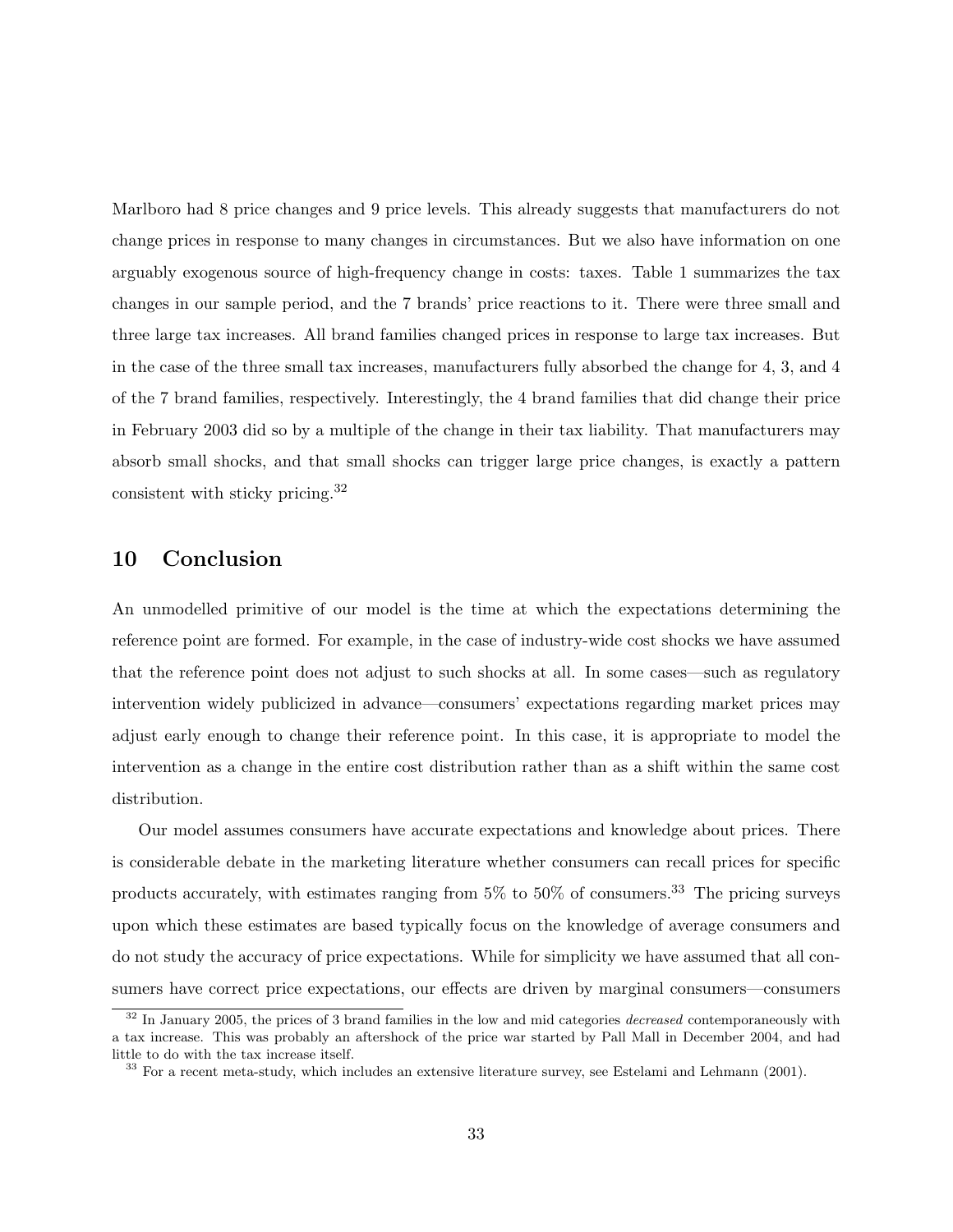Marlboro had 8 price changes and 9 price levels. This already suggests that manufacturers do not change prices in response to many changes in circumstances. But we also have information on one arguably exogenous source of high-frequency change in costs: taxes. Table 1 summarizes the tax changes in our sample period, and the 7 brands' price reactions to it. There were three small and three large tax increases. All brand families changed prices in response to large tax increases. But in the case of the three small tax increases, manufacturers fully absorbed the change for 4, 3, and 4 of the 7 brand families, respectively. Interestingly, the 4 brand families that did change their price in February 2003 did so by a multiple of the change in their tax liability. That manufacturers may absorb small shocks, and that small shocks can trigger large price changes, is exactly a pattern consistent with sticky pricing.[32]

## 10 Conclusion

An unmodelled primitive of our model is the time at which the expectations determining the reference point are formed. For example, in the case of industry-wide cost shocks we have assumed that the reference point does not adjust to such shocks at all. In some cases—such as regulatory intervention widely publicized in advance—consumers' expectations regarding market prices may adjust early enough to change their reference point. In this case, it is appropriate to model the intervention as a change in the entire cost distribution rather than as a shift within the same cost distribution.

Our model assumes consumers have accurate expectations and knowledge about prices. There is considerable debate in the marketing literature whether consumers can recall prices for specific products accurately, with estimates ranging from 5% to 50% of consumers.[33] The pricing surveys upon which these estimates are based typically focus on the knowledge of average consumers and do not study the accuracy of price expectations. While for simplicity we have assumed that all consumers have correct price expectations, our effects are driven by marginal consumers—consumers

[32] In January 2005, the prices of 3 brand families in the low and mid categories *decreased* contemporaneously with a tax increase. This was probably an aftershock of the price war started by Pall Mall in December 2004, and had little to do with the tax increase itself.

[33] For a recent meta-study, which includes an extensive literature survey, see Estelami and Lehmann (2001).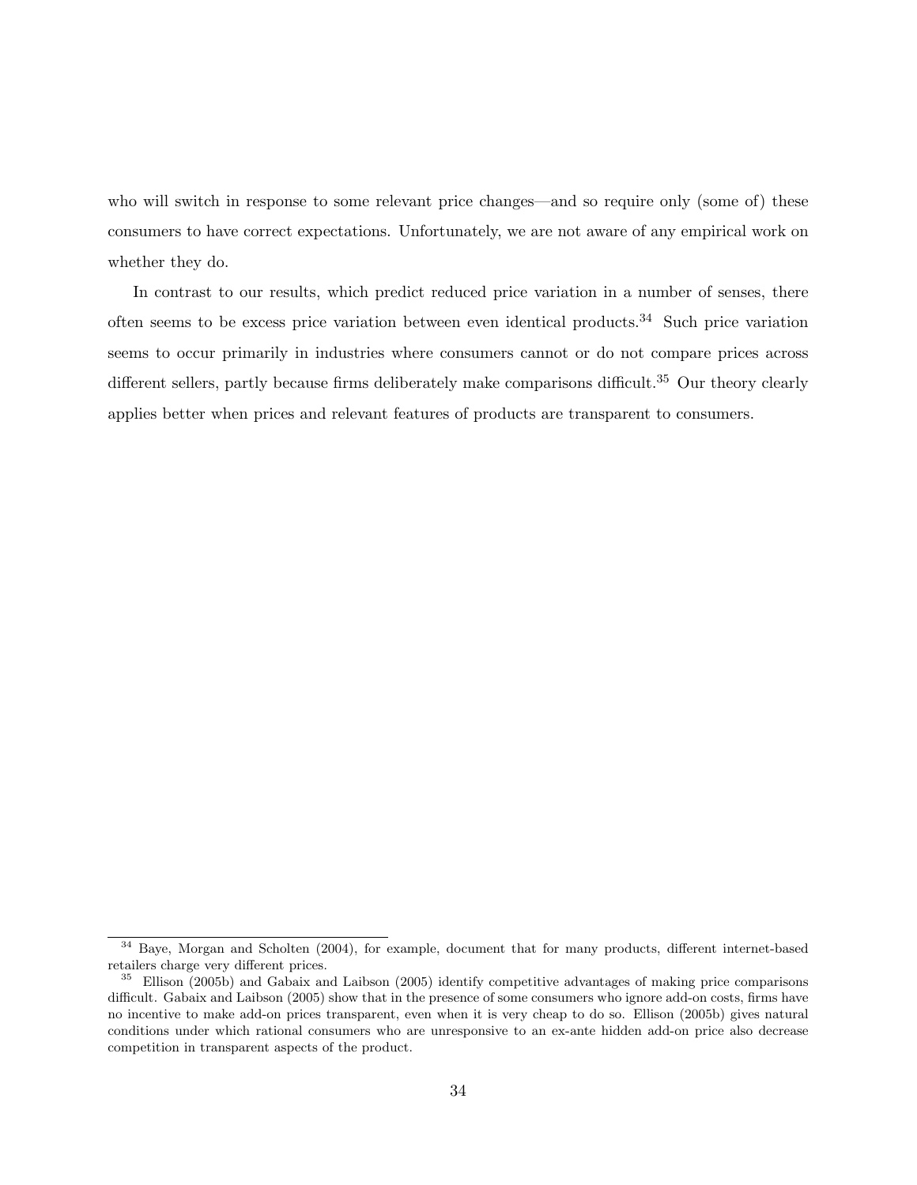who will switch in response to some relevant price changes—and so require only (some of) these consumers to have correct expectations. Unfortunately, we are not aware of any empirical work on whether they do.

In contrast to our results, which predict reduced price variation in a number of senses, there often seems to be excess price variation between even identical products.[34] Such price variation seems to occur primarily in industries where consumers cannot or do not compare prices across different sellers, partly because firms deliberately make comparisons difficult.[35] Our theory clearly applies better when prices and relevant features of products are transparent to consumers.

---

[34] Baye, Morgan and Scholten (2004), for example, document that for many products, different internet-based retailers charge very different prices.

[35] Ellison (2005b) and Gabaix and Laibson (2005) identify competitive advantages of making price comparisons difficult. Gabaix and Laibson (2005) show that in the presence of some consumers who ignore add-on costs, firms have no incentive to make add-on prices transparent, even when it is very cheap to do so. Ellison (2005b) gives natural conditions under which rational consumers who are unresponsive to an ex-ante hidden add-on price also decrease competition in transparent aspects of the product.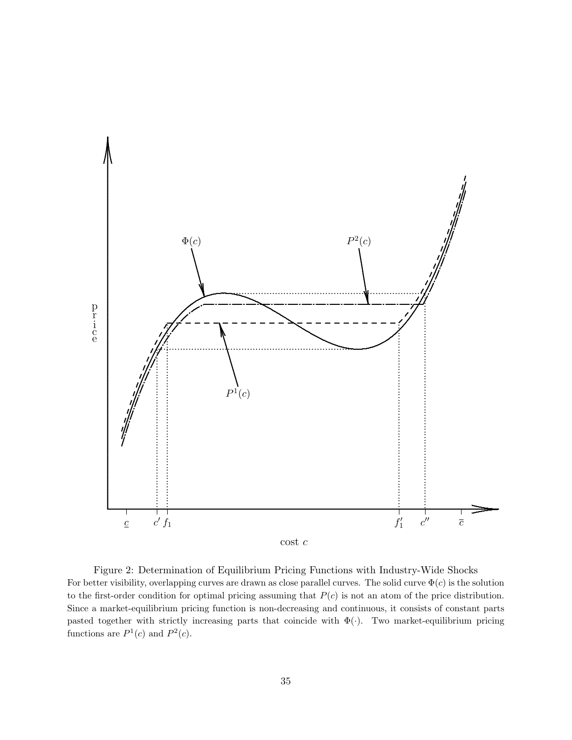Figure 2: Determination of Equilibrium Pricing Functions with Industry-Wide Shocks

For better visibility, overlapping curves are drawn as close parallel curves. The solid curve $\Phi(c)$ is the solution to the first-order condition for optimal pricing assuming that $P(c)$ is not an atom of the price distribution. Since a market-equilibrium pricing function is non-decreasing and continuous, it consists of constant parts pasted together with strictly increasing parts that coincide with $\Phi(\cdot)$. Two market-equilibrium pricing functions are $P^1(c)$ and $P^2(c)$.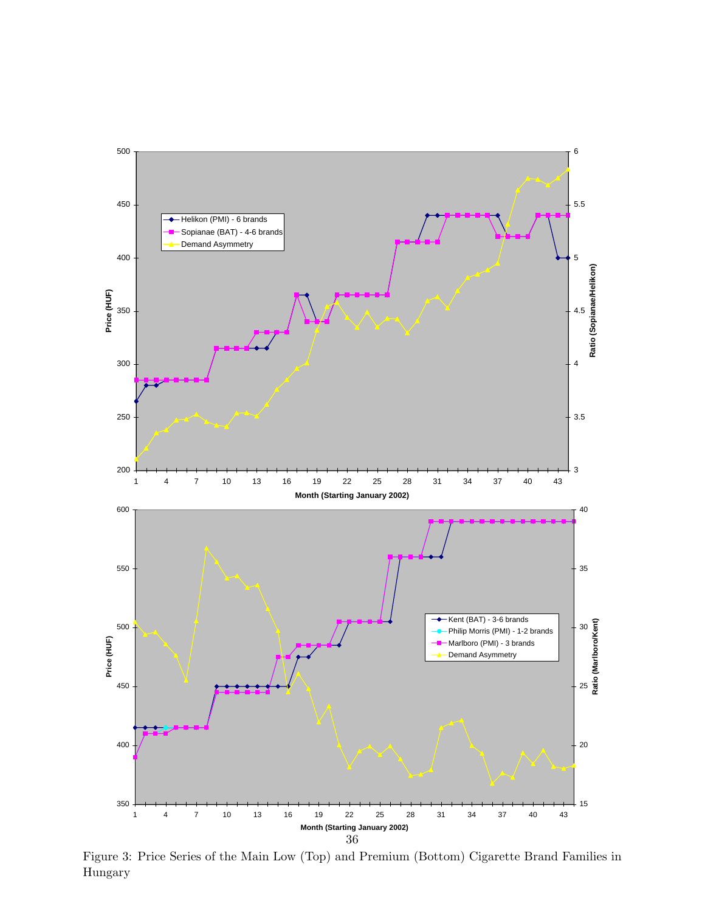Figure 3: Price Series of the Main Low (Top) and Premium (Bottom) Cigarette Brand Families in Hungary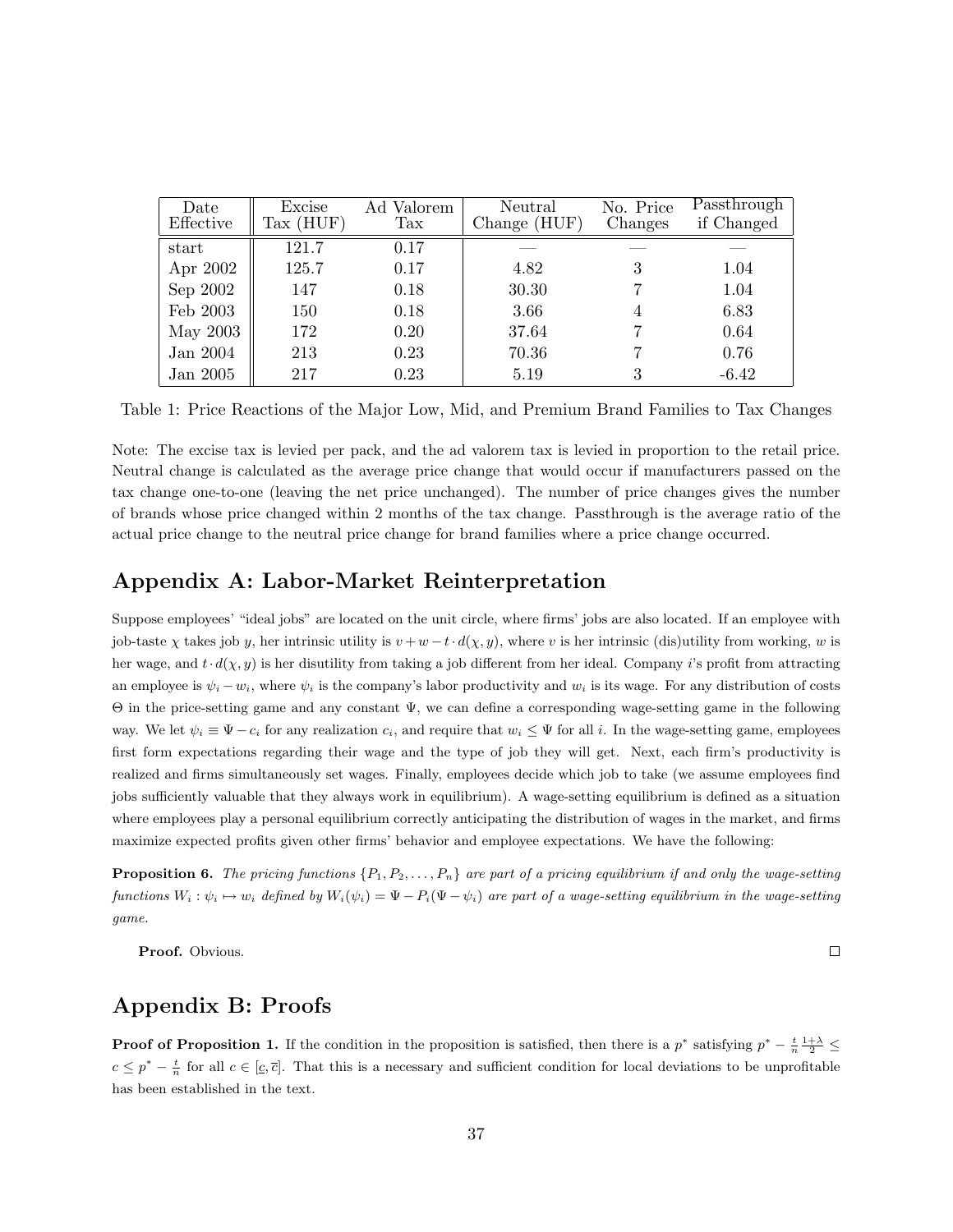| Date Effective | Excise Tax (HUF) | Ad Valorem Tax | Neutral Change (HUF) | No. Price Changes | Passthrough if Changed |
|---|---|---|---|---|---|
| start | 121.7 | 0.17 | — | — | — |
| Apr 2002 | 125.7 | 0.17 | 4.82 | 3 | 1.04 |
| Sep 2002 | 147 | 0.18 | 30.30 | 7 | 1.04 |
| Feb 2003 | 150 | 0.18 | 3.66 | 4 | 6.83 |
| May 2003 | 172 | 0.20 | 37.64 | 7 | 0.64 |
| Jan 2004 | 213 | 0.23 | 70.36 | 7 | 0.76 |
| Jan 2005 | 217 | 0.23 | 5.19 | 3 | -6.42 |

Table 1: Price Reactions of the Major Low, Mid, and Premium Brand Families to Tax Changes

Note: The excise tax is levied per pack, and the ad valorem tax is levied in proportion to the retail price. Neutral change is calculated as the average price change that would occur if manufacturers passed on the tax change one-to-one (leaving the net price unchanged). The number of price changes gives the number of brands whose price changed within 2 months of the tax change. Passthrough is the average ratio of the actual price change to the neutral price change for brand families where a price change occurred.

## Appendix A: Labor-Market Reinterpretation

Suppose employees' "ideal jobs" are located on the unit circle, where firms' jobs are also located. If an employee with job-taste $\chi$ takes job $y$, her intrinsic utility is $v + w - t \cdot d(\chi, y)$, where $v$ is her intrinsic (dis)utility from working, $w$ is her wage, and $t \cdot d(\chi, y)$ is her disutility from taking a job different from her ideal. Company $i$'s profit from attracting an employee is $\psi_i - w_i$, where $\psi_i$ is the company's labor productivity and $w_i$ is its wage. For any distribution of costs $\Theta$ in the price-setting game and any constant $\Psi$, we can define a corresponding wage-setting game in the following way. We let $\psi_i \equiv \Psi - c_i$ for any realization $c_i$, and require that $w_i \leq \Psi$ for all $i$. In the wage-setting game, employees first form expectations regarding their wage and the type of job they will get. Next, each firm's productivity is realized and firms simultaneously set wages. Finally, employees decide which job to take (we assume employees find jobs sufficiently valuable that they always work in equilibrium). A wage-setting equilibrium is defined as a situation where employees play a personal equilibrium correctly anticipating the distribution of wages in the market, and firms maximize expected profits given other firms' behavior and employee expectations. We have the following:

**Proposition 6.** *The pricing functions $\{P_1, P_2, \ldots, P_n\}$ are part of a pricing equilibrium if and only the wage-setting functions $W_i : \psi_i \mapsto w_i$ defined by $W_i(\psi_i) = \Psi - P_i(\Psi - \psi_i)$ are part of a wage-setting equilibrium in the wage-setting game.*

**Proof.** Obvious. □

## Appendix B: Proofs

**Proof of Proposition 1.** If the condition in the proposition is satisfied, then there is a $p^*$ satisfying $p^* - \frac{t}{n}\frac{1+\lambda}{2} \leq c \leq p^* - \frac{t}{n}$ for all $c \in [\underline{c}, \overline{c}]$. That this is a necessary and sufficient condition for local deviations to be unprofitable has been established in the text.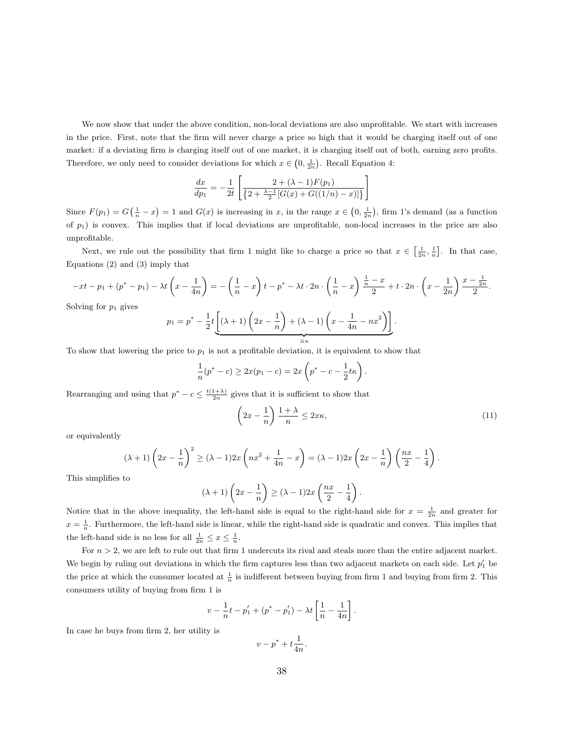We now show that under the above condition, non-local deviations are also unprofitable. We start with increases in the price. First, note that the firm will never charge a price so high that it would be charging itself out of one market: if a deviating firm is charging itself out of one market, it is charging itself out of both, earning zero profits. Therefore, we only need to consider deviations for which $x \in \left(0, \frac{1}{2n}\right)$. Recall Equation 4:

$$\frac{dx}{dp_1} = -\frac{1}{2t}\left[\frac{2 + (\lambda - 1)F(p_1)}{\left\{2 + \frac{\lambda-1}{2}[G(x) + G((1/n) - x)]\right\}}\right]$$

Since $F(p_1) = G\left(\frac{1}{n} - x\right) = 1$ and $G(x)$ is increasing in $x$, in the range $x \in \left(0, \frac{1}{2n}\right)$, firm 1's demand (as a function of $p_1$) is convex. This implies that if local deviations are unprofitable, non-local increases in the price are also unprofitable.

Next, we rule out the possibility that firm 1 might like to charge a price so that $x \in \left[\frac{1}{2n}, \frac{1}{n}\right]$. In that case, Equations (2) and (3) imply that

$$-xt - p_1 + (p^* - p_1) - \lambda t\left(x - \frac{1}{4n}\right) = -\left(\frac{1}{n} - x\right)t - p^* - \lambda t \cdot 2n \cdot \left(\frac{1}{n} - x\right)\frac{\frac{1}{n} - x}{2} + t \cdot 2n \cdot \left(x - \frac{1}{2n}\right)\frac{x - \frac{1}{2n}}{2}.$$

Solving for $p_1$ gives

$$p_1 = p^* - \frac{1}{2}t\underbrace{\left[(\lambda+1)\left(2x - \frac{1}{n}\right) + (\lambda - 1)\left(x - \frac{1}{4n} - nx^2\right)\right]}_{\equiv \kappa}.$$

To show that lowering the price to $p_1$ is not a profitable deviation, it is equivalent to show that

$$\frac{1}{n}(p^* - c) \geq 2x(p_1 - c) = 2x\left(p^* - c - \frac{1}{2}t\kappa\right).$$

Rearranging and using that $p^* - c \leq \frac{t(1+\lambda)}{2n}$ gives that it is sufficient to show that

$$\left(2x - \frac{1}{n}\right)\frac{1+\lambda}{n} \leq 2x\kappa, \tag{11}$$

or equivalently

$$(\lambda+1)\left(2x - \frac{1}{n}\right)^2 \geq (\lambda - 1)2x\left(nx^2 + \frac{1}{4n} - x\right) = (\lambda-1)2x\left(2x - \frac{1}{n}\right)\left(\frac{nx}{2} - \frac{1}{4}\right).$$

This simplifies to

$$(\lambda+1)\left(2x - \frac{1}{n}\right) \geq (\lambda - 1)2x\left(\frac{nx}{2} - \frac{1}{4}\right).$$

Notice that in the above inequality, the left-hand side is equal to the right-hand side for $x = \frac{1}{2n}$ and greater for $x = \frac{1}{n}$. Furthermore, the left-hand side is linear, while the right-hand side is quadratic and convex. This implies that the left-hand side is no less for all $\frac{1}{2n} \leq x \leq \frac{1}{n}$.

For $n > 2$, we are left to rule out that firm 1 undercuts its rival and steals more than the entire adjacent market. We begin by ruling out deviations in which the firm captures less than two adjacent markets on each side. Let $p_1'$ be the price at which the consumer located at $\frac{1}{n}$ is indifferent between buying from firm 1 and buying from firm 2. This consumers utility of buying from firm 1 is

$$v - \frac{1}{n}t - p_1' + (p^* - p_1') - \lambda t\left[\frac{1}{n} - \frac{1}{4n}\right].$$

In case he buys from firm 2, her utility is

$$v - p^* + t\frac{1}{4n}.$$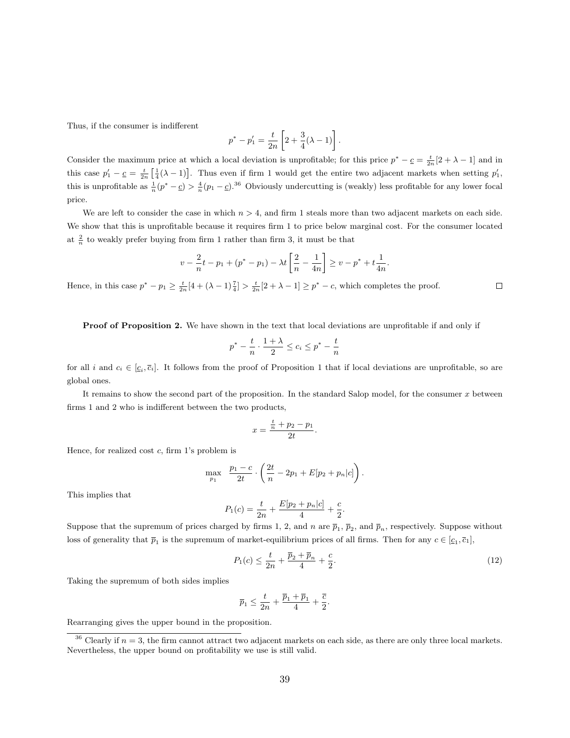Thus, if the consumer is indifferent

$$p^* - p_1' = \frac{t}{2n}\left[2 + \frac{3}{4}(\lambda - 1)\right].$$

Consider the maximum price at which a local deviation is unprofitable; for this price $p^* - \underline{c} = \frac{t}{2n}[2 + \lambda - 1]$ and in this case $p_1' - \underline{c} = \frac{t}{2n}\left[\frac{1}{4}(\lambda - 1)\right]$. Thus even if firm 1 would get the entire two adjacent markets when setting $p_1'$, this is unprofitable as $\frac{1}{n}(p^* - \underline{c}) > \frac{4}{n}(p_1 - \underline{c})$.[36] Obviously undercutting is (weakly) less profitable for any lower focal price.

We are left to consider the case in which $n > 4$, and firm 1 steals more than two adjacent markets on each side. We show that this is unprofitable because it requires firm 1 to price below marginal cost. For the consumer located at $\frac{2}{n}$ to weakly prefer buying from firm 1 rather than firm 3, it must be that

$$v - \frac{2}{n}t - p_1 + (p^* - p_1) - \lambda t\left[\frac{2}{n} - \frac{1}{4n}\right] \geq v - p^* + t\frac{1}{4n}.$$

Hence, in this case $p^* - p_1 \geq \frac{t}{2n}[4 + (\lambda - 1)\frac{7}{4}] > \frac{t}{2n}[2 + \lambda - 1] \geq p^* - c$, which completes the proof. □

**Proof of Proposition 2.** We have shown in the text that local deviations are unprofitable if and only if

$$p^* - \frac{t}{n} \cdot \frac{1 + \lambda}{2} \leq c_i \leq p^* - \frac{t}{n}$$

for all $i$ and $c_i \in [\underline{c}_i, \overline{c}_i]$. It follows from the proof of Proposition 1 that if local deviations are unprofitable, so are global ones.

It remains to show the second part of the proposition. In the standard Salop model, for the consumer $x$ between firms 1 and 2 who is indifferent between the two products,

$$x = \frac{\frac{t}{n} + p_2 - p_1}{2t}.$$

Hence, for realized cost $c$, firm 1's problem is

$$\max_{p_1} \quad \frac{p_1 - c}{2t} \cdot \left(\frac{2t}{n} - 2p_1 + E[p_2 + p_n|c]\right).$$

This implies that

$$P_1(c) = \frac{t}{2n} + \frac{E[p_2 + p_n|c]}{4} + \frac{c}{2}.$$

Suppose that the supremum of prices charged by firms 1, 2, and $n$ are $\overline{p}_1$, $\overline{p}_2$, and $\overline{p}_n$, respectively. Suppose without loss of generality that $\overline{p}_1$ is the supremum of market-equilibrium prices of all firms. Then for any $c \in [\underline{c}_1, \overline{c}_1]$,

$$P_1(c) \leq \frac{t}{2n} + \frac{\overline{p}_2 + \overline{p}_n}{4} + \frac{c}{2}. \tag{12}$$

Taking the supremum of both sides implies

$$\overline{p}_1 \leq \frac{t}{2n} + \frac{\overline{p}_1 + \overline{p}_1}{4} + \frac{\overline{c}}{2}.$$

Rearranging gives the upper bound in the proposition.

[36] Clearly if $n = 3$, the firm cannot attract two adjacent markets on each side, as there are only three local markets. Nevertheless, the upper bound on profitability we use is still valid.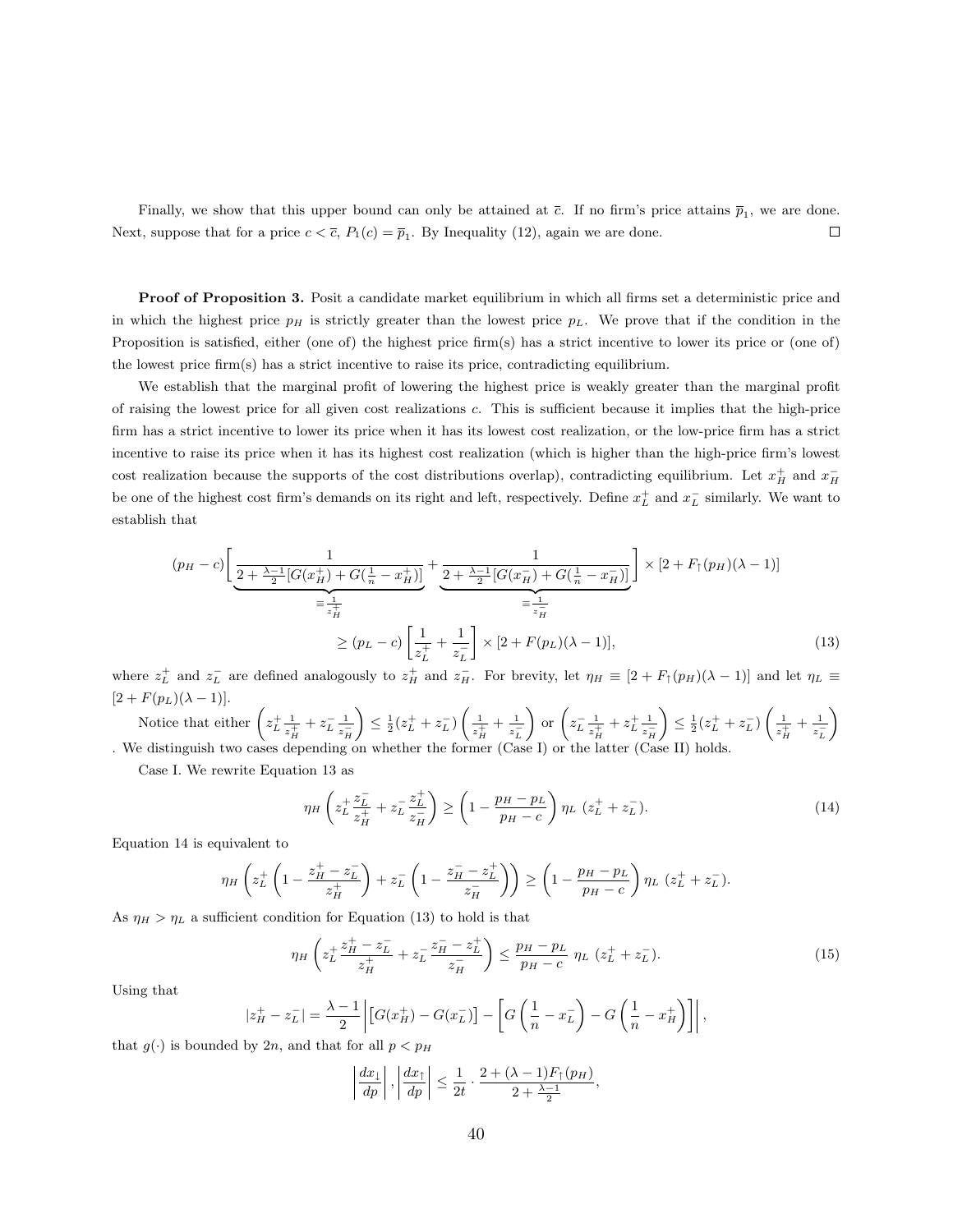Finally, we show that this upper bound can only be attained at $\bar{c}$. If no firm's price attains $\overline{p}_1$, we are done. Next, suppose that for a price $c < \bar{c}$, $P_1(c) = \overline{p}_1$. By Inequality (12), again we are done. $\square$

**Proof of Proposition 3.** Posit a candidate market equilibrium in which all firms set a deterministic price and in which the highest price $p_H$ is strictly greater than the lowest price $p_L$. We prove that if the condition in the Proposition is satisfied, either (one of) the highest price firm(s) has a strict incentive to lower its price or (one of) the lowest price firm(s) has a strict incentive to raise its price, contradicting equilibrium.

We establish that the marginal profit of lowering the highest price is weakly greater than the marginal profit of raising the lowest price for all given cost realizations $c$. This is sufficient because it implies that the high-price firm has a strict incentive to lower its price when it has its lowest cost realization, or the low-price firm has a strict incentive to raise its price when it has its highest cost realization (which is higher than the high-price firm's lowest cost realization because the supports of the cost distributions overlap), contradicting equilibrium. Let $x_H^+$ and $x_H^-$ be one of the highest cost firm's demands on its right and left, respectively. Define $x_L^+$ and $x_L^-$ similarly. We want to establish that

$$(p_H - c)\Bigg[\underbrace{\frac{1}{2 + \frac{\lambda-1}{2}[G(x_H^+) + G(\frac{1}{n} - x_H^+)]}}_{\equiv \frac{1}{z_H^+}} + \underbrace{\frac{1}{2 + \frac{\lambda-1}{2}[G(x_H^-) + G(\frac{1}{n} - x_H^-)]}}_{\equiv \frac{1}{z_H^-}}\Bigg] \times [2 + F_\uparrow(p_H)(\lambda - 1)]$$

$$\geq (p_L - c)\left[\frac{1}{z_L^+} + \frac{1}{z_L^-}\right] \times [2 + F(p_L)(\lambda - 1)], \tag{13}$$

where $z_L^+$ and $z_L^-$ are defined analogously to $z_H^+$ and $z_H^-$. For brevity, let $\eta_H \equiv [2 + F_\uparrow(p_H)(\lambda - 1)]$ and let $\eta_L \equiv [2 + F(p_L)(\lambda - 1)]$.

Notice that either $\left(z_L^+ \frac{1}{z_H^+} + z_L^- \frac{1}{z_H^-}\right) \leq \frac{1}{2}(z_L^+ + z_L^-)\left(\frac{1}{z_H^+} + \frac{1}{z_L^-}\right)$ or $\left(z_L^- \frac{1}{z_H^+} + z_L^+ \frac{1}{z_H^-}\right) \leq \frac{1}{2}(z_L^+ + z_L^-)\left(\frac{1}{z_H^+} + \frac{1}{z_L^-}\right)$. We distinguish two cases depending on whether the former (Case I) or the latter (Case II) holds.

Case I. We rewrite Equation 13 as

$$\eta_H \left(z_L^+ \frac{z_L^-}{z_H^+} + z_L^- \frac{z_L^+}{z_H^-}\right) \geq \left(1 - \frac{p_H - p_L}{p_H - c}\right) \eta_L \; (z_L^+ + z_L^-). \tag{14}$$

Equation 14 is equivalent to

$$\eta_H \left(z_L^+ \left(1 - \frac{z_H^+ - z_L^-}{z_H^+}\right) + z_L^- \left(1 - \frac{z_H^- - z_L^+}{z_H^-}\right)\right) \geq \left(1 - \frac{p_H - p_L}{p_H - c}\right) \eta_L \; (z_L^+ + z_L^-).$$

As $\eta_H > \eta_L$ a sufficient condition for Equation (13) to hold is that

$$\eta_H \left(z_L^+ \frac{z_H^+ - z_L^-}{z_H^+} + z_L^- \frac{z_H^- - z_L^+}{z_H^-}\right) \leq \frac{p_H - p_L}{p_H - c} \; \eta_L \; (z_L^+ + z_L^-). \tag{15}$$

Using that

$$|z_H^+ - z_L^-| = \frac{\lambda - 1}{2}\left|\left[G(x_H^+) - G(x_L^-)\right] - \left[G\left(\frac{1}{n} - x_L^-\right) - G\left(\frac{1}{n} - x_H^+\right)\right]\right|,$$

that $g(\cdot)$ is bounded by $2n$, and that for all $p < p_H$

$$\left|\frac{dx_\downarrow}{dp}\right|, \left|\frac{dx_\uparrow}{dp}\right| \leq \frac{1}{2t} \cdot \frac{2 + (\lambda - 1)F_\uparrow(p_H)}{2 + \frac{\lambda-1}{2}},$$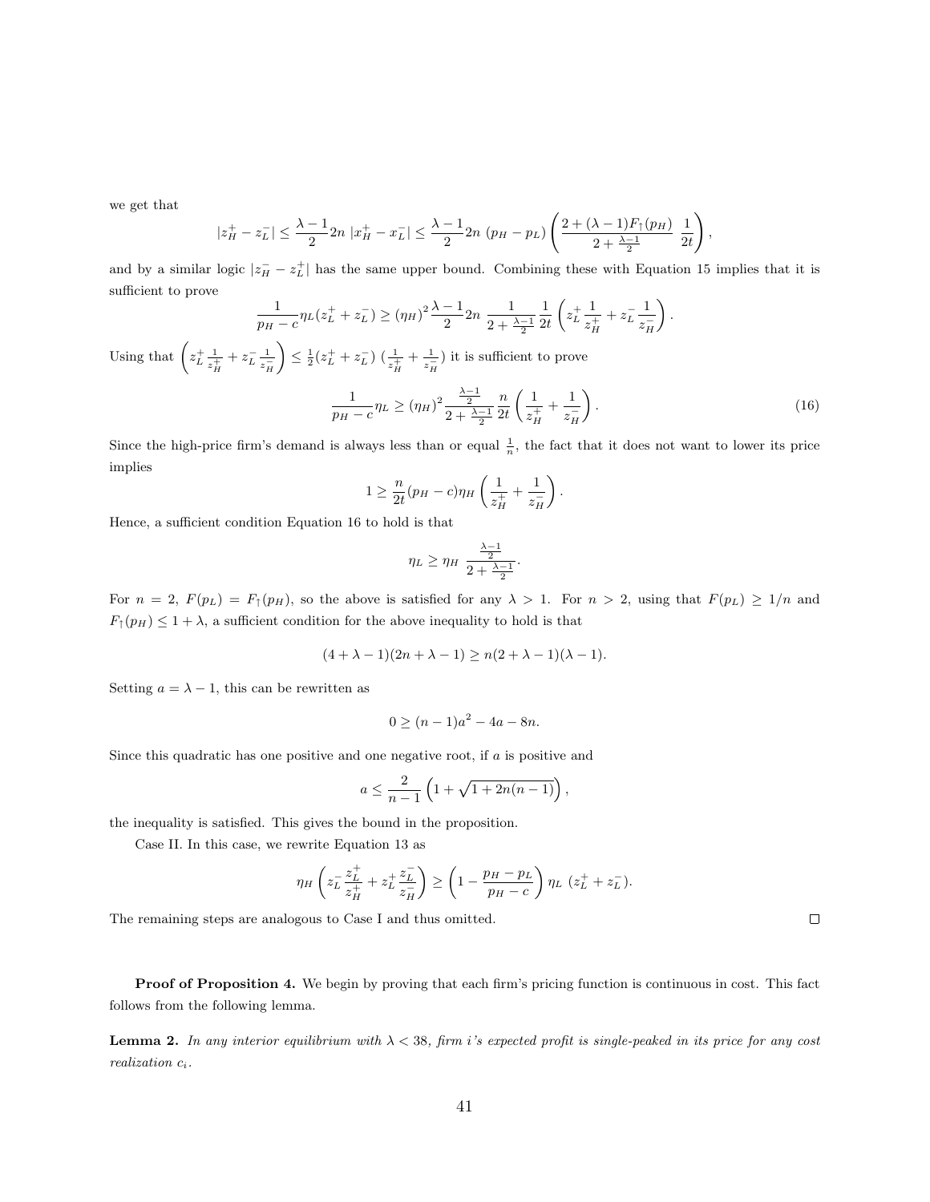we get that

$$|z_H^+ - z_L^-| \leq \frac{\lambda - 1}{2} 2n \; |x_H^+ - x_L^-| \leq \frac{\lambda - 1}{2} 2n \; (p_H - p_L) \left( \frac{2 + (\lambda - 1) F_\uparrow(p_H)}{2 + \frac{\lambda - 1}{2}} \; \frac{1}{2t} \right),$$

and by a similar logic $|z_H^- - z_L^+|$ has the same upper bound. Combining these with Equation 15 implies that it is sufficient to prove

$$\frac{1}{p_H - c} \eta_L (z_L^+ + z_L^-) \geq (\eta_H)^2 \frac{\lambda - 1}{2} 2n \; \frac{1}{2 + \frac{\lambda - 1}{2}} \frac{1}{2t} \left( z_L^+ \frac{1}{z_H^+} + z_L^- \frac{1}{z_H^-} \right).$$

Using that $\left( z_L^+ \frac{1}{z_H^+} + z_L^- \frac{1}{z_H^-} \right) \leq \frac{1}{2}(z_L^+ + z_L^-) \; (\frac{1}{z_H^+} + \frac{1}{z_H^-})$ it is sufficient to prove

$$\frac{1}{p_H - c} \eta_L \geq (\eta_H)^2 \frac{\frac{\lambda - 1}{2}}{2 + \frac{\lambda - 1}{2}} \frac{n}{2t} \left( \frac{1}{z_H^+} + \frac{1}{z_H^-} \right). \tag{16}$$

Since the high-price firm's demand is always less than or equal $\frac{1}{n}$, the fact that it does not want to lower its price implies

$$1 \geq \frac{n}{2t} (p_H - c) \eta_H \left( \frac{1}{z_H^+} + \frac{1}{z_H^-} \right).$$

Hence, a sufficient condition Equation 16 to hold is that

$$\eta_L \geq \eta_H \; \frac{\frac{\lambda - 1}{2}}{2 + \frac{\lambda - 1}{2}}.$$

For $n = 2$, $F(p_L) = F_\uparrow(p_H)$, so the above is satisfied for any $\lambda > 1$. For $n > 2$, using that $F(p_L) \geq 1/n$ and $F_\uparrow(p_H) \leq 1 + \lambda$, a sufficient condition for the above inequality to hold is that

$$(4 + \lambda - 1)(2n + \lambda - 1) \geq n(2 + \lambda - 1)(\lambda - 1).$$

Setting $a = \lambda - 1$, this can be rewritten as

$$0 \geq (n - 1)a^2 - 4a - 8n.$$

Since this quadratic has one positive and one negative root, if $a$ is positive and

$$a \leq \frac{2}{n - 1} \left( 1 + \sqrt{1 + 2n(n - 1)} \right),$$

the inequality is satisfied. This gives the bound in the proposition.

Case II. In this case, we rewrite Equation 13 as

$$\eta_H \left( z_L^- \frac{z_L^+}{z_H^+} + z_L^+ \frac{z_L^-}{z_H^-} \right) \geq \left( 1 - \frac{p_H - p_L}{p_H - c} \right) \eta_L \; (z_L^+ + z_L^-).$$

The remaining steps are analogous to Case I and thus omitted. □

**Proof of Proposition 4.** We begin by proving that each firm's pricing function is continuous in cost. This fact follows from the following lemma.

**Lemma 2.** *In any interior equilibrium with $\lambda < 38$, firm $i$'s expected profit is single-peaked in its price for any cost realization $c_i$.*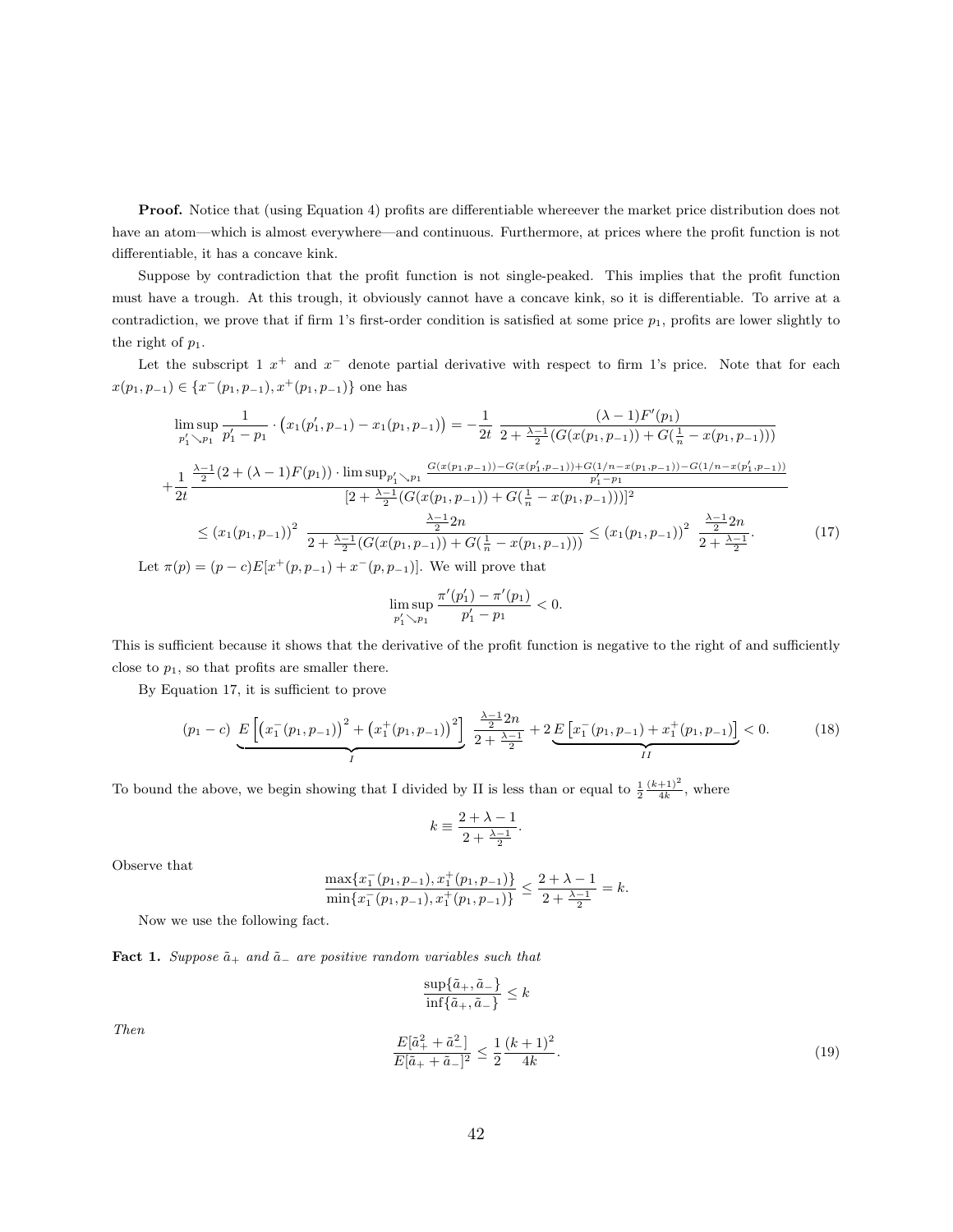**Proof.** Notice that (using Equation 4) profits are differentiable whereever the market price distribution does not have an atom—which is almost everywhere—and continuous. Furthermore, at prices where the profit function is not differentiable, it has a concave kink.

Suppose by contradiction that the profit function is not single-peaked. This implies that the profit function must have a trough. At this trough, it obviously cannot have a concave kink, so it is differentiable. To arrive at a contradiction, we prove that if firm 1's first-order condition is satisfied at some price $p_1$, profits are lower slightly to the right of $p_1$.

Let the subscript 1 $x^+$ and $x^-$ denote partial derivative with respect to firm 1's price. Note that for each $x(p_1, p_{-1}) \in \{x^-(p_1, p_{-1}), x^+(p_1, p_{-1})\}$ one has

$$\limsup_{p_1' \searrow p_1} \frac{1}{p_1' - p_1} \cdot \left(x_1(p_1', p_{-1}) - x_1(p_1, p_{-1})\right) = -\frac{1}{2t} \frac{(\lambda - 1)F'(p_1)}{2 + \frac{\lambda-1}{2}(G(x(p_1, p_{-1})) + G(\frac{1}{n} - x(p_1, p_{-1})))}$$

$$+\frac{1}{2t} \frac{\frac{\lambda-1}{2}(2 + (\lambda - 1)F(p_1)) \cdot \limsup_{p_1' \searrow p_1} \frac{G(x(p_1,p_{-1})) - G(x(p_1',p_{-1})) + G(1/n - x(p_1,p_{-1})) - G(1/n - x(p_1',p_{-1}))}{p_1' - p_1}}{[2 + \frac{\lambda-1}{2}(G(x(p_1, p_{-1})) + G(\frac{1}{n} - x(p_1, p_{-1})))]^2}$$

$$\leq \left(x_1(p_1, p_{-1})\right)^2 \frac{\frac{\lambda-1}{2}2n}{2 + \frac{\lambda-1}{2}(G(x(p_1, p_{-1})) + G(\frac{1}{n} - x(p_1, p_{-1})))} \leq \left(x_1(p_1, p_{-1})\right)^2 \frac{\frac{\lambda-1}{2}2n}{2 + \frac{\lambda-1}{2}}. \tag{17}$$

Let $\pi(p) = (p - c)E[x^+(p, p_{-1}) + x^-(p, p_{-1})]$. We will prove that

$$\limsup_{p_1' \searrow p_1} \frac{\pi'(p_1') - \pi'(p_1)}{p_1' - p_1} < 0.$$

This is sufficient because it shows that the derivative of the profit function is negative to the right of and sufficiently close to $p_1$, so that profits are smaller there.

By Equation 17, it is sufficient to prove

$$(p_1 - c) \underbrace{E\left[\left(x_1^-(p_1, p_{-1})\right)^2 + \left(x_1^+(p_1, p_{-1})\right)^2\right]}_{I} \frac{\frac{\lambda-1}{2}2n}{2 + \frac{\lambda-1}{2}} + 2\underbrace{E\left[x_1^-(p_1, p_{-1}) + x_1^+(p_1, p_{-1})\right]}_{II} < 0. \tag{18}$$

To bound the above, we begin showing that I divided by II is less than or equal to $\frac{1}{2}\frac{(k+1)^2}{4k}$, where

$$k \equiv \frac{2 + \lambda - 1}{2 + \frac{\lambda-1}{2}}.$$

Observe that

$$\frac{\max\{x_1^-(p_1, p_{-1}), x_1^+(p_1, p_{-1})\}}{\min\{x_1^-(p_1, p_{-1}), x_1^+(p_1, p_{-1})\}} \leq \frac{2 + \lambda - 1}{2 + \frac{\lambda-1}{2}} = k.$$

Now we use the following fact.

**Fact 1.** *Suppose $\tilde{a}_+$ and $\tilde{a}_-$ are positive random variables such that*

$$\frac{\sup\{\tilde{a}_+, \tilde{a}_-\}}{\inf\{\tilde{a}_+, \tilde{a}_-\}} \leq k$$

*Then*

$$\frac{E[\tilde{a}_+^2 + \tilde{a}_-^2]}{E[\tilde{a}_+ + \tilde{a}_-]^2} \leq \frac{1}{2}\frac{(k+1)^2}{4k}. \tag{19}$$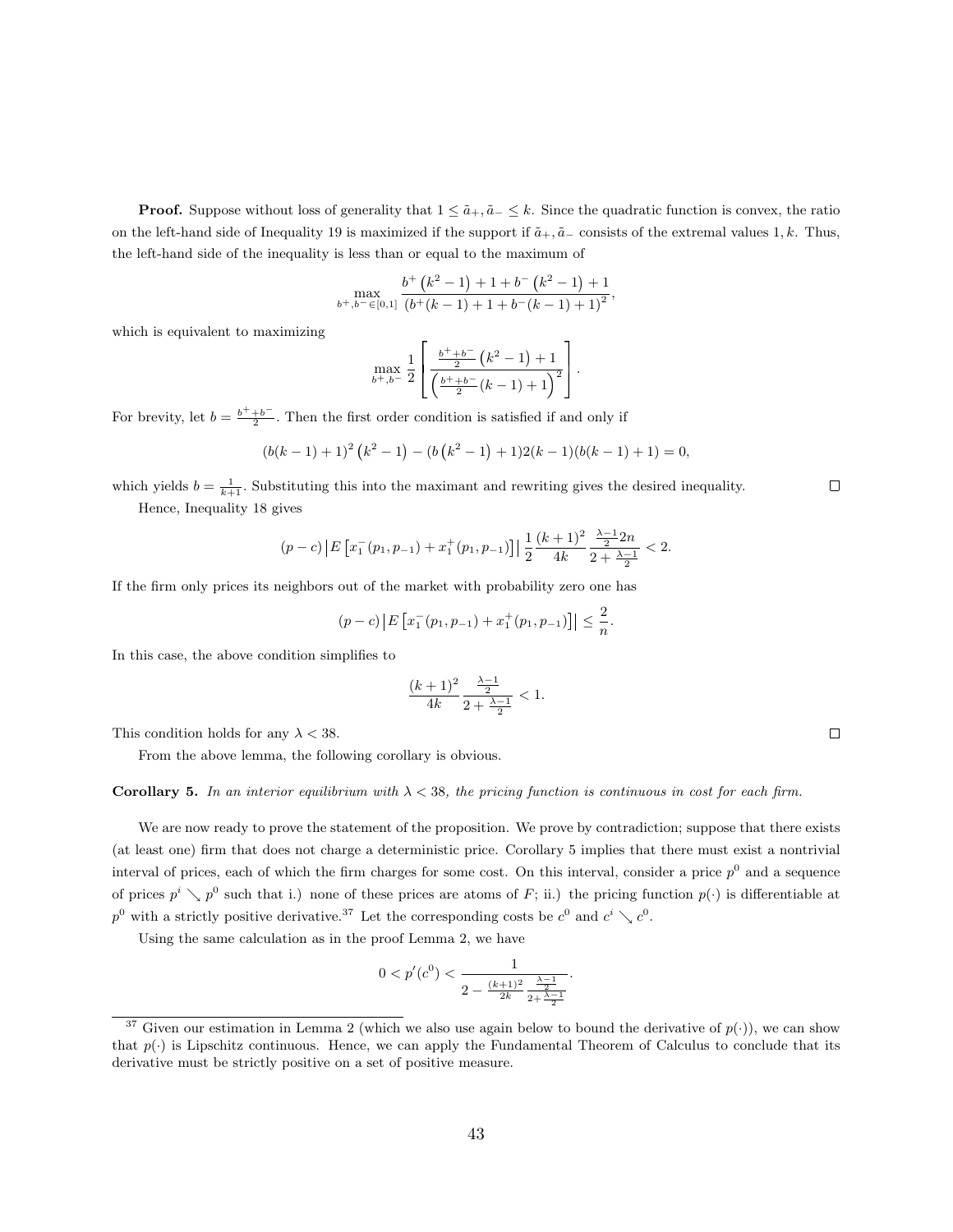**Proof.** Suppose without loss of generality that $1 \leq \tilde{a}_+, \tilde{a}_- \leq k$. Since the quadratic function is convex, the ratio on the left-hand side of Inequality 19 is maximized if the support if $\tilde{a}_+, \tilde{a}_-$ consists of the extremal values $1, k$. Thus, the left-hand side of the inequality is less than or equal to the maximum of

$$\max_{b^+, b^- \in [0,1]} \frac{b^+ \left(k^2 - 1\right) + 1 + b^- \left(k^2 - 1\right) + 1}{\left(b^+(k-1) + 1 + b^-(k-1) + 1\right)^2},$$

which is equivalent to maximizing

$$\max_{b^+, b^-} \frac{1}{2} \left[ \frac{\frac{b^+ + b^-}{2} \left(k^2 - 1\right) + 1}{\left(\frac{b^+ + b^-}{2}(k-1) + 1\right)^2} \right].$$

For brevity, let $b = \frac{b^+ + b^-}{2}$. Then the first order condition is satisfied if and only if

$$(b(k-1)+1)^2 \left(k^2 - 1\right) - \left(b\left(k^2 - 1\right) + 1\right) 2(k-1)(b(k-1)+1) = 0,$$

which yields $b = \frac{1}{k+1}$. Substituting this into the maximant and rewriting gives the desired inequality. $\square$

Hence, Inequality 18 gives

$$(p-c) \left| E\left[x_1^-(p_1, p_{-1}) + x_1^+(p_1, p_{-1})\right]\right| \frac{1}{2} \frac{(k+1)^2}{4k} \frac{\frac{\lambda-1}{2} 2n}{2 + \frac{\lambda-1}{2}} < 2.$$

If the firm only prices its neighbors out of the market with probability zero one has

$$(p-c) \left| E\left[x_1^-(p_1, p_{-1}) + x_1^+(p_1, p_{-1})\right]\right| \leq \frac{2}{n}.$$

In this case, the above condition simplifies to

$$\frac{(k+1)^2}{4k} \frac{\frac{\lambda-1}{2}}{2 + \frac{\lambda-1}{2}} < 1.$$

This condition holds for any $\lambda < 38$. $\square$

From the above lemma, the following corollary is obvious.

**Corollary 5.** *In an interior equilibrium with $\lambda < 38$, the pricing function is continuous in cost for each firm.*

We are now ready to prove the statement of the proposition. We prove by contradiction; suppose that there exists (at least one) firm that does not charge a deterministic price. Corollary 5 implies that there must exist a nontrivial interval of prices, each of which the firm charges for some cost. On this interval, consider a price $p^0$ and a sequence of prices $p^i \searrow p^0$ such that i.) none of these prices are atoms of $F$; ii.) the pricing function $p(\cdot)$ is differentiable at $p^0$ with a strictly positive derivative.[37] Let the corresponding costs be $c^0$ and $c^i \searrow c^0$.

Using the same calculation as in the proof Lemma 2, we have

$$0 < p'(c^0) < \frac{1}{2 - \frac{(k+1)^2}{2k} \frac{\frac{\lambda-1}{2}}{2 + \frac{\lambda-1}{2}}}.$$

---

[37] Given our estimation in Lemma 2 (which we also use again below to bound the derivative of $p(\cdot)$), we can show that $p(\cdot)$ is Lipschitz continuous. Hence, we can apply the Fundamental Theorem of Calculus to conclude that its derivative must be strictly positive on a set of positive measure.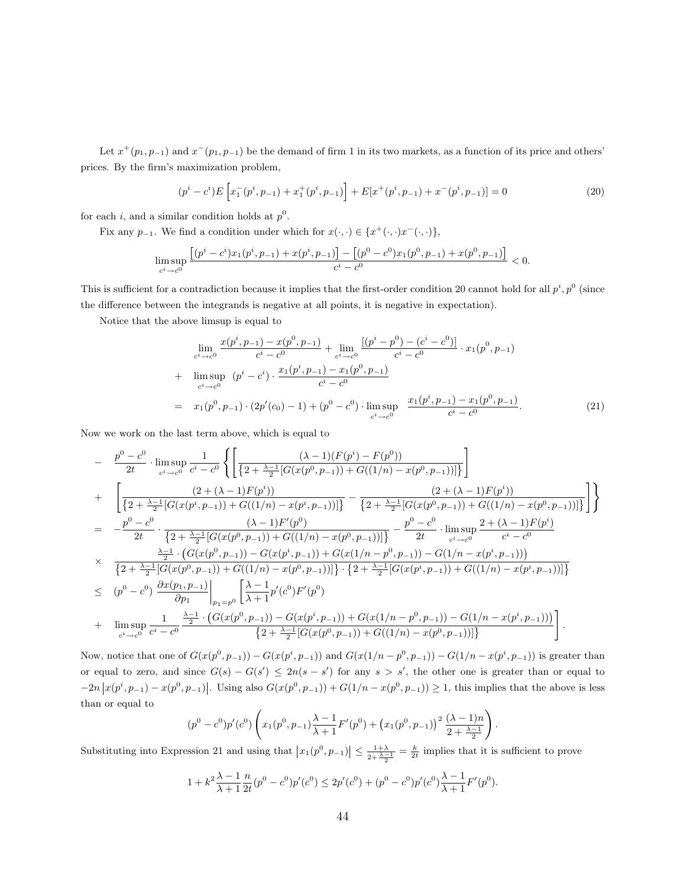Let $x^+(p_1, p_{-1})$ and $x^-(p_1, p_{-1})$ be the demand of firm 1 in its two markets, as a function of its price and others' prices. By the firm's maximization problem,

$$(p^i - c^i)E\left[x_1^-(p^i, p_{-1}) + x_1^+(p^i, p_{-1})\right] + E[x^+(p^i, p_{-1}) + x^-(p^i, p_{-1})] = 0 \tag{20}$$

for each $i$, and a similar condition holds at $p^0$.

Fix any $p_{-1}$. We find a condition under which for $x(\cdot,\cdot) \in \{x^+(\cdot,\cdot)x^-(\cdot,\cdot)\}$,

$$\limsup_{c^i \to c^0} \frac{\left[(p^i - c^i)x_1(p^i, p_{-1}) + x(p^i, p_{-1})\right] - \left[(p^0 - c^0)x_1(p^0, p_{-1}) + x(p^0, p_{-1})\right]}{c^i - c^0} < 0.$$

This is sufficient for a contradiction because it implies that the first-order condition 20 cannot hold for all $p^i, p^0$ (since the difference between the integrands is negative at all points, it is negative in expectation).

Notice that the above limsup is equal to

$$\begin{aligned}
& \lim_{c^i \to c^0} \frac{x(p^i, p_{-1}) - x(p^0, p_{-1})}{c^i - c^0} + \lim_{c^i \to c^0} \frac{[(p^i - p^0) - (c^i - c^0)]}{c^i - c^0} \cdot x_1(p^0, p_{-1}) \\
+ \quad & \limsup_{c^i \to c^0} \ (p^i - c^i) \cdot \frac{x_1(p^i, p_{-1}) - x_1(p^0, p_{-1})}{c^i - c^0} \\
= \quad & x_1(p^0, p_{-1}) \cdot (2p'(c_0) - 1) + (p^0 - c^0) \cdot \limsup_{c^i \to c^0} \ \frac{x_1(p^i, p_{-1}) - x_1(p^0, p_{-1})}{c^i - c^0}.
\end{aligned} \tag{21}$$

Now we work on the last term above, which is equal to

$$\begin{aligned}
- \quad & \frac{p^0 - c^0}{2t} \cdot \limsup_{c^i \to c^0} \frac{1}{c^i - c^0} \left\{ \left[ \frac{(\lambda - 1)(F(p^i) - F(p^0))}{\left\{2 + \frac{\lambda - 1}{2}[G(x(p^0, p_{-1})) + G((1/n) - x(p^0, p_{-1}))]\right\}} \right] \right. \\
+ \quad & \left. \left[ \frac{(2 + (\lambda - 1)F(p^i))}{\left\{2 + \frac{\lambda - 1}{2}[G(x(p^i, p_{-1})) + G((1/n) - x(p^i, p_{-1}))]\right\}} - \frac{(2 + (\lambda - 1)F(p^i))}{\left\{2 + \frac{\lambda - 1}{2}[G(x(p^0, p_{-1})) + G((1/n) - x(p^0, p_{-1}))]\right\}} \right] \right\} \\
= \quad & -\frac{p^0 - c^0}{2t} \cdot \frac{(\lambda - 1)F'(p^0)}{\left\{2 + \frac{\lambda - 1}{2}[G(x(p^0, p_{-1})) + G((1/n) - x(p^0, p_{-1}))]\right\}} - \frac{p^0 - c^0}{2t} \cdot \limsup_{c^i \to c^0} \frac{2 + (\lambda - 1)F(p^i)}{c^i - c^0} \\
\times \quad & \frac{\frac{\lambda - 1}{2} \cdot \left(G(x(p^0, p_{-1})) - G(x(p^i, p_{-1})) + G(x(1/n - p^0, p_{-1})) - G(1/n - x(p^i, p_{-1}))\right)}{\left\{2 + \frac{\lambda - 1}{2}[G(x(p^0, p_{-1})) + G((1/n) - x(p^0, p_{-1}))]\right\} \cdot \left\{2 + \frac{\lambda - 1}{2}[G(x(p^i, p_{-1})) + G((1/n) - x(p^i, p_{-1}))]\right\}} \\
\leq \quad & (p^0 - c^0) \left. \frac{\partial x(p_1, p_{-1})}{\partial p_1} \right|_{p_1 = p^0} \left[ \frac{\lambda - 1}{\lambda + 1} p'(c^0) F'(p^0) \right. \\
+ \quad & \left. \limsup_{c^i \to c^0} \frac{1}{c^i - c^0} \frac{\frac{\lambda - 1}{2} \cdot \left(G(x(p^0, p_{-1})) - G(x(p^i, p_{-1})) + G(x(1/n - p^0, p_{-1})) - G(1/n - x(p^i, p_{-1}))\right)}{\left\{2 + \frac{\lambda - 1}{2}[G(x(p^0, p_{-1})) + G((1/n) - x(p^0, p_{-1}))]\right\}} \right].
\end{aligned}$$

Now, notice that one of $G(x(p^0, p_{-1})) - G(x(p^i, p_{-1}))$ and $G(x(1/n - p^0, p_{-1})) - G(1/n - x(p^i, p_{-1}))$ is greater than or equal to zero, and since $G(s) - G(s') \leq 2n(s - s')$ for any $s > s'$, the other one is greater than or equal to $-2n\left|x(p^i, p_{-1}) - x(p^0, p_{-1})\right|$. Using also $G(x(p^0, p_{-1})) + G(1/n - x(p^0, p_{-1})) \geq 1$, this implies that the above is less than or equal to

$$(p^0 - c^0)p'(c^0) \left( x_1(p^0, p_{-1}) \frac{\lambda - 1}{\lambda + 1} F'(p^0) + \left(x_1(p^0, p_{-1})\right)^2 \frac{(\lambda - 1)n}{2 + \frac{\lambda - 1}{2}} \right).$$

Substituting into Expression 21 and using that $\left|x_1(p^0, p_{-1})\right| \leq \frac{1 + \lambda}{2 + \frac{\lambda - 1}{2}} = \frac{k}{2t}$ implies that it is sufficient to prove

$$1 + k^2 \frac{\lambda - 1}{\lambda + 1} \frac{n}{2t}(p^0 - c^0)p'(c^0) \leq 2p'(c^0) + (p^0 - c^0)p'(c^0) \frac{\lambda - 1}{\lambda + 1} F'(p^0).$$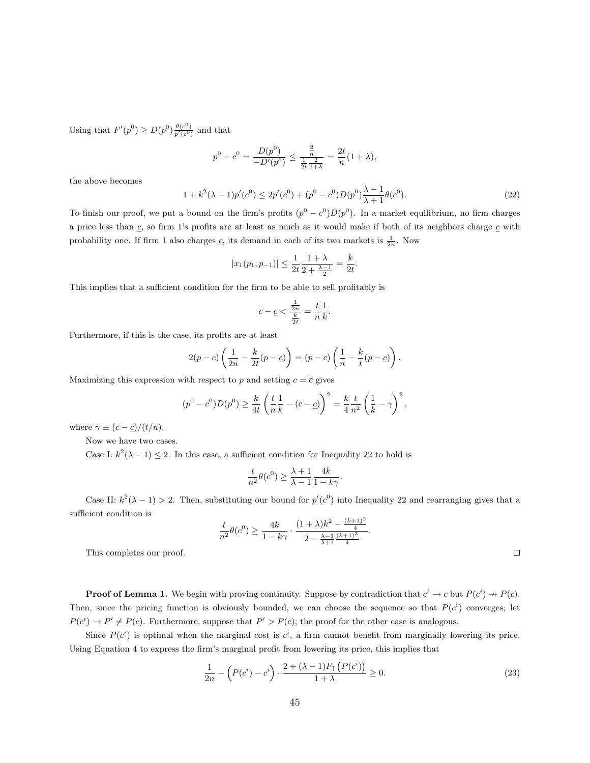Using that $F'(p^0) \geq D(p^0)\frac{\theta(c^0)}{p'(c^0)}$ and that

$$p^0 - c^0 = \frac{D(p^0)}{-D'(p^0)} \leq \frac{\frac{2}{n}}{\frac{1}{2t}\frac{2}{1+\lambda}} = \frac{2t}{n}(1+\lambda),$$

the above becomes

$$1 + k^2(\lambda - 1)p'(c^0) \leq 2p'(c^0) + (p^0 - c^0)D(p^0)\frac{\lambda - 1}{\lambda + 1}\theta(c^0). \tag{22}$$

To finish our proof, we put a bound on the firm's profits $(p^0 - c^0)D(p^0)$. In a market equilibrium, no firm charges a price less than $\underline{c}$, so firm 1's profits are at least as much as it would make if both of its neighbors charge $\underline{c}$ with probability one. If firm 1 also charges $\underline{c}$, its demand in each of its two markets is $\frac{1}{2n}$. Now

$$|x_1(p_1, p_{-1})| \leq \frac{1}{2t}\frac{1+\lambda}{2 + \frac{\lambda-1}{2}} = \frac{k}{2t}.$$

This implies that a sufficient condition for the firm to be able to sell profitably is

$$\overline{c} - \underline{c} < \frac{\frac{1}{2n}}{\frac{k}{2t}} = \frac{t}{n}\frac{1}{k}.$$

Furthermore, if this is the case, its profits are at least

$$2(p - c)\left(\frac{1}{2n} - \frac{k}{2t}(p - \underline{c})\right) = (p - c)\left(\frac{1}{n} - \frac{k}{t}(p - \underline{c})\right).$$

Maximizing this expression with respect to $p$ and setting $c = \overline{c}$ gives

$$(p^0 - c^0)D(p^0) \geq \frac{k}{4t}\left(\frac{t}{n}\frac{1}{k} - (\overline{c} - \underline{c})\right)^2 = \frac{k}{4}\frac{t}{n^2}\left(\frac{1}{k} - \gamma\right)^2,$$

where $\gamma \equiv (\overline{c} - \underline{c})/(t/n)$.

Now we have two cases.

Case I: $k^2(\lambda - 1) \leq 2$. In this case, a sufficient condition for Inequality 22 to hold is

$$\frac{t}{n^2}\theta(c^0) \geq \frac{\lambda + 1}{\lambda - 1}\frac{4k}{1 - k\gamma}.$$

Case II: $k^2(\lambda - 1) > 2$. Then, substituting our bound for $p'(c^0)$ into Inequality 22 and rearranging gives that a sufficient condition is

$$\frac{t}{n^2}\theta(c^0) \geq \frac{4k}{1 - k\gamma} \cdot \frac{(1+\lambda)k^2 - \frac{(k+1)^2}{4}}{2 - \frac{\lambda - 1}{\lambda + 1}\frac{(k+1)^2}{4}}.$$

This completes our proof. $\square$

**Proof of Lemma 1.** We begin with proving continuity. Suppose by contradiction that $c^i \to c$ but $P(c^i) \nrightarrow P(c)$. Then, since the pricing function is obviously bounded, we can choose the sequence so that $P(c^i)$ converges; let $P(c^i) \to P' \neq P(c)$. Furthermore, suppose that $P' > P(c)$; the proof for the other case is analogous.

Since $P(c^i)$ is optimal when the marginal cost is $c^i$, a firm cannot benefit from marginally lowering its price. Using Equation 4 to express the firm's marginal profit from lowering its price, this implies that

$$\frac{1}{2n} - \left(P(c^i) - c^i\right) \cdot \frac{2 + (\lambda - 1)F_{\uparrow}\left(P(c^i)\right)}{1 + \lambda} \geq 0. \tag{23}$$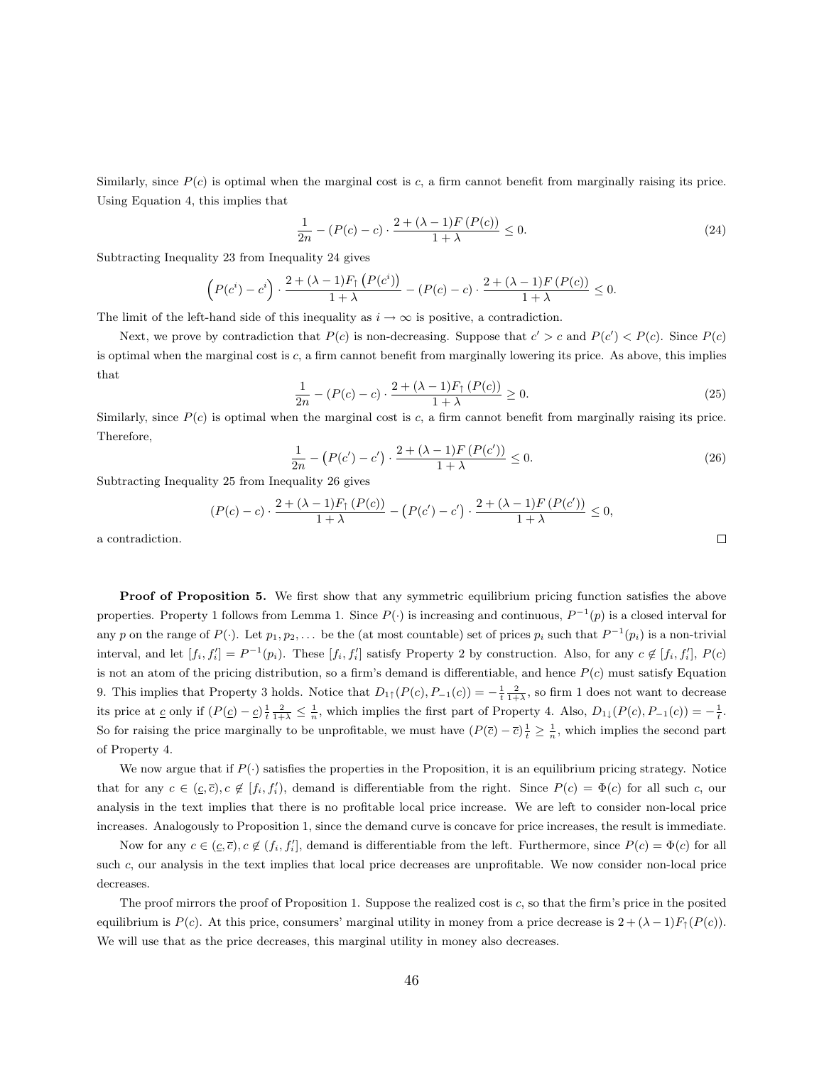Similarly, since $P(c)$ is optimal when the marginal cost is $c$, a firm cannot benefit from marginally raising its price. Using Equation 4, this implies that

$$\frac{1}{2n} - (P(c) - c) \cdot \frac{2 + (\lambda - 1)F(P(c))}{1 + \lambda} \leq 0. \tag{24}$$

Subtracting Inequality 23 from Inequality 24 gives

$$\left(P(c^i) - c^i\right) \cdot \frac{2 + (\lambda - 1)F_\uparrow\left(P(c^i)\right)}{1 + \lambda} - (P(c) - c) \cdot \frac{2 + (\lambda - 1)F(P(c))}{1 + \lambda} \leq 0.$$

The limit of the left-hand side of this inequality as $i \to \infty$ is positive, a contradiction.

Next, we prove by contradiction that $P(c)$ is non-decreasing. Suppose that $c' > c$ and $P(c') < P(c)$. Since $P(c)$ is optimal when the marginal cost is $c$, a firm cannot benefit from marginally lowering its price. As above, this implies that

$$\frac{1}{2n} - (P(c) - c) \cdot \frac{2 + (\lambda - 1)F_\uparrow(P(c))}{1 + \lambda} \geq 0. \tag{25}$$

Similarly, since $P(c)$ is optimal when the marginal cost is $c$, a firm cannot benefit from marginally raising its price. Therefore,

$$\frac{1}{2n} - \left(P(c') - c'\right) \cdot \frac{2 + (\lambda - 1)F(P(c'))}{1 + \lambda} \leq 0. \tag{26}$$

Subtracting Inequality 25 from Inequality 26 gives

$$(P(c) - c) \cdot \frac{2 + (\lambda - 1)F_\uparrow(P(c))}{1 + \lambda} - \left(P(c') - c'\right) \cdot \frac{2 + (\lambda - 1)F(P(c'))}{1 + \lambda} \leq 0,$$

a contradiction. □

**Proof of Proposition 5.** We first show that any symmetric equilibrium pricing function satisfies the above properties. Property 1 follows from Lemma 1. Since $P(\cdot)$ is increasing and continuous, $P^{-1}(p)$ is a closed interval for any $p$ on the range of $P(\cdot)$. Let $p_1, p_2, \ldots$ be the (at most countable) set of prices $p_i$ such that $P^{-1}(p_i)$ is a non-trivial interval, and let $[f_i, f_i'] = P^{-1}(p_i)$. These $[f_i, f_i']$ satisfy Property 2 by construction. Also, for any $c \notin [f_i, f_i']$, $P(c)$ is not an atom of the pricing distribution, so a firm's demand is differentiable, and hence $P(c)$ must satisfy Equation 9. This implies that Property 3 holds. Notice that $D_{1\uparrow}(P(c), P_{-1}(c)) = -\frac{1}{t}\frac{2}{1+\lambda}$, so firm 1 does not want to decrease its price at $\underline{c}$ only if $(P(\underline{c}) - \underline{c})\frac{1}{t}\frac{2}{1+\lambda} \leq \frac{1}{n}$, which implies the first part of Property 4. Also, $D_{1\downarrow}(P(c), P_{-1}(c)) = -\frac{1}{t}$. So for raising the price marginally to be unprofitable, we must have $(P(\overline{c}) - \overline{c})\frac{1}{t} \geq \frac{1}{n}$, which implies the second part of Property 4.

We now argue that if $P(\cdot)$ satisfies the properties in the Proposition, it is an equilibrium pricing strategy. Notice that for any $c \in (\underline{c}, \overline{c}), c \notin [f_i, f_i')$, demand is differentiable from the right. Since $P(c) = \Phi(c)$ for all such $c$, our analysis in the text implies that there is no profitable local price increase. We are left to consider non-local price increases. Analogously to Proposition 1, since the demand curve is concave for price increases, the result is immediate.

Now for any $c \in (\underline{c}, \overline{c}), c \notin (f_i, f_i']$, demand is differentiable from the left. Furthermore, since $P(c) = \Phi(c)$ for all such $c$, our analysis in the text implies that local price decreases are unprofitable. We now consider non-local price decreases.

The proof mirrors the proof of Proposition 1. Suppose the realized cost is $c$, so that the firm's price in the posited equilibrium is $P(c)$. At this price, consumers' marginal utility in money from a price decrease is $2 + (\lambda - 1)F_\uparrow(P(c))$. We will use that as the price decreases, this marginal utility in money also decreases.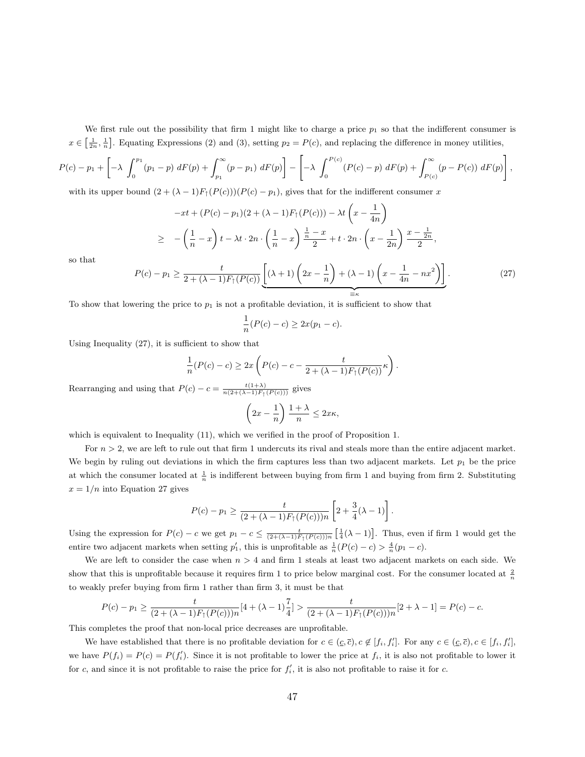We first rule out the possibility that firm 1 might like to charge a price $p_1$ so that the indifferent consumer is $x \in \left[\frac{1}{2n}, \frac{1}{n}\right]$. Equating Expressions (2) and (3), setting $p_2 = P(c)$, and replacing the difference in money utilities,

$$P(c) - p_1 + \left[-\lambda \int_0^{p_1} (p_1 - p)\, dF(p) + \int_{p_1}^{\infty} (p - p_1)\, dF(p)\right] - \left[-\lambda \int_0^{P(c)} (P(c) - p)\, dF(p) + \int_{P(c)}^{\infty} (p - P(c))\, dF(p)\right],$$

with its upper bound $(2 + (\lambda - 1)F_{\uparrow}(P(c)))(P(c) - p_1)$, gives that for the indifferent consumer $x$

$$\begin{aligned}
&-xt + (P(c) - p_1)(2 + (\lambda - 1)F_{\uparrow}(P(c))) - \lambda t \left(x - \frac{1}{4n}\right) \\
\geq\ & -\left(\frac{1}{n} - x\right) t - \lambda t \cdot 2n \cdot \left(\frac{1}{n} - x\right) \frac{\frac{1}{n} - x}{2} + t \cdot 2n \cdot \left(x - \frac{1}{2n}\right) \frac{x - \frac{1}{2n}}{2},
\end{aligned}$$

so that

$$P(c) - p_1 \geq \frac{t}{2 + (\lambda - 1)F_{\uparrow}(P(c))} \underbrace{\left[(\lambda + 1)\left(2x - \frac{1}{n}\right) + (\lambda - 1)\left(x - \frac{1}{4n} - nx^2\right)\right]}_{\equiv \kappa}. \tag{27}$$

To show that lowering the price to $p_1$ is not a profitable deviation, it is sufficient to show that

$$\frac{1}{n}(P(c) - c) \geq 2x(p_1 - c).$$

Using Inequality (27), it is sufficient to show that

$$\frac{1}{n}(P(c) - c) \geq 2x \left(P(c) - c - \frac{t}{2 + (\lambda - 1)F_{\uparrow}(P(c))}\kappa\right).$$

Rearranging and using that $P(c) - c = \frac{t(1+\lambda)}{n(2 + (\lambda - 1)F_{\uparrow}(P(c)))}$ gives

$$\left(2x - \frac{1}{n}\right) \frac{1 + \lambda}{n} \leq 2x\kappa,$$

which is equivalent to Inequality (11), which we verified in the proof of Proposition 1.

For $n > 2$, we are left to rule out that firm 1 undercuts its rival and steals more than the entire adjacent market. We begin by ruling out deviations in which the firm captures less than two adjacent markets. Let $p_1$ be the price at which the consumer located at $\frac{1}{n}$ is indifferent between buying from firm 1 and buying from firm 2. Substituting $x = 1/n$ into Equation 27 gives

$$P(c) - p_1 \geq \frac{t}{(2 + (\lambda - 1)F_{\uparrow}(P(c)))n} \left[2 + \frac{3}{4}(\lambda - 1)\right].$$

Using the expression for $P(c) - c$ we get $p_1 - c \leq \frac{t}{(2 + (\lambda - 1)F_{\uparrow}(P(c)))n}\left[\frac{1}{4}(\lambda - 1)\right]$. Thus, even if firm 1 would get the entire two adjacent markets when setting $p_1'$, this is unprofitable as $\frac{1}{n}(P(c) - c) > \frac{4}{n}(p_1 - c)$.

We are left to consider the case when $n > 4$ and firm 1 steals at least two adjacent markets on each side. We show that this is unprofitable because it requires firm 1 to price below marginal cost. For the consumer located at $\frac{2}{n}$ to weakly prefer buying from firm 1 rather than firm 3, it must be that

$$P(c) - p_1 \geq \frac{t}{(2 + (\lambda - 1)F_{\uparrow}(P(c)))n}[4 + (\lambda - 1)\frac{7}{4}] > \frac{t}{(2 + (\lambda - 1)F_{\uparrow}(P(c)))n}[2 + \lambda - 1] = P(c) - c.$$

This completes the proof that non-local price decreases are unprofitable.

We have established that there is no profitable deviation for $c \in (\underline{c}, \overline{c}), c \notin [f_i, f_i']$. For any $c \in (\underline{c}, \overline{c}), c \in [f_i, f_i']$, we have $P(f_i) = P(c) = P(f_i')$. Since it is not profitable to lower the price at $f_i$, it is also not profitable to lower it for $c$, and since it is not profitable to raise the price for $f_i'$, it is also not profitable to raise it for $c$.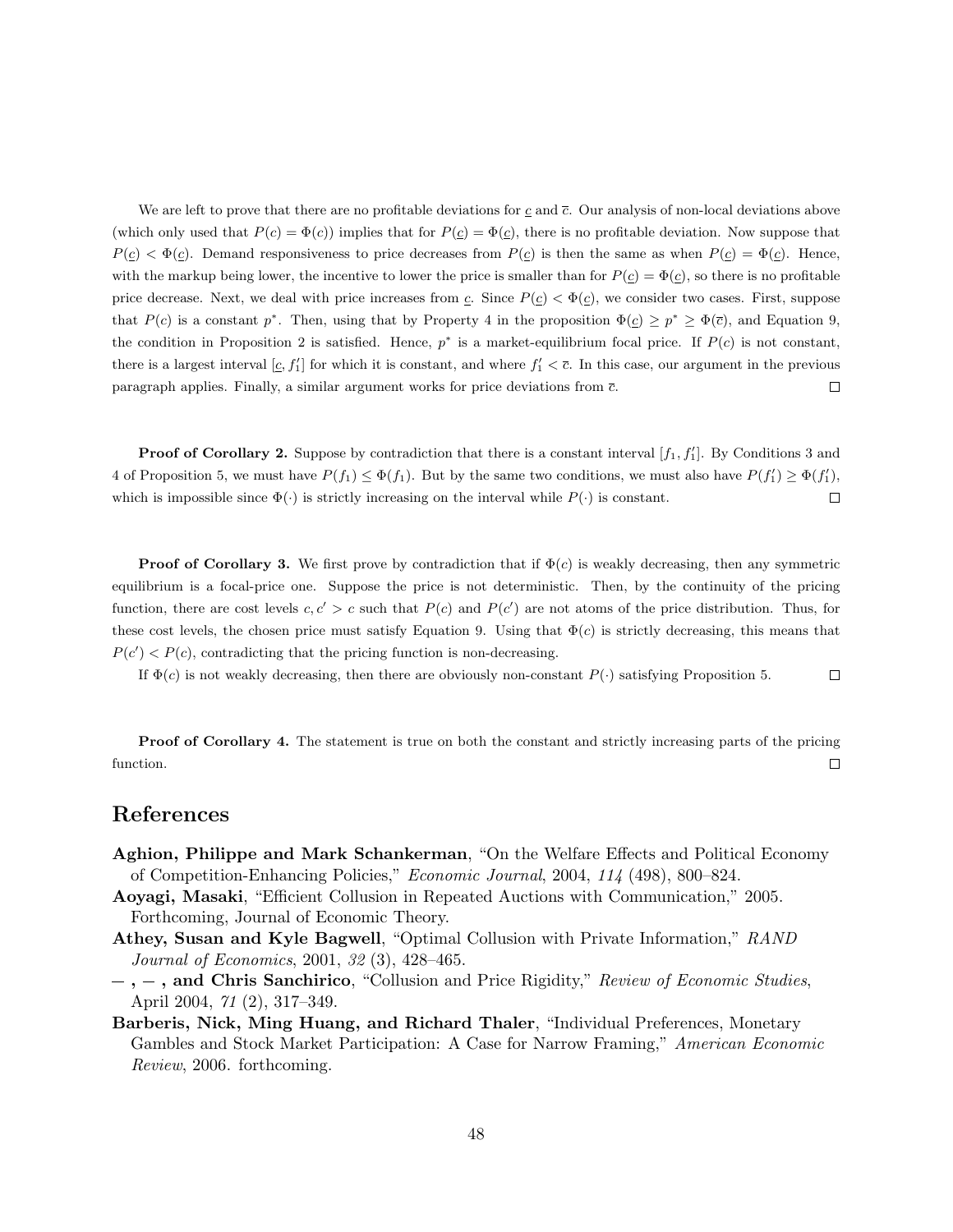We are left to prove that there are no profitable deviations for $\underline{c}$ and $\overline{c}$. Our analysis of non-local deviations above (which only used that $P(c) = \Phi(c)$) implies that for $P(\underline{c}) = \Phi(\underline{c})$, there is no profitable deviation. Now suppose that $P(\underline{c}) < \Phi(\underline{c})$. Demand responsiveness to price decreases from $P(\underline{c})$ is then the same as when $P(\underline{c}) = \Phi(\underline{c})$. Hence, with the markup being lower, the incentive to lower the price is smaller than for $P(\underline{c}) = \Phi(\underline{c})$, so there is no profitable price decrease. Next, we deal with price increases from $\underline{c}$. Since $P(\underline{c}) < \Phi(\underline{c})$, we consider two cases. First, suppose that $P(c)$ is a constant $p^*$. Then, using that by Property 4 in the proposition $\Phi(\underline{c}) \geq p^* \geq \Phi(\overline{c})$, and Equation 9, the condition in Proposition 2 is satisfied. Hence, $p^*$ is a market-equilibrium focal price. If $P(c)$ is not constant, there is a largest interval $[\underline{c}, f_1']$ for which it is constant, and where $f_1' < \overline{c}$. In this case, our argument in the previous paragraph applies. Finally, a similar argument works for price deviations from $\overline{c}$. □

**Proof of Corollary 2.** Suppose by contradiction that there is a constant interval $[f_1, f_1']$. By Conditions 3 and 4 of Proposition 5, we must have $P(f_1) \leq \Phi(f_1)$. But by the same two conditions, we must also have $P(f_1') \geq \Phi(f_1')$, which is impossible since $\Phi(\cdot)$ is strictly increasing on the interval while $P(\cdot)$ is constant. □

**Proof of Corollary 3.** We first prove by contradiction that if $\Phi(c)$ is weakly decreasing, then any symmetric equilibrium is a focal-price one. Suppose the price is not deterministic. Then, by the continuity of the pricing function, there are cost levels $c, c' > c$ such that $P(c)$ and $P(c')$ are not atoms of the price distribution. Thus, for these cost levels, the chosen price must satisfy Equation 9. Using that $\Phi(c)$ is strictly decreasing, this means that $P(c') < P(c)$, contradicting that the pricing function is non-decreasing.

If $\Phi(c)$ is not weakly decreasing, then there are obviously non-constant $P(\cdot)$ satisfying Proposition 5. □

**Proof of Corollary 4.** The statement is true on both the constant and strictly increasing parts of the pricing function. □

# References

**Aghion, Philippe and Mark Schankerman**, "On the Welfare Effects and Political Economy of Competition-Enhancing Policies," *Economic Journal*, 2004, *114* (498), 800–824.

**Aoyagi, Masaki**, "Efficient Collusion in Repeated Auctions with Communication," 2005. Forthcoming, Journal of Economic Theory.

**Athey, Susan and Kyle Bagwell**, "Optimal Collusion with Private Information," *RAND Journal of Economics*, 2001, *32* (3), 428–465.

**– , – , and Chris Sanchirico**, "Collusion and Price Rigidity," *Review of Economic Studies*, April 2004, *71* (2), 317–349.

**Barberis, Nick, Ming Huang, and Richard Thaler**, "Individual Preferences, Monetary Gambles and Stock Market Participation: A Case for Narrow Framing," *American Economic Review*, 2006. forthcoming.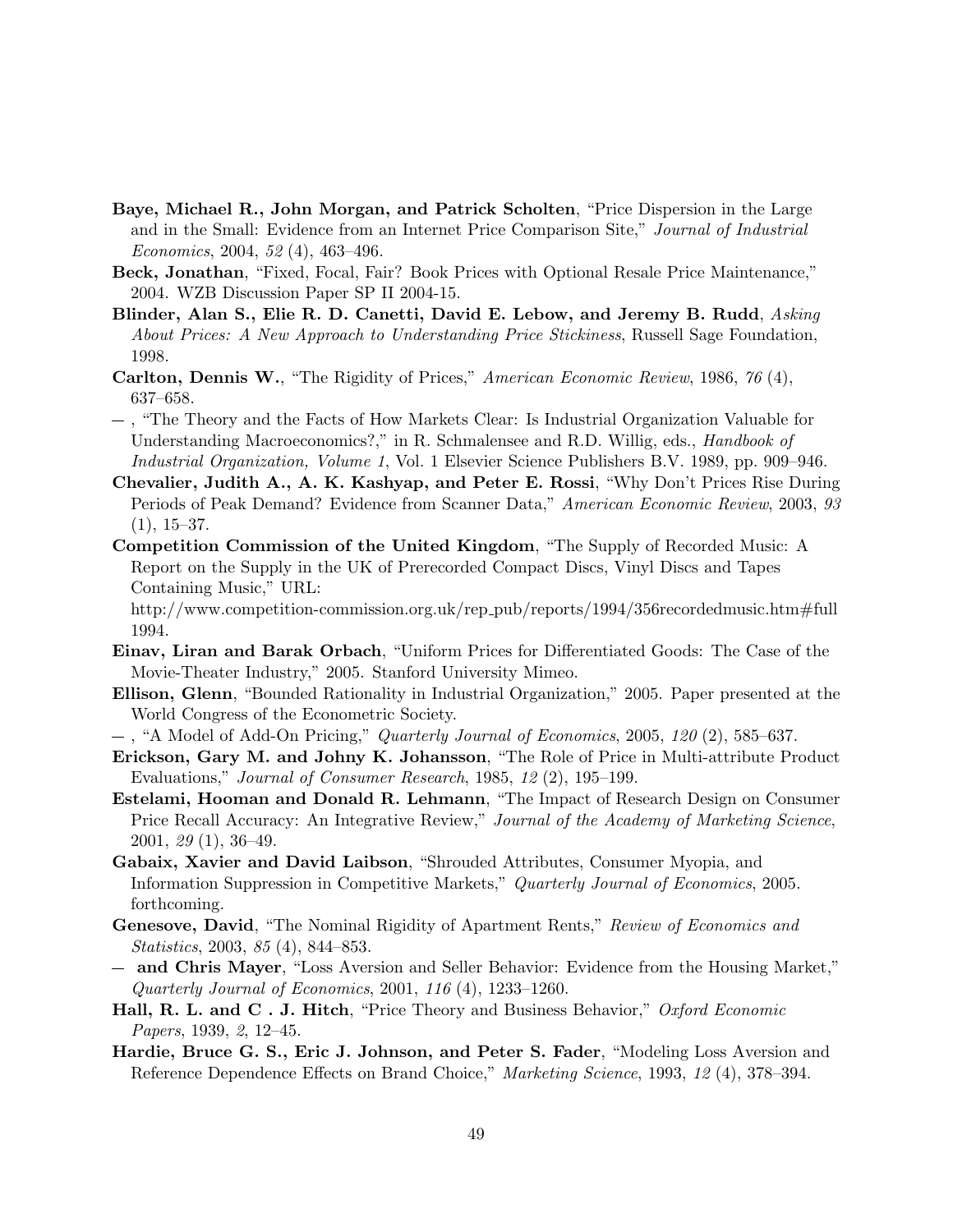**Baye, Michael R., John Morgan, and Patrick Scholten**, "Price Dispersion in the Large and in the Small: Evidence from an Internet Price Comparison Site," *Journal of Industrial Economics*, 2004, *52* (4), 463–496.

**Beck, Jonathan**, "Fixed, Focal, Fair? Book Prices with Optional Resale Price Maintenance," 2004. WZB Discussion Paper SP II 2004-15.

**Blinder, Alan S., Elie R. D. Canetti, David E. Lebow, and Jeremy B. Rudd**, *Asking About Prices: A New Approach to Understanding Price Stickiness*, Russell Sage Foundation, 1998.

**Carlton, Dennis W.**, "The Rigidity of Prices," *American Economic Review*, 1986, *76* (4), 637–658.

— , "The Theory and the Facts of How Markets Clear: Is Industrial Organization Valuable for Understanding Macroeconomics?," in R. Schmalensee and R.D. Willig, eds., *Handbook of Industrial Organization, Volume 1*, Vol. 1 Elsevier Science Publishers B.V. 1989, pp. 909–946.

**Chevalier, Judith A., A. K. Kashyap, and Peter E. Rossi**, "Why Don't Prices Rise During Periods of Peak Demand? Evidence from Scanner Data," *American Economic Review*, 2003, *93* (1), 15–37.

**Competition Commission of the United Kingdom**, "The Supply of Recorded Music: A Report on the Supply in the UK of Prerecorded Compact Discs, Vinyl Discs and Tapes Containing Music," URL: http://www.competition-commission.org.uk/rep_pub/reports/1994/356recordedmusic.htm#full 1994.

**Einav, Liran and Barak Orbach**, "Uniform Prices for Differentiated Goods: The Case of the Movie-Theater Industry," 2005. Stanford University Mimeo.

**Ellison, Glenn**, "Bounded Rationality in Industrial Organization," 2005. Paper presented at the World Congress of the Econometric Society.

— , "A Model of Add-On Pricing," *Quarterly Journal of Economics*, 2005, *120* (2), 585–637.

**Erickson, Gary M. and Johny K. Johansson**, "The Role of Price in Multi-attribute Product Evaluations," *Journal of Consumer Research*, 1985, *12* (2), 195–199.

**Estelami, Hooman and Donald R. Lehmann**, "The Impact of Research Design on Consumer Price Recall Accuracy: An Integrative Review," *Journal of the Academy of Marketing Science*, 2001, *29* (1), 36–49.

**Gabaix, Xavier and David Laibson**, "Shrouded Attributes, Consumer Myopia, and Information Suppression in Competitive Markets," *Quarterly Journal of Economics*, 2005. forthcoming.

**Genesove, David**, "The Nominal Rigidity of Apartment Rents," *Review of Economics and Statistics*, 2003, *85* (4), 844–853.

— **and Chris Mayer**, "Loss Aversion and Seller Behavior: Evidence from the Housing Market," *Quarterly Journal of Economics*, 2001, *116* (4), 1233–1260.

**Hall, R. L. and C . J. Hitch**, "Price Theory and Business Behavior," *Oxford Economic Papers*, 1939, *2*, 12–45.

**Hardie, Bruce G. S., Eric J. Johnson, and Peter S. Fader**, "Modeling Loss Aversion and Reference Dependence Effects on Brand Choice," *Marketing Science*, 1993, *12* (4), 378–394.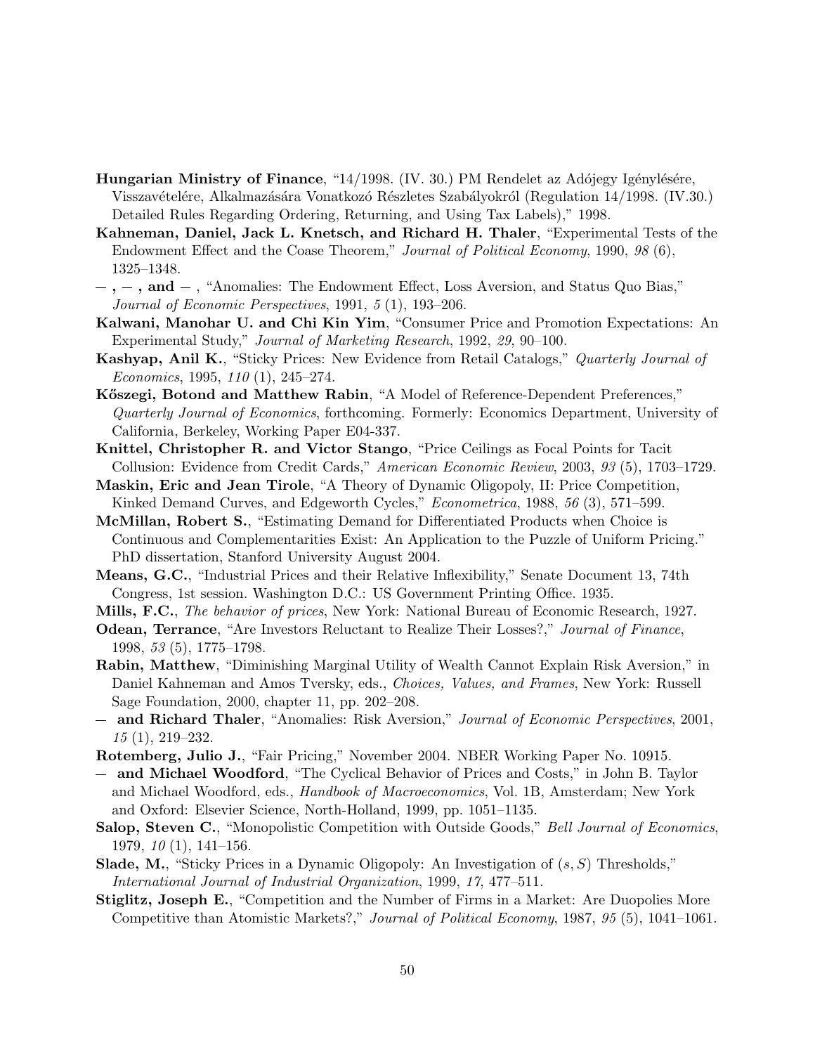**Hungarian Ministry of Finance**, "14/1998. (IV. 30.) PM Rendelet az Adójegy Igénylésére, Visszavételére, Alkalmazására Vonatkozó Részletes Szabályokról (Regulation 14/1998. (IV.30.) Detailed Rules Regarding Ordering, Returning, and Using Tax Labels)," 1998.

**Kahneman, Daniel, Jack L. Knetsch, and Richard H. Thaler**, "Experimental Tests of the Endowment Effect and the Coase Theorem," *Journal of Political Economy*, 1990, *98* (6), 1325–1348.

**– , – , and –** , "Anomalies: The Endowment Effect, Loss Aversion, and Status Quo Bias," *Journal of Economic Perspectives*, 1991, *5* (1), 193–206.

**Kalwani, Manohar U. and Chi Kin Yim**, "Consumer Price and Promotion Expectations: An Experimental Study," *Journal of Marketing Research*, 1992, *29*, 90–100.

**Kashyap, Anil K.**, "Sticky Prices: New Evidence from Retail Catalogs," *Quarterly Journal of Economics*, 1995, *110* (1), 245–274.

**Kőszegi, Botond and Matthew Rabin**, "A Model of Reference-Dependent Preferences," *Quarterly Journal of Economics*, forthcoming. Formerly: Economics Department, University of California, Berkeley, Working Paper E04-337.

**Knittel, Christopher R. and Victor Stango**, "Price Ceilings as Focal Points for Tacit Collusion: Evidence from Credit Cards," *American Economic Review*, 2003, *93* (5), 1703–1729.

**Maskin, Eric and Jean Tirole**, "A Theory of Dynamic Oligopoly, II: Price Competition, Kinked Demand Curves, and Edgeworth Cycles," *Econometrica*, 1988, *56* (3), 571–599.

**McMillan, Robert S.**, "Estimating Demand for Differentiated Products when Choice is Continuous and Complementarities Exist: An Application to the Puzzle of Uniform Pricing." PhD dissertation, Stanford University August 2004.

**Means, G.C.**, "Industrial Prices and their Relative Inflexibility," Senate Document 13, 74th Congress, 1st session. Washington D.C.: US Government Printing Office. 1935.

**Mills, F.C.**, *The behavior of prices*, New York: National Bureau of Economic Research, 1927.

**Odean, Terrance**, "Are Investors Reluctant to Realize Their Losses?," *Journal of Finance*, 1998, *53* (5), 1775–1798.

**Rabin, Matthew**, "Diminishing Marginal Utility of Wealth Cannot Explain Risk Aversion," in Daniel Kahneman and Amos Tversky, eds., *Choices, Values, and Frames*, New York: Russell Sage Foundation, 2000, chapter 11, pp. 202–208.

**– and Richard Thaler**, "Anomalies: Risk Aversion," *Journal of Economic Perspectives*, 2001, *15* (1), 219–232.

**Rotemberg, Julio J.**, "Fair Pricing," November 2004. NBER Working Paper No. 10915.

**– and Michael Woodford**, "The Cyclical Behavior of Prices and Costs," in John B. Taylor and Michael Woodford, eds., *Handbook of Macroeconomics*, Vol. 1B, Amsterdam; New York and Oxford: Elsevier Science, North-Holland, 1999, pp. 1051–1135.

**Salop, Steven C.**, "Monopolistic Competition with Outside Goods," *Bell Journal of Economics*, 1979, *10* (1), 141–156.

**Slade, M.**, "Sticky Prices in a Dynamic Oligopoly: An Investigation of $(s, S)$ Thresholds," *International Journal of Industrial Organization*, 1999, *17*, 477–511.

**Stiglitz, Joseph E.**, "Competition and the Number of Firms in a Market: Are Duopolies More Competitive than Atomistic Markets?," *Journal of Political Economy*, 1987, *95* (5), 1041–1061.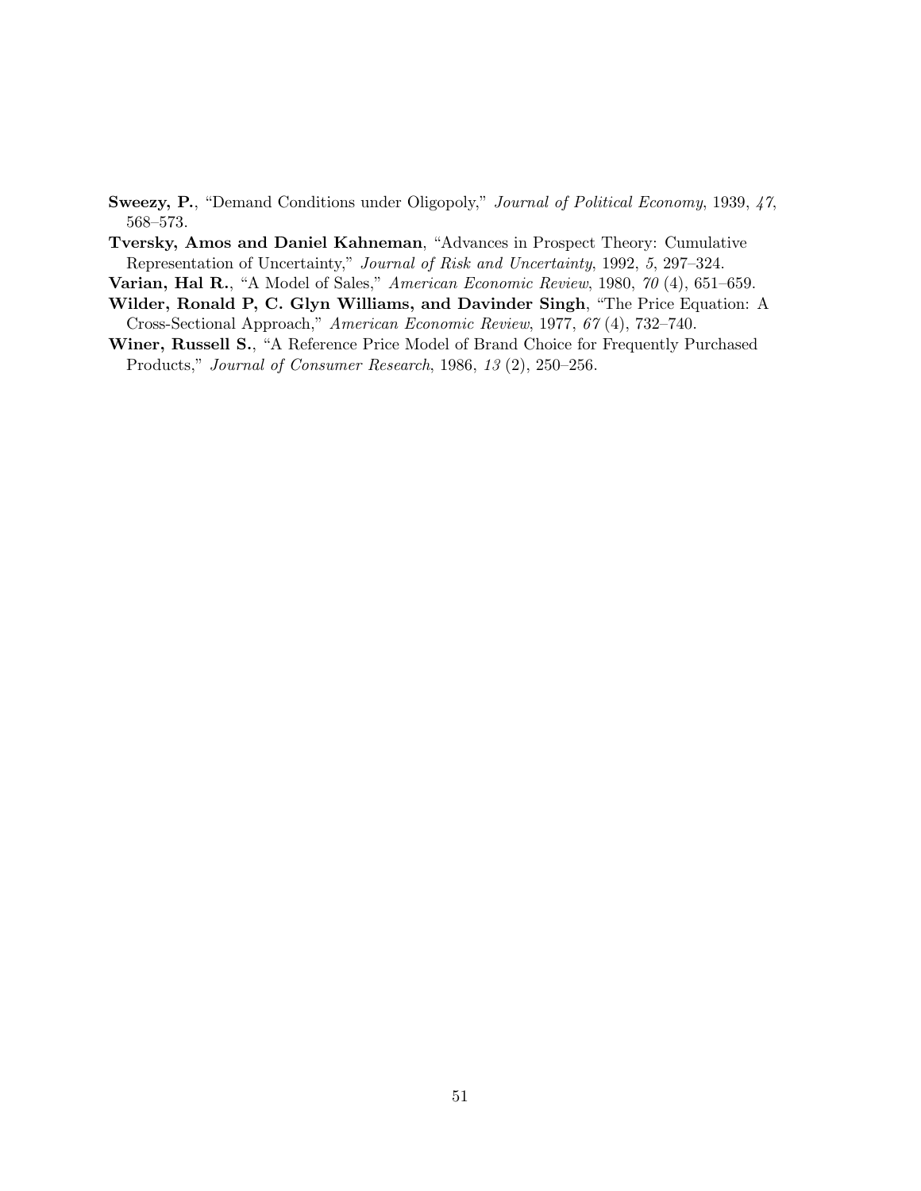**Sweezy, P.**, "Demand Conditions under Oligopoly," *Journal of Political Economy*, 1939, *47*, 568–573.

**Tversky, Amos and Daniel Kahneman**, "Advances in Prospect Theory: Cumulative Representation of Uncertainty," *Journal of Risk and Uncertainty*, 1992, *5*, 297–324.

**Varian, Hal R.**, "A Model of Sales," *American Economic Review*, 1980, *70* (4), 651–659.

**Wilder, Ronald P, C. Glyn Williams, and Davinder Singh**, "The Price Equation: A Cross-Sectional Approach," *American Economic Review*, 1977, *67* (4), 732–740.

**Winer, Russell S.**, "A Reference Price Model of Brand Choice for Frequently Purchased Products," *Journal of Consumer Research*, 1986, *13* (2), 250–256.